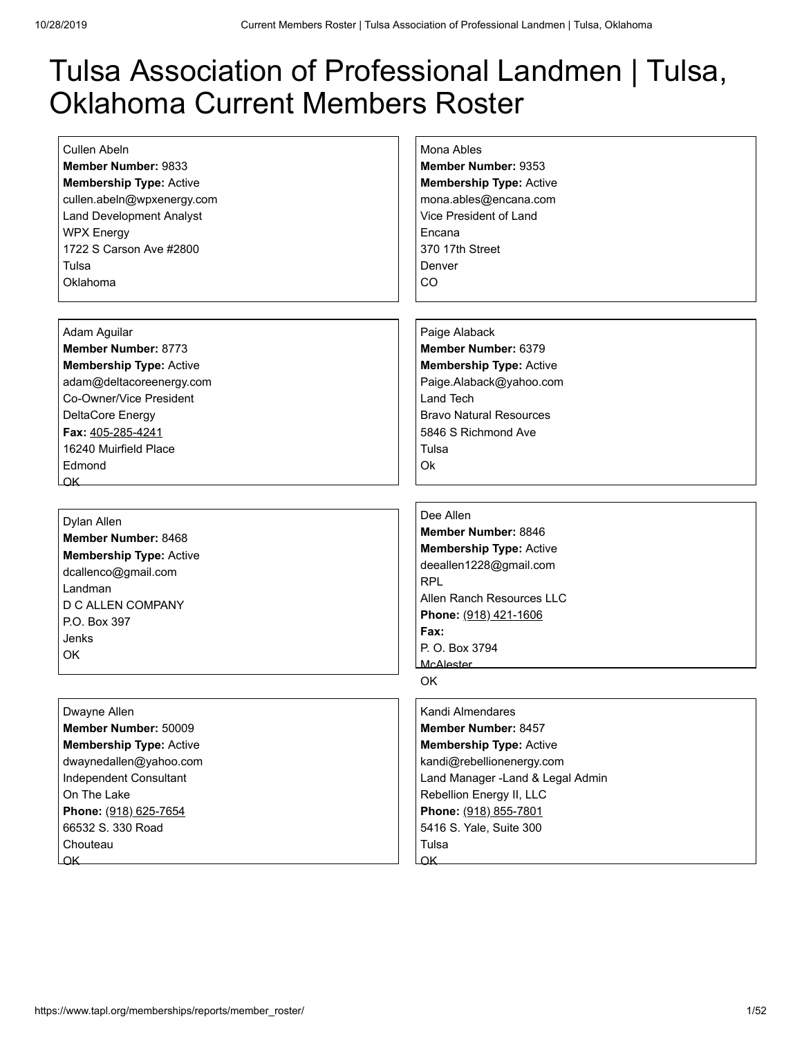# Tulsa Association of Professional Landmen | Tulsa, Oklahoma Current Members Roster

Cullen Abeln
**Member Number:** 9833
**Membership Type:** Active
cullen.abeln@wpxenergy.com
Land Development Analyst
WPX Energy
1722 S Carson Ave #2800
Tulsa
Oklahoma

Mona Ables
**Member Number:** 9353
**Membership Type:** Active
mona.ables@encana.com
Vice President of Land
Encana
370 17th Street
Denver
CO

Adam Aguilar
**Member Number:** 8773
**Membership Type:** Active
adam@deltacoreenergy.com
Co-Owner/Vice President
DeltaCore Energy
**Fax:** 405-285-4241
16240 Muirfield Place
Edmond
OK

Paige Alaback
**Member Number:** 6379
**Membership Type:** Active
Paige.Alaback@yahoo.com
Land Tech
Bravo Natural Resources
5846 S Richmond Ave
Tulsa
Ok

Dylan Allen
**Member Number:** 8468
**Membership Type:** Active
dcallenco@gmail.com
Landman
D C ALLEN COMPANY
P.O. Box 397
Jenks
OK

Dee Allen
**Member Number:** 8846
**Membership Type:** Active
deeallen1228@gmail.com
RPL
Allen Ranch Resources LLC
**Phone:** (918) 421-1606
**Fax:**
P. O. Box 3794
McAlester
OK

Dwayne Allen
**Member Number:** 50009
**Membership Type:** Active
dwaynedallen@yahoo.com
Independent Consultant
On The Lake
**Phone:** (918) 625-7654
66532 S. 330 Road
Chouteau
OK

Kandi Almendares
**Member Number:** 8457
**Membership Type:** Active
kandi@rebellionenergy.com
Land Manager -Land & Legal Admin
Rebellion Energy II, LLC
**Phone:** (918) 855-7801
5416 S. Yale, Suite 300
Tulsa
OK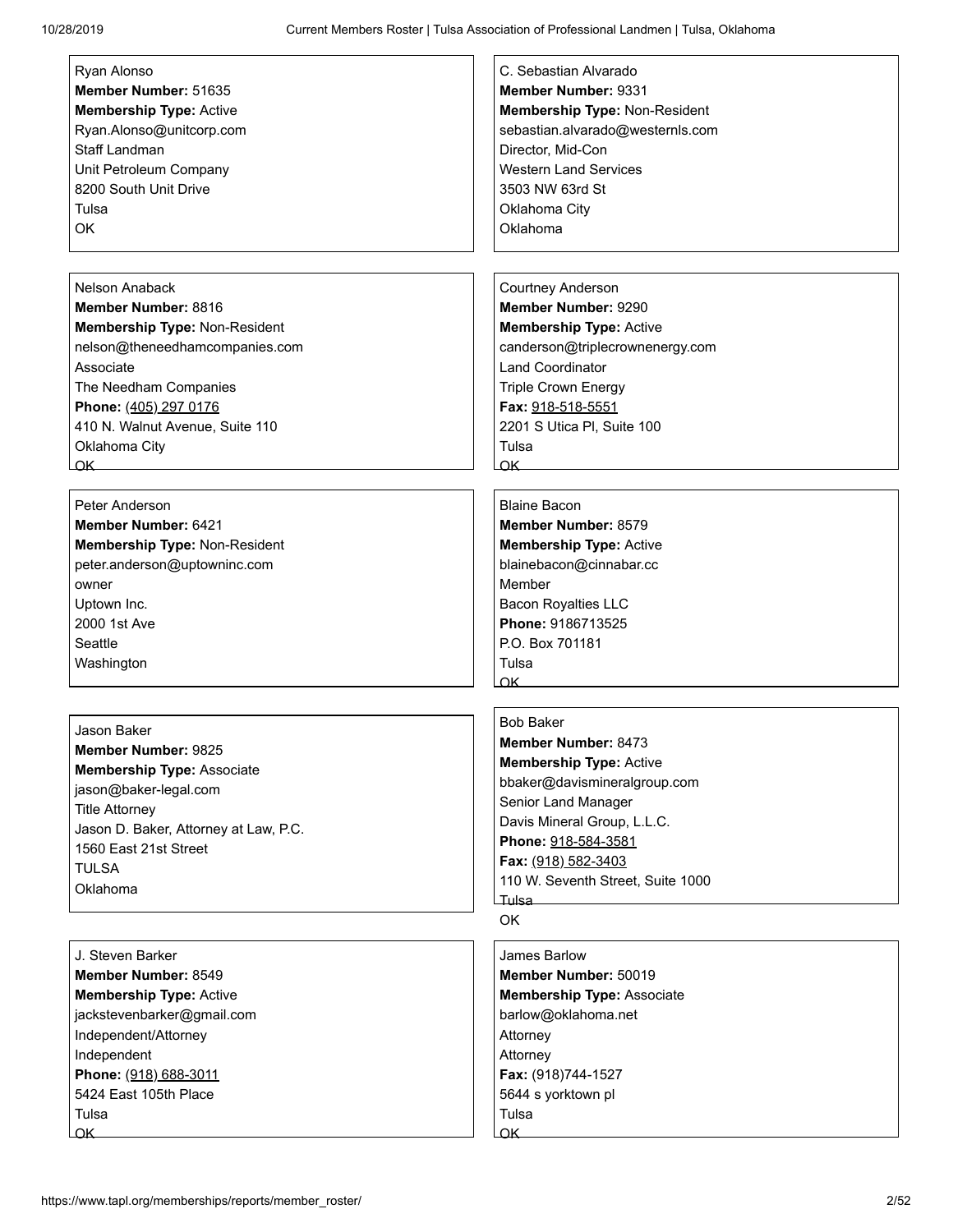Ryan Alonso
**Member Number:** 51635
**Membership Type:** Active
Ryan.Alonso@unitcorp.com
Staff Landman
Unit Petroleum Company
8200 South Unit Drive
Tulsa
OK

C. Sebastian Alvarado
**Member Number:** 9331
**Membership Type:** Non-Resident
sebastian.alvarado@westernls.com
Director, Mid-Con
Western Land Services
3503 NW 63rd St
Oklahoma City
Oklahoma

Nelson Anaback
**Member Number:** 8816
**Membership Type:** Non-Resident
nelson@theneedhamcompanies.com
Associate
The Needham Companies
**Phone:** (405) 297 0176
410 N. Walnut Avenue, Suite 110
Oklahoma City
OK

Courtney Anderson
**Member Number:** 9290
**Membership Type:** Active
canderson@triplecrownenergy.com
Land Coordinator
Triple Crown Energy
**Fax:** 918-518-5551
2201 S Utica Pl, Suite 100
Tulsa
OK

Peter Anderson
**Member Number:** 6421
**Membership Type:** Non-Resident
peter.anderson@uptowninc.com
owner
Uptown Inc.
2000 1st Ave
Seattle
Washington

Blaine Bacon
**Member Number:** 8579
**Membership Type:** Active
blainebacon@cinnabar.cc
Member
Bacon Royalties LLC
**Phone:** 9186713525
P.O. Box 701181
Tulsa
OK

Jason Baker
**Member Number:** 9825
**Membership Type:** Associate
jason@baker-legal.com
Title Attorney
Jason D. Baker, Attorney at Law, P.C.
1560 East 21st Street
TULSA
Oklahoma

Bob Baker
**Member Number:** 8473
**Membership Type:** Active
bbaker@davismineralgroup.com
Senior Land Manager
Davis Mineral Group, L.L.C.
**Phone:** 918-584-3581
**Fax:** (918) 582-3403
110 W. Seventh Street, Suite 1000
Tulsa
OK

J. Steven Barker
**Member Number:** 8549
**Membership Type:** Active
jackstevenbarker@gmail.com
Independent/Attorney
Independent
**Phone:** (918) 688-3011
5424 East 105th Place
Tulsa
OK

James Barlow
**Member Number:** 50019
**Membership Type:** Associate
barlow@oklahoma.net
Attorney
Attorney
**Fax:** (918)744-1527
5644 s yorktown pl
Tulsa
OK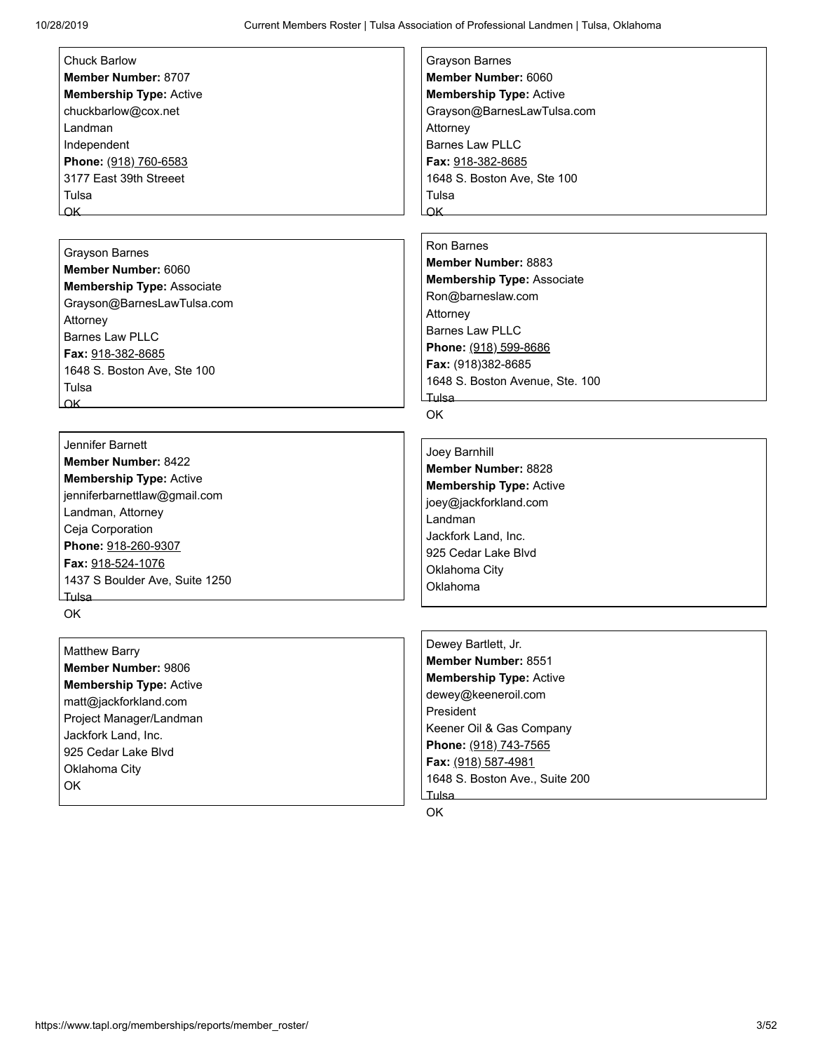Chuck Barlow
**Member Number:** 8707
**Membership Type:** Active
chuckbarlow@cox.net
Landman
Independent
**Phone:** (918) 760-6583
3177 East 39th Streeet
Tulsa
OK

Grayson Barnes
**Member Number:** 6060
**Membership Type:** Associate
Grayson@BarnesLawTulsa.com
Attorney
Barnes Law PLLC
**Fax:** 918-382-8685
1648 S. Boston Ave, Ste 100
Tulsa
OK

Jennifer Barnett
**Member Number:** 8422
**Membership Type:** Active
jenniferbarnettlaw@gmail.com
Landman, Attorney
Ceja Corporation
**Phone:** 918-260-9307
**Fax:** 918-524-1076
1437 S Boulder Ave, Suite 1250
Tulsa
OK

Matthew Barry
**Member Number:** 9806
**Membership Type:** Active
matt@jackforkland.com
Project Manager/Landman
Jackfork Land, Inc.
925 Cedar Lake Blvd
Oklahoma City
OK

Grayson Barnes
**Member Number:** 6060
**Membership Type:** Active
Grayson@BarnesLawTulsa.com
Attorney
Barnes Law PLLC
**Fax:** 918-382-8685
1648 S. Boston Ave, Ste 100
Tulsa
OK

Ron Barnes
**Member Number:** 8883
**Membership Type:** Associate
Ron@barneslaw.com
Attorney
Barnes Law PLLC
**Phone:** (918) 599-8686
**Fax:** (918)382-8685
1648 S. Boston Avenue, Ste. 100
Tulsa
OK

Joey Barnhill
**Member Number:** 8828
**Membership Type:** Active
joey@jackforkland.com
Landman
Jackfork Land, Inc.
925 Cedar Lake Blvd
Oklahoma City
Oklahoma

Dewey Bartlett, Jr.
**Member Number:** 8551
**Membership Type:** Active
dewey@keeneroil.com
President
Keener Oil & Gas Company
**Phone:** (918) 743-7565
**Fax:** (918) 587-4981
1648 S. Boston Ave., Suite 200
Tulsa
OK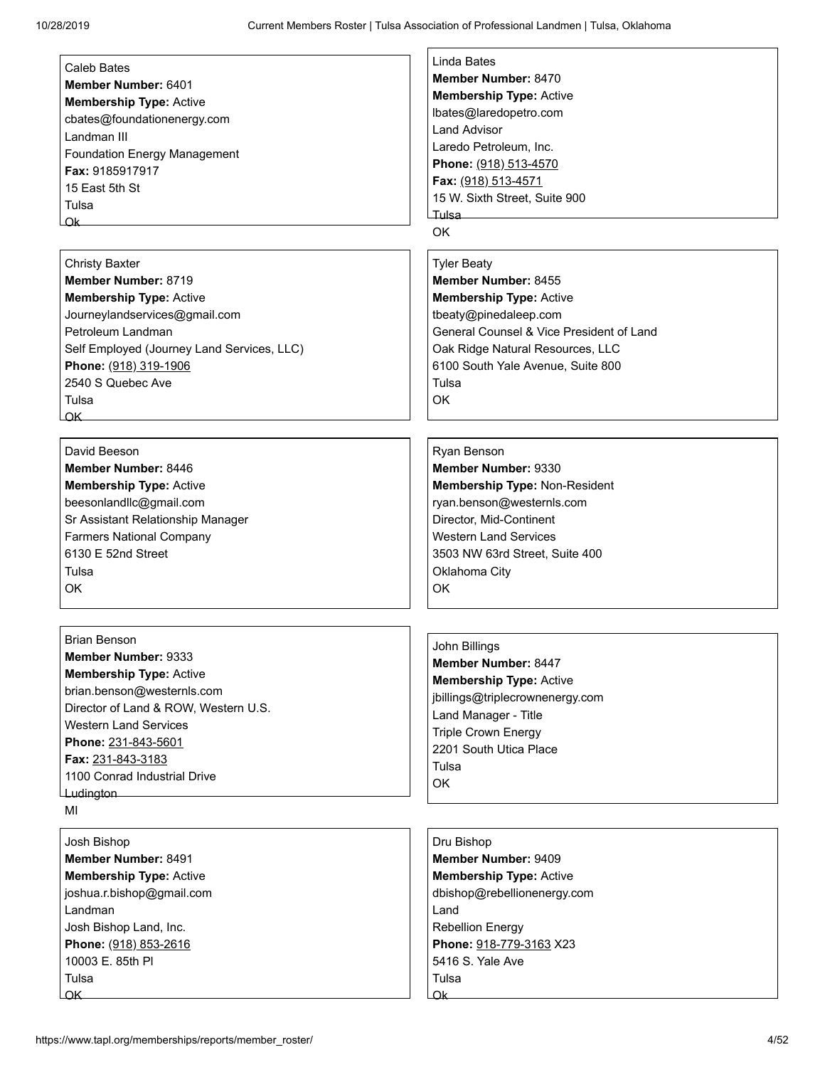Caleb Bates
**Member Number:** 6401
**Membership Type:** Active
cbates@foundationenergy.com
Landman III
Foundation Energy Management
**Fax:** 9185917917
15 East 5th St
Tulsa
Ok

Linda Bates
**Member Number:** 8470
**Membership Type:** Active
lbates@laredopetro.com
Land Advisor
Laredo Petroleum, Inc.
**Phone:** (918) 513-4570
**Fax:** (918) 513-4571
15 W. Sixth Street, Suite 900
Tulsa
OK

Christy Baxter
**Member Number:** 8719
**Membership Type:** Active
Journeylandservices@gmail.com
Petroleum Landman
Self Employed (Journey Land Services, LLC)
**Phone:** (918) 319-1906
2540 S Quebec Ave
Tulsa
OK

Tyler Beaty
**Member Number:** 8455
**Membership Type:** Active
tbeaty@pinedaleep.com
General Counsel & Vice President of Land
Oak Ridge Natural Resources, LLC
6100 South Yale Avenue, Suite 800
Tulsa
OK

David Beeson
**Member Number:** 8446
**Membership Type:** Active
beesonlandllc@gmail.com
Sr Assistant Relationship Manager
Farmers National Company
6130 E 52nd Street
Tulsa
OK

Ryan Benson
**Member Number:** 9330
**Membership Type:** Non-Resident
ryan.benson@westernls.com
Director, Mid-Continent
Western Land Services
3503 NW 63rd Street, Suite 400
Oklahoma City
OK

Brian Benson
**Member Number:** 9333
**Membership Type:** Active
brian.benson@westernls.com
Director of Land & ROW, Western U.S.
Western Land Services
**Phone:** 231-843-5601
**Fax:** 231-843-3183
1100 Conrad Industrial Drive
Ludington
MI

John Billings
**Member Number:** 8447
**Membership Type:** Active
jbillings@triplecrownenergy.com
Land Manager - Title
Triple Crown Energy
2201 South Utica Place
Tulsa
OK

Josh Bishop
**Member Number:** 8491
**Membership Type:** Active
joshua.r.bishop@gmail.com
Landman
Josh Bishop Land, Inc.
**Phone:** (918) 853-2616
10003 E. 85th Pl
Tulsa
OK

Dru Bishop
**Member Number:** 9409
**Membership Type:** Active
dbishop@rebellionenergy.com
Land
Rebellion Energy
**Phone:** 918-779-3163 X23
5416 S. Yale Ave
Tulsa
Ok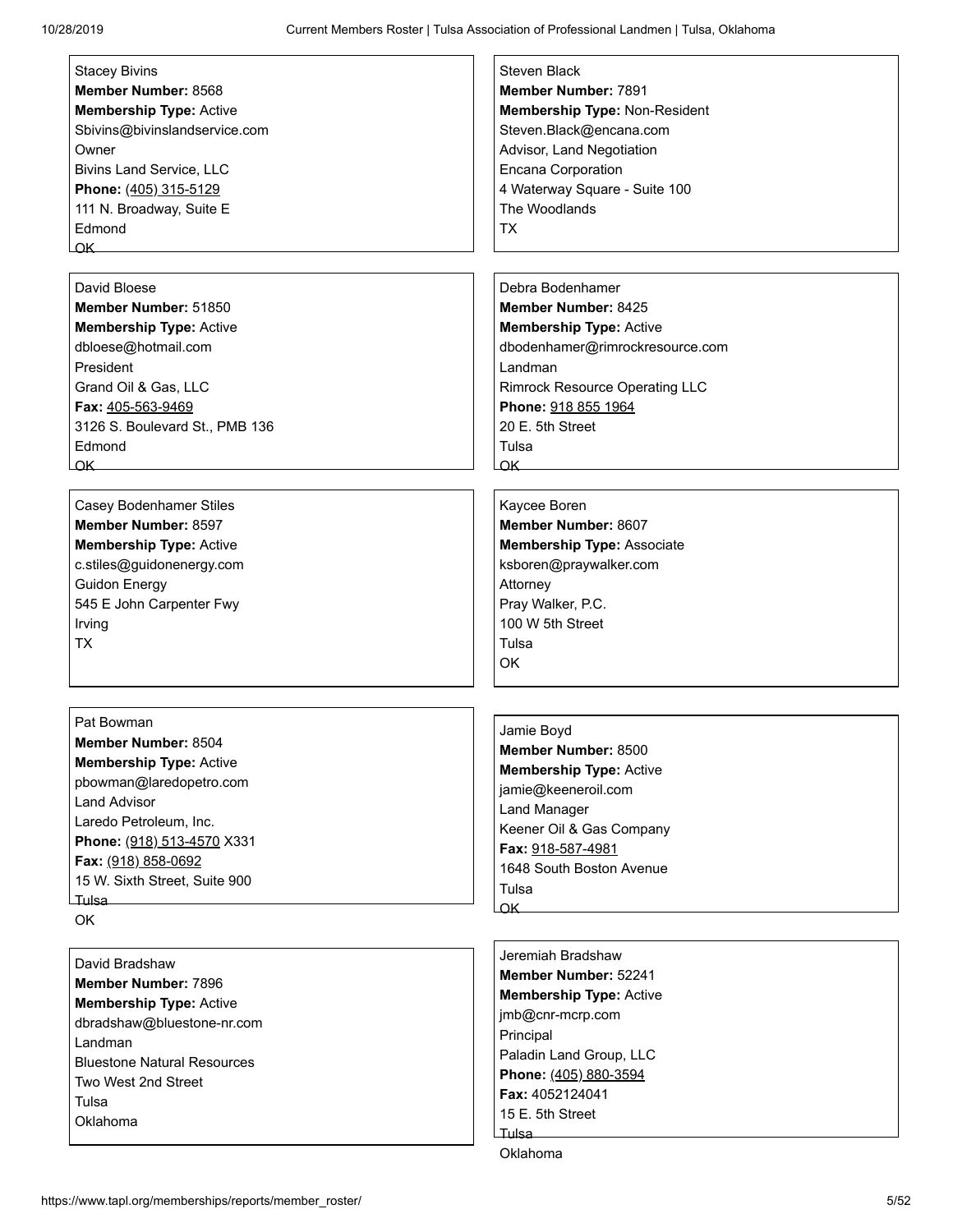Stacey Bivins
**Member Number:** 8568
**Membership Type:** Active
Sbivins@bivinslandservice.com
Owner
Bivins Land Service, LLC
**Phone:** (405) 315-5129
111 N. Broadway, Suite E
Edmond
OK

Steven Black
**Member Number:** 7891
**Membership Type:** Non-Resident
Steven.Black@encana.com
Advisor, Land Negotiation
Encana Corporation
4 Waterway Square - Suite 100
The Woodlands
TX

David Bloese
**Member Number:** 51850
**Membership Type:** Active
dbloese@hotmail.com
President
Grand Oil & Gas, LLC
**Fax:** 405-563-9469
3126 S. Boulevard St., PMB 136
Edmond
OK

Debra Bodenhamer
**Member Number:** 8425
**Membership Type:** Active
dbodenhamer@rimrockresource.com
Landman
Rimrock Resource Operating LLC
**Phone:** 918 855 1964
20 E. 5th Street
Tulsa
OK

Casey Bodenhamer Stiles
**Member Number:** 8597
**Membership Type:** Active
c.stiles@guidonenergy.com
Guidon Energy
545 E John Carpenter Fwy
Irving
TX

Kaycee Boren
**Member Number:** 8607
**Membership Type:** Associate
ksboren@praywalker.com
Attorney
Pray Walker, P.C.
100 W 5th Street
Tulsa
OK

Pat Bowman
**Member Number:** 8504
**Membership Type:** Active
pbowman@laredopetro.com
Land Advisor
Laredo Petroleum, Inc.
**Phone:** (918) 513-4570 X331
**Fax:** (918) 858-0692
15 W. Sixth Street, Suite 900
Tulsa
OK

Jamie Boyd
**Member Number:** 8500
**Membership Type:** Active
jamie@keeneroil.com
Land Manager
Keener Oil & Gas Company
**Fax:** 918-587-4981
1648 South Boston Avenue
Tulsa
OK

David Bradshaw
**Member Number:** 7896
**Membership Type:** Active
dbradshaw@bluestone-nr.com
Landman
Bluestone Natural Resources
Two West 2nd Street
Tulsa
Oklahoma

Jeremiah Bradshaw
**Member Number:** 52241
**Membership Type:** Active
jmb@cnr-mcrp.com
Principal
Paladin Land Group, LLC
**Phone:** (405) 880-3594
**Fax:** 4052124041
15 E. 5th Street
Tulsa
Oklahoma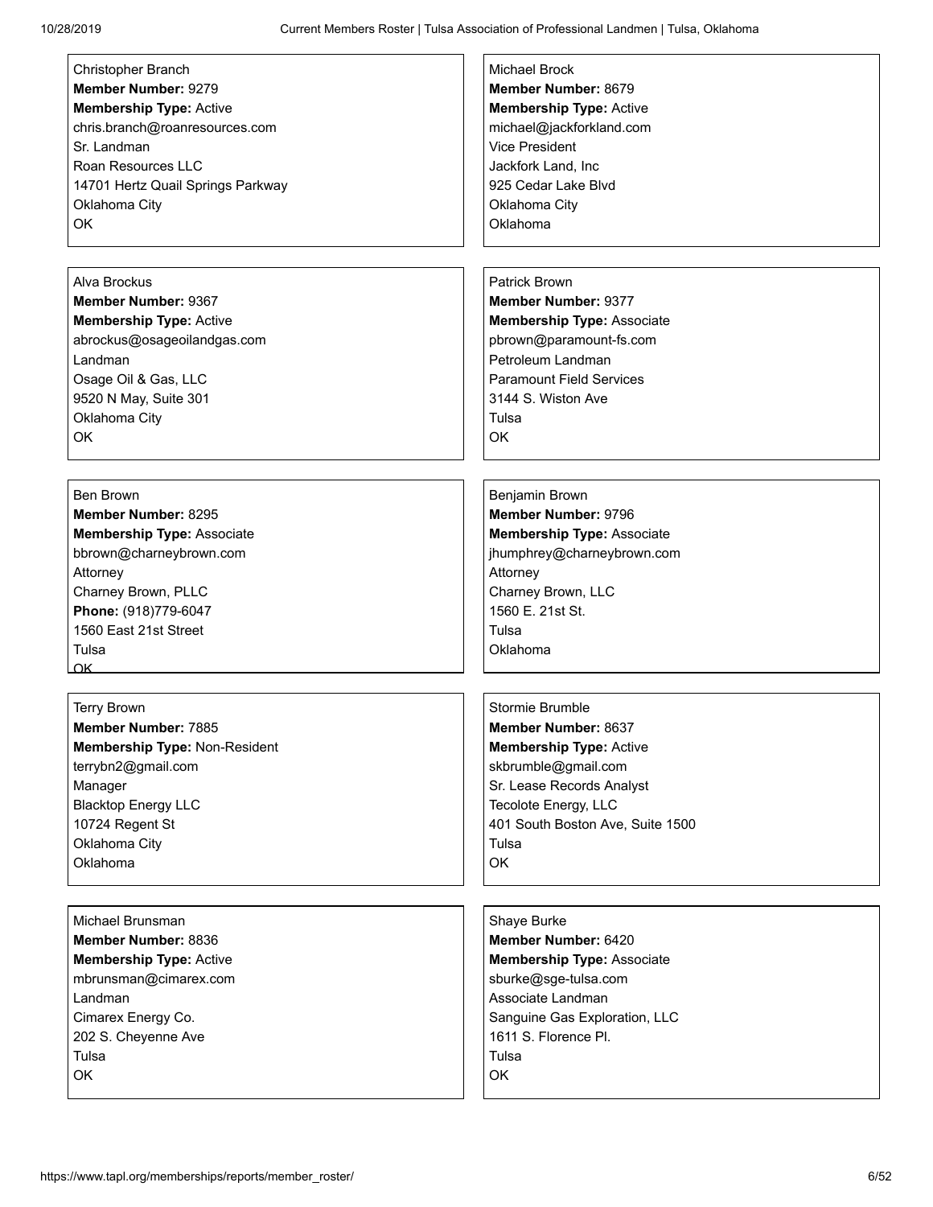Christopher Branch
**Member Number:** 9279
**Membership Type:** Active
chris.branch@roanresources.com
Sr. Landman
Roan Resources LLC
14701 Hertz Quail Springs Parkway
Oklahoma City
OK

Michael Brock
**Member Number:** 8679
**Membership Type:** Active
michael@jackforkland.com
Vice President
Jackfork Land, Inc
925 Cedar Lake Blvd
Oklahoma City
Oklahoma

Alva Brockus
**Member Number:** 9367
**Membership Type:** Active
abrockus@osageoilandgas.com
Landman
Osage Oil & Gas, LLC
9520 N May, Suite 301
Oklahoma City
OK

Patrick Brown
**Member Number:** 9377
**Membership Type:** Associate
pbrown@paramount-fs.com
Petroleum Landman
Paramount Field Services
3144 S. Wiston Ave
Tulsa
OK

Ben Brown
**Member Number:** 8295
**Membership Type:** Associate
bbrown@charneybrown.com
Attorney
Charney Brown, PLLC
**Phone:** (918)779-6047
1560 East 21st Street
Tulsa
OK

Benjamin Brown
**Member Number:** 9796
**Membership Type:** Associate
jhumphrey@charneybrown.com
Attorney
Charney Brown, LLC
1560 E. 21st St.
Tulsa
Oklahoma

Terry Brown
**Member Number:** 7885
**Membership Type:** Non-Resident
terrybn2@gmail.com
Manager
Blacktop Energy LLC
10724 Regent St
Oklahoma City
Oklahoma

Stormie Brumble
**Member Number:** 8637
**Membership Type:** Active
skbrumble@gmail.com
Sr. Lease Records Analyst
Tecolote Energy, LLC
401 South Boston Ave, Suite 1500
Tulsa
OK

Michael Brunsman
**Member Number:** 8836
**Membership Type:** Active
mbrunsman@cimarex.com
Landman
Cimarex Energy Co.
202 S. Cheyenne Ave
Tulsa
OK

Shaye Burke
**Member Number:** 6420
**Membership Type:** Associate
sburke@sge-tulsa.com
Associate Landman
Sanguine Gas Exploration, LLC
1611 S. Florence Pl.
Tulsa
OK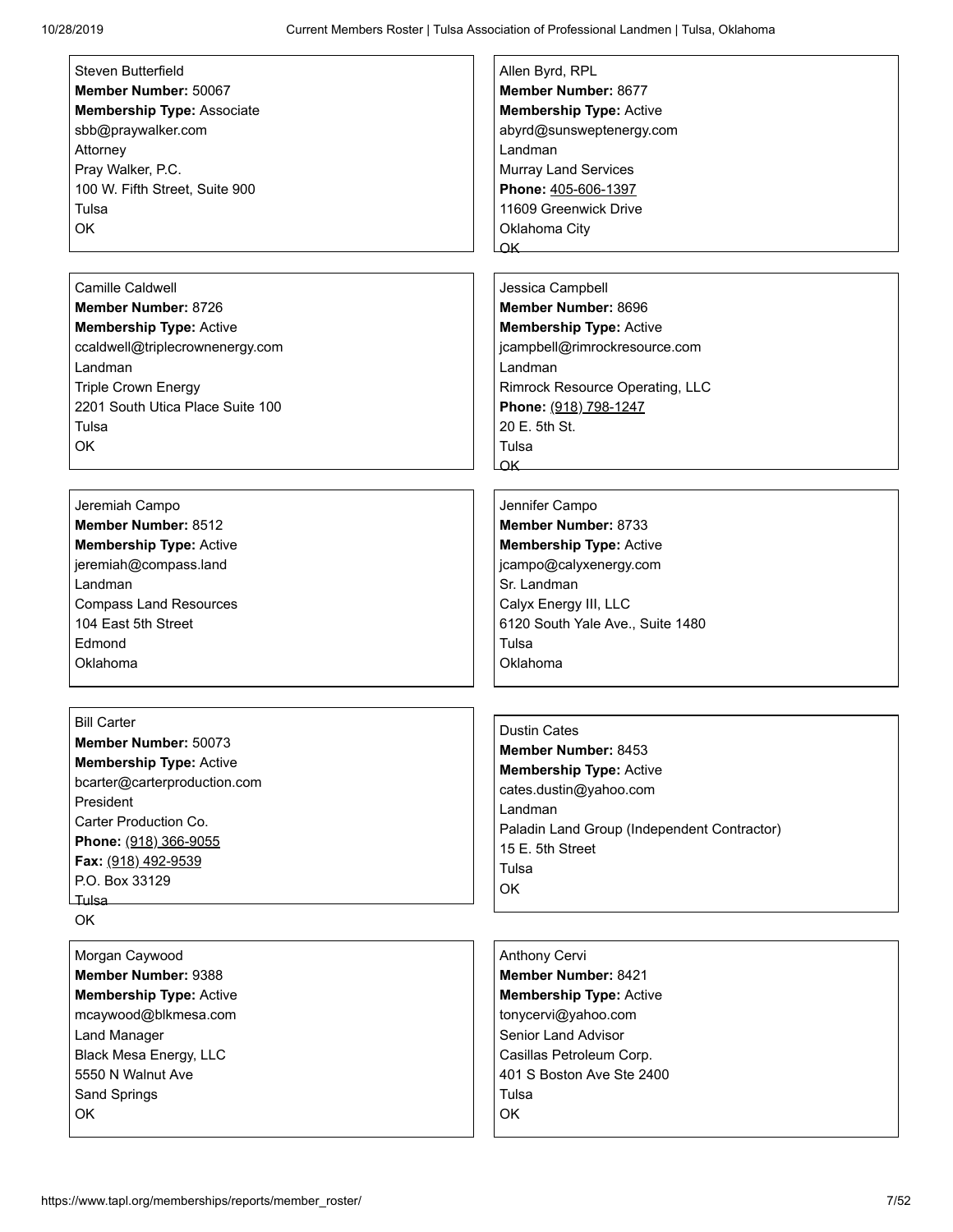Steven Butterfield
**Member Number:** 50067
**Membership Type:** Associate
sbb@praywalker.com
Attorney
Pray Walker, P.C.
100 W. Fifth Street, Suite 900
Tulsa
OK

Allen Byrd, RPL
**Member Number:** 8677
**Membership Type:** Active
abyrd@sunsweptenergy.com
Landman
Murray Land Services
**Phone:** 405-606-1397
11609 Greenwick Drive
Oklahoma City
OK

Camille Caldwell
**Member Number:** 8726
**Membership Type:** Active
ccaldwell@triplecrownenergy.com
Landman
Triple Crown Energy
2201 South Utica Place Suite 100
Tulsa
OK

Jessica Campbell
**Member Number:** 8696
**Membership Type:** Active
jcampbell@rimrockresource.com
Landman
Rimrock Resource Operating, LLC
**Phone:** (918) 798-1247
20 E. 5th St.
Tulsa
OK

Jeremiah Campo
**Member Number:** 8512
**Membership Type:** Active
jeremiah@compass.land
Landman
Compass Land Resources
104 East 5th Street
Edmond
Oklahoma

Jennifer Campo
**Member Number:** 8733
**Membership Type:** Active
jcampo@calyxenergy.com
Sr. Landman
Calyx Energy III, LLC
6120 South Yale Ave., Suite 1480
Tulsa
Oklahoma

Bill Carter
**Member Number:** 50073
**Membership Type:** Active
bcarter@carterproduction.com
President
Carter Production Co.
**Phone:** (918) 366-9055
**Fax:** (918) 492-9539
P.O. Box 33129
Tulsa
OK

Dustin Cates
**Member Number:** 8453
**Membership Type:** Active
cates.dustin@yahoo.com
Landman
Paladin Land Group (Independent Contractor)
15 E. 5th Street
Tulsa
OK

Morgan Caywood
**Member Number:** 9388
**Membership Type:** Active
mcaywood@blkmesa.com
Land Manager
Black Mesa Energy, LLC
5550 N Walnut Ave
Sand Springs
OK

Anthony Cervi
**Member Number:** 8421
**Membership Type:** Active
tonycervi@yahoo.com
Senior Land Advisor
Casillas Petroleum Corp.
401 S Boston Ave Ste 2400
Tulsa
OK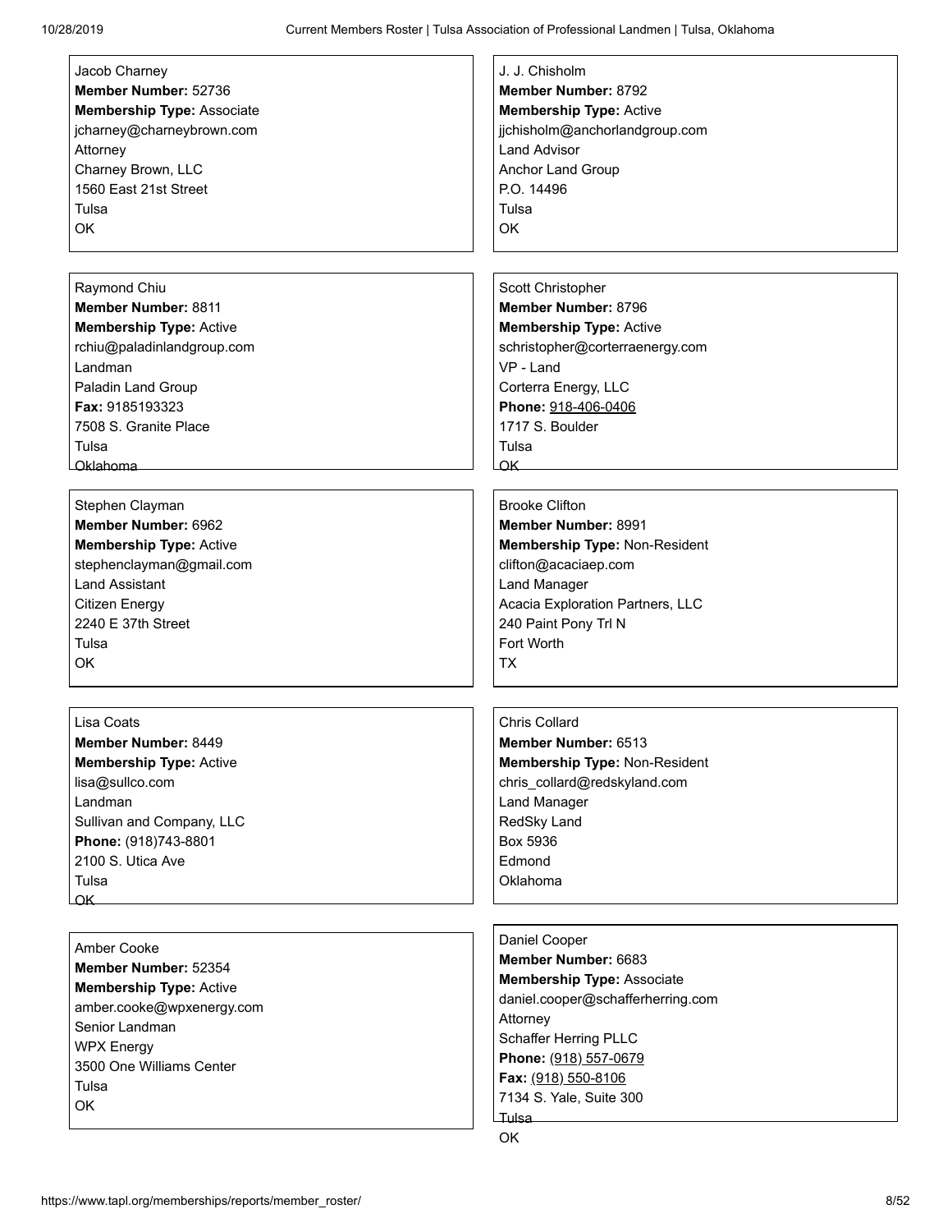Jacob Charney
**Member Number:** 52736
**Membership Type:** Associate
jcharney@charneybrown.com
Attorney
Charney Brown, LLC
1560 East 21st Street
Tulsa
OK

J. J. Chisholm
**Member Number:** 8792
**Membership Type:** Active
jjchisholm@anchorlandgroup.com
Land Advisor
Anchor Land Group
P.O. 14496
Tulsa
OK

Raymond Chiu
**Member Number:** 8811
**Membership Type:** Active
rchiu@paladinlandgroup.com
Landman
Paladin Land Group
**Fax:** 9185193323
7508 S. Granite Place
Tulsa
Oklahoma

Scott Christopher
**Member Number:** 8796
**Membership Type:** Active
schristopher@corterraenergy.com
VP - Land
Corterra Energy, LLC
**Phone:** 918-406-0406
1717 S. Boulder
Tulsa
OK

Stephen Clayman
**Member Number:** 6962
**Membership Type:** Active
stephenclayman@gmail.com
Land Assistant
Citizen Energy
2240 E 37th Street
Tulsa
OK

Brooke Clifton
**Member Number:** 8991
**Membership Type:** Non-Resident
clifton@acaciaep.com
Land Manager
Acacia Exploration Partners, LLC
240 Paint Pony Trl N
Fort Worth
TX

Lisa Coats
**Member Number:** 8449
**Membership Type:** Active
lisa@sullco.com
Landman
Sullivan and Company, LLC
**Phone:** (918)743-8801
2100 S. Utica Ave
Tulsa
OK

Chris Collard
**Member Number:** 6513
**Membership Type:** Non-Resident
chris_collard@redskyland.com
Land Manager
RedSky Land
Box 5936
Edmond
Oklahoma

Amber Cooke
**Member Number:** 52354
**Membership Type:** Active
amber.cooke@wpxenergy.com
Senior Landman
WPX Energy
3500 One Williams Center
Tulsa
OK

Daniel Cooper
**Member Number:** 6683
**Membership Type:** Associate
daniel.cooper@schafferherring.com
Attorney
Schaffer Herring PLLC
**Phone:** (918) 557-0679
**Fax:** (918) 550-8106
7134 S. Yale, Suite 300
Tulsa
OK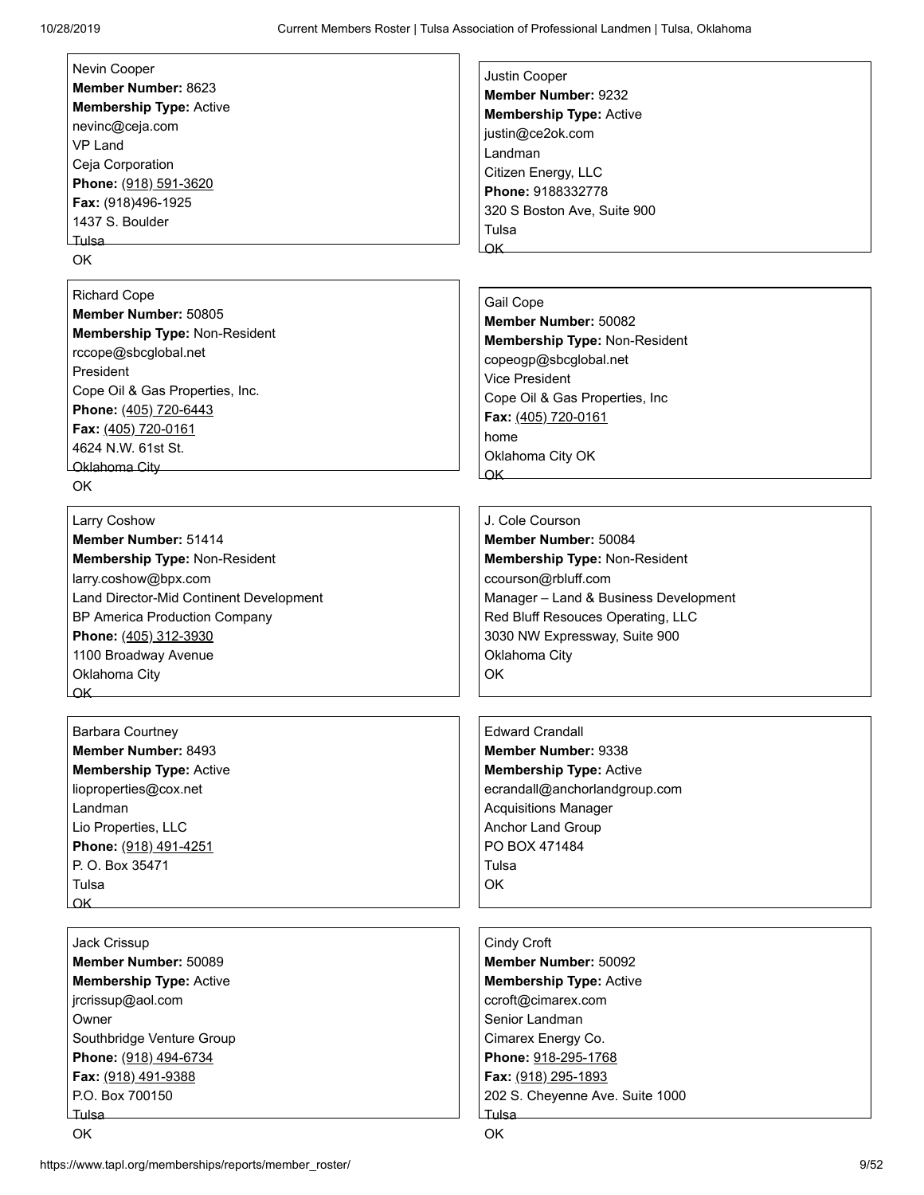Nevin Cooper
**Member Number:** 8623
**Membership Type:** Active
nevinc@ceja.com
VP Land
Ceja Corporation
**Phone:** (918) 591-3620
**Fax:** (918)496-1925
1437 S. Boulder
Tulsa
OK

Justin Cooper
**Member Number:** 9232
**Membership Type:** Active
justin@ce2ok.com
Landman
Citizen Energy, LLC
**Phone:** 9188332778
320 S Boston Ave, Suite 900
Tulsa
OK

Richard Cope
**Member Number:** 50805
**Membership Type:** Non-Resident
rccope@sbcglobal.net
President
Cope Oil & Gas Properties, Inc.
**Phone:** (405) 720-6443
**Fax:** (405) 720-0161
4624 N.W. 61st St.
Oklahoma City
OK

Gail Cope
**Member Number:** 50082
**Membership Type:** Non-Resident
copeogp@sbcglobal.net
Vice President
Cope Oil & Gas Properties, Inc
**Fax:** (405) 720-0161
home
Oklahoma City OK
OK

Larry Coshow
**Member Number:** 51414
**Membership Type:** Non-Resident
larry.coshow@bpx.com
Land Director-Mid Continent Development
BP America Production Company
**Phone:** (405) 312-3930
1100 Broadway Avenue
Oklahoma City
OK

J. Cole Courson
**Member Number:** 50084
**Membership Type:** Non-Resident
ccourson@rbluff.com
Manager – Land & Business Development
Red Bluff Resouces Operating, LLC
3030 NW Expressway, Suite 900
Oklahoma City
OK

Barbara Courtney
**Member Number:** 8493
**Membership Type:** Active
lioproperties@cox.net
Landman
Lio Properties, LLC
**Phone:** (918) 491-4251
P. O. Box 35471
Tulsa
OK

Edward Crandall
**Member Number:** 9338
**Membership Type:** Active
ecrandall@anchorlandgroup.com
Acquisitions Manager
Anchor Land Group
PO BOX 471484
Tulsa
OK

Jack Crissup
**Member Number:** 50089
**Membership Type:** Active
jrcrissup@aol.com
Owner
Southbridge Venture Group
**Phone:** (918) 494-6734
**Fax:** (918) 491-9388
P.O. Box 700150
Tulsa
OK

Cindy Croft
**Member Number:** 50092
**Membership Type:** Active
ccroft@cimarex.com
Senior Landman
Cimarex Energy Co.
**Phone:** 918-295-1768
**Fax:** (918) 295-1893
202 S. Cheyenne Ave. Suite 1000
Tulsa
OK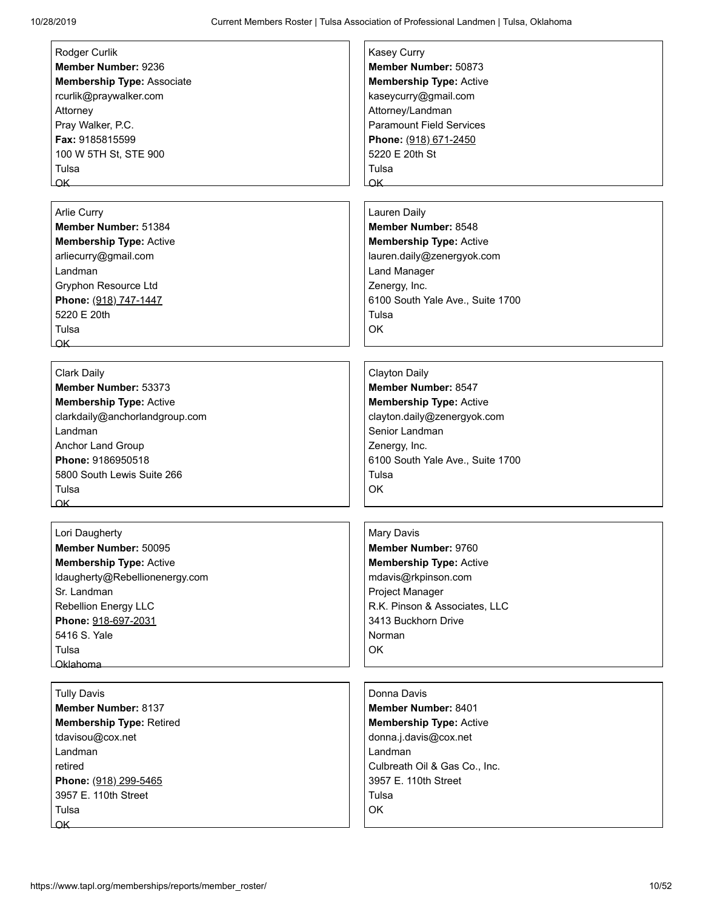Rodger Curlik
**Member Number:** 9236
**Membership Type:** Associate
rcurlik@praywalker.com
Attorney
Pray Walker, P.C.
**Fax:** 9185815599
100 W 5TH St, STE 900
Tulsa
OK

Kasey Curry
**Member Number:** 50873
**Membership Type:** Active
kaseycurry@gmail.com
Attorney/Landman
Paramount Field Services
**Phone:** (918) 671-2450
5220 E 20th St
Tulsa
OK

Arlie Curry
**Member Number:** 51384
**Membership Type:** Active
arliecurry@gmail.com
Landman
Gryphon Resource Ltd
**Phone:** (918) 747-1447
5220 E 20th
Tulsa
OK

Lauren Daily
**Member Number:** 8548
**Membership Type:** Active
lauren.daily@zenergyok.com
Land Manager
Zenergy, Inc.
6100 South Yale Ave., Suite 1700
Tulsa
OK

Clark Daily
**Member Number:** 53373
**Membership Type:** Active
clarkdaily@anchorlandgroup.com
Landman
Anchor Land Group
**Phone:** 9186950518
5800 South Lewis Suite 266
Tulsa
OK

Clayton Daily
**Member Number:** 8547
**Membership Type:** Active
clayton.daily@zenergyok.com
Senior Landman
Zenergy, Inc.
6100 South Yale Ave., Suite 1700
Tulsa
OK

Lori Daugherty
**Member Number:** 50095
**Membership Type:** Active
ldaugherty@Rebellionenergy.com
Sr. Landman
Rebellion Energy LLC
**Phone:** 918-697-2031
5416 S. Yale
Tulsa
Oklahoma

Mary Davis
**Member Number:** 9760
**Membership Type:** Active
mdavis@rkpinson.com
Project Manager
R.K. Pinson & Associates, LLC
3413 Buckhorn Drive
Norman
OK

Tully Davis
**Member Number:** 8137
**Membership Type:** Retired
tdavisou@cox.net
Landman
retired
**Phone:** (918) 299-5465
3957 E. 110th Street
Tulsa
OK

Donna Davis
**Member Number:** 8401
**Membership Type:** Active
donna.j.davis@cox.net
Landman
Culbreath Oil & Gas Co., Inc.
3957 E. 110th Street
Tulsa
OK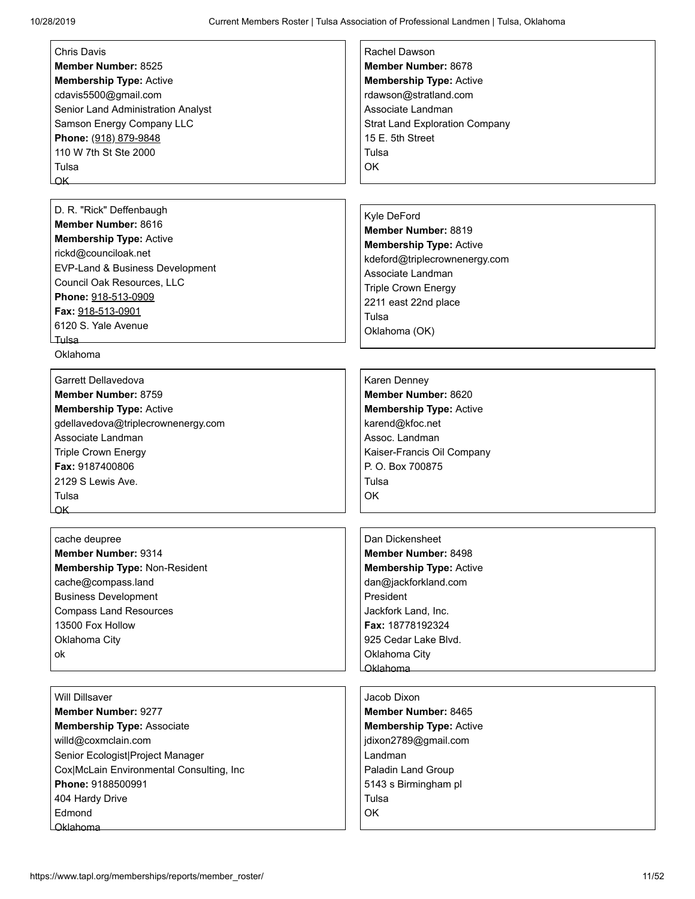Chris Davis
**Member Number:** 8525
**Membership Type:** Active
cdavis5500@gmail.com
Senior Land Administration Analyst
Samson Energy Company LLC
**Phone:** (918) 879-9848
110 W 7th St Ste 2000
Tulsa
OK

Rachel Dawson
**Member Number:** 8678
**Membership Type:** Active
rdawson@stratland.com
Associate Landman
Strat Land Exploration Company
15 E. 5th Street
Tulsa
OK

D. R. "Rick" Deffenbaugh
**Member Number:** 8616
**Membership Type:** Active
rickd@counciloak.net
EVP-Land & Business Development
Council Oak Resources, LLC
**Phone:** 918-513-0909
**Fax:** 918-513-0901
6120 S. Yale Avenue
Tulsa
Oklahoma

Kyle DeFord
**Member Number:** 8819
**Membership Type:** Active
kdeford@triplecrownenergy.com
Associate Landman
Triple Crown Energy
2211 east 22nd place
Tulsa
Oklahoma (OK)

Garrett Dellavedova
**Member Number:** 8759
**Membership Type:** Active
gdellavedova@triplecrownenergy.com
Associate Landman
Triple Crown Energy
**Fax:** 9187400806
2129 S Lewis Ave.
Tulsa
OK

Karen Denney
**Member Number:** 8620
**Membership Type:** Active
karend@kfoc.net
Assoc. Landman
Kaiser-Francis Oil Company
P. O. Box 700875
Tulsa
OK

cache deupree
**Member Number:** 9314
**Membership Type:** Non-Resident
cache@compass.land
Business Development
Compass Land Resources
13500 Fox Hollow
Oklahoma City
ok

Dan Dickensheet
**Member Number:** 8498
**Membership Type:** Active
dan@jackforkland.com
President
Jackfork Land, Inc.
**Fax:** 18778192324
925 Cedar Lake Blvd.
Oklahoma City
Oklahoma

Will Dillsaver
**Member Number:** 9277
**Membership Type:** Associate
willd@coxmclain.com
Senior Ecologist|Project Manager
Cox|McLain Environmental Consulting, Inc
**Phone:** 9188500991
404 Hardy Drive
Edmond
Oklahoma

Jacob Dixon
**Member Number:** 8465
**Membership Type:** Active
jdixon2789@gmail.com
Landman
Paladin Land Group
5143 s Birmingham pl
Tulsa
OK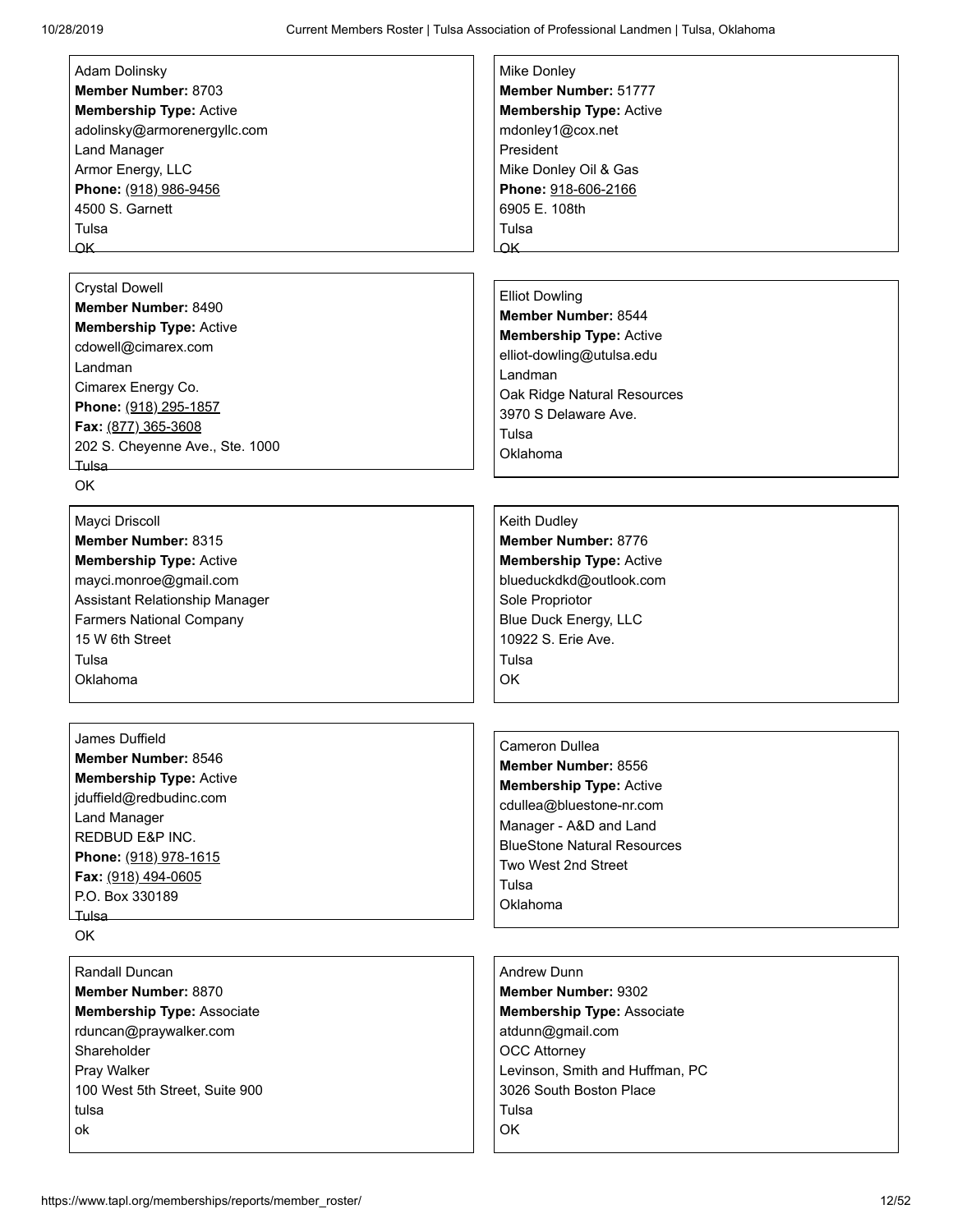Adam Dolinsky
**Member Number:** 8703
**Membership Type:** Active
adolinsky@armorenergyllc.com
Land Manager
Armor Energy, LLC
**Phone:** (918) 986-9456
4500 S. Garnett
Tulsa
OK

Mike Donley
**Member Number:** 51777
**Membership Type:** Active
mdonley1@cox.net
President
Mike Donley Oil & Gas
**Phone:** 918-606-2166
6905 E. 108th
Tulsa
OK

Crystal Dowell
**Member Number:** 8490
**Membership Type:** Active
cdowell@cimarex.com
Landman
Cimarex Energy Co.
**Phone:** (918) 295-1857
**Fax:** (877) 365-3608
202 S. Cheyenne Ave., Ste. 1000
Tulsa
OK

Elliot Dowling
**Member Number:** 8544
**Membership Type:** Active
elliot-dowling@utulsa.edu
Landman
Oak Ridge Natural Resources
3970 S Delaware Ave.
Tulsa
Oklahoma

Mayci Driscoll
**Member Number:** 8315
**Membership Type:** Active
mayci.monroe@gmail.com
Assistant Relationship Manager
Farmers National Company
15 W 6th Street
Tulsa
Oklahoma

Keith Dudley
**Member Number:** 8776
**Membership Type:** Active
blueduckdkd@outlook.com
Sole Propriotor
Blue Duck Energy, LLC
10922 S. Erie Ave.
Tulsa
OK

James Duffield
**Member Number:** 8546
**Membership Type:** Active
jduffield@redbudinc.com
Land Manager
REDBUD E&P INC.
**Phone:** (918) 978-1615
**Fax:** (918) 494-0605
P.O. Box 330189
Tulsa
OK

Cameron Dullea
**Member Number:** 8556
**Membership Type:** Active
cdullea@bluestone-nr.com
Manager - A&D and Land
BlueStone Natural Resources
Two West 2nd Street
Tulsa
Oklahoma

Randall Duncan
**Member Number:** 8870
**Membership Type:** Associate
rduncan@praywalker.com
Shareholder
Pray Walker
100 West 5th Street, Suite 900
tulsa
ok

Andrew Dunn
**Member Number:** 9302
**Membership Type:** Associate
atdunn@gmail.com
OCC Attorney
Levinson, Smith and Huffman, PC
3026 South Boston Place
Tulsa
OK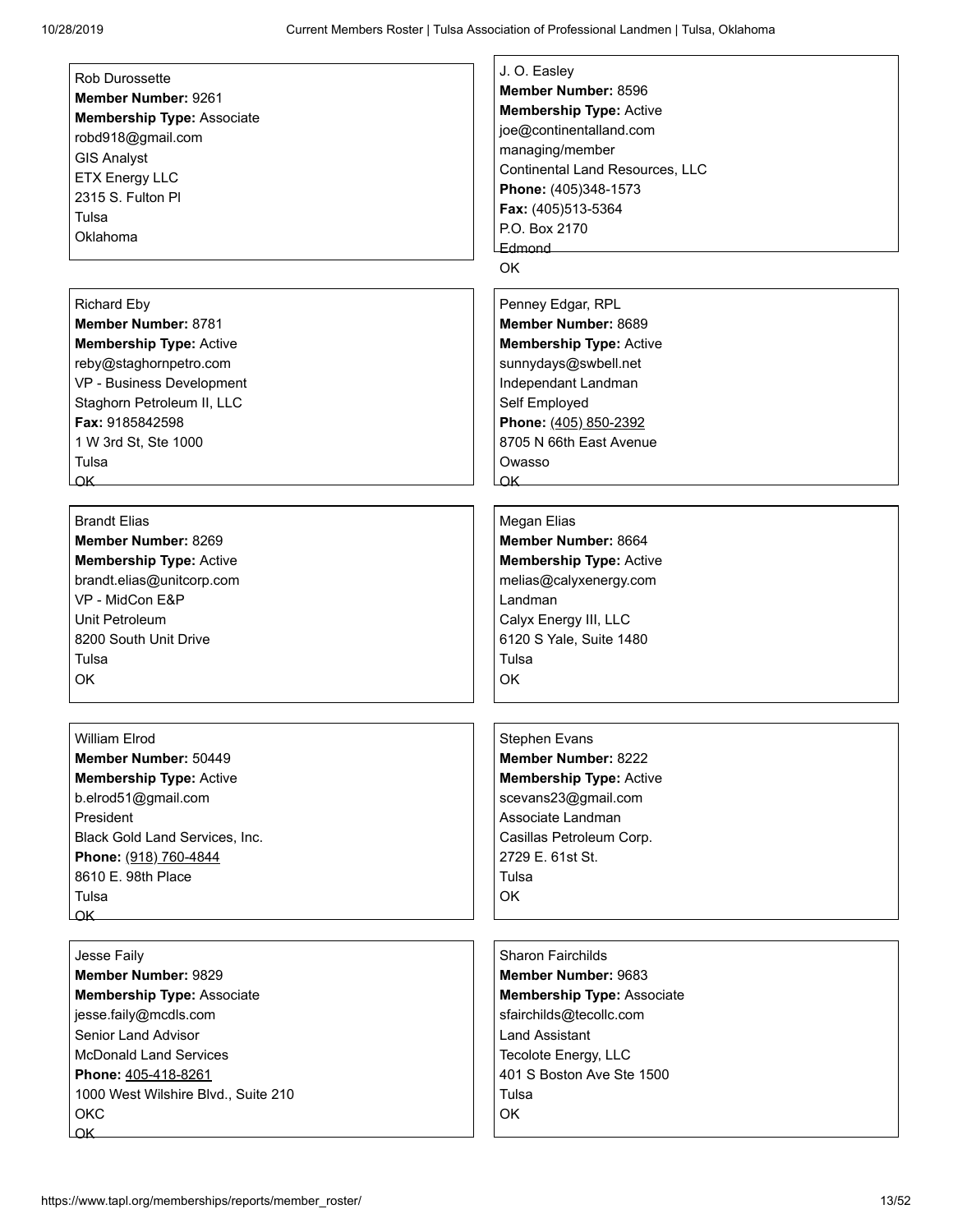Rob Durossette
**Member Number:** 9261
**Membership Type:** Associate
robd918@gmail.com
GIS Analyst
ETX Energy LLC
2315 S. Fulton Pl
Tulsa
Oklahoma

J. O. Easley
**Member Number:** 8596
**Membership Type:** Active
joe@continentalland.com
managing/member
Continental Land Resources, LLC
**Phone:** (405)348-1573
**Fax:** (405)513-5364
P.O. Box 2170
Edmond
OK

Richard Eby
**Member Number:** 8781
**Membership Type:** Active
reby@staghornpetro.com
VP - Business Development
Staghorn Petroleum II, LLC
**Fax:** 9185842598
1 W 3rd St, Ste 1000
Tulsa
OK

Penney Edgar, RPL
**Member Number:** 8689
**Membership Type:** Active
sunnydays@swbell.net
Independant Landman
Self Employed
**Phone:** (405) 850-2392
8705 N 66th East Avenue
Owasso
OK

Brandt Elias
**Member Number:** 8269
**Membership Type:** Active
brandt.elias@unitcorp.com
VP - MidCon E&P
Unit Petroleum
8200 South Unit Drive
Tulsa
OK

Megan Elias
**Member Number:** 8664
**Membership Type:** Active
melias@calyxenergy.com
Landman
Calyx Energy III, LLC
6120 S Yale, Suite 1480
Tulsa
OK

William Elrod
**Member Number:** 50449
**Membership Type:** Active
b.elrod51@gmail.com
President
Black Gold Land Services, Inc.
**Phone:** (918) 760-4844
8610 E. 98th Place
Tulsa
OK

Stephen Evans
**Member Number:** 8222
**Membership Type:** Active
scevans23@gmail.com
Associate Landman
Casillas Petroleum Corp.
2729 E. 61st St.
Tulsa
OK

Jesse Faily
**Member Number:** 9829
**Membership Type:** Associate
jesse.faily@mcdls.com
Senior Land Advisor
McDonald Land Services
**Phone:** 405-418-8261
1000 West Wilshire Blvd., Suite 210
OKC
OK

Sharon Fairchilds
**Member Number:** 9683
**Membership Type:** Associate
sfairchilds@tecollc.com
Land Assistant
Tecolote Energy, LLC
401 S Boston Ave Ste 1500
Tulsa
OK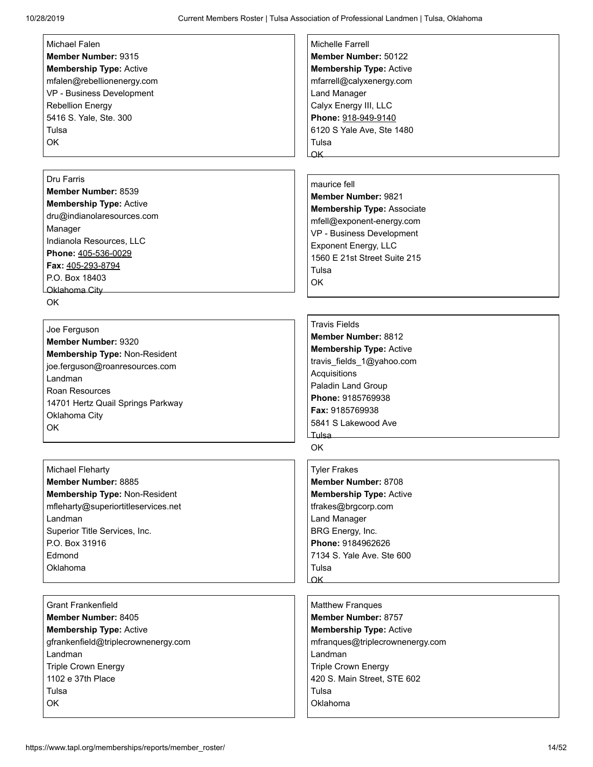Michael Falen
**Member Number:** 9315
**Membership Type:** Active
mfalen@rebellionenergy.com
VP - Business Development
Rebellion Energy
5416 S. Yale, Ste. 300
Tulsa
OK

Michelle Farrell
**Member Number:** 50122
**Membership Type:** Active
mfarrell@calyxenergy.com
Land Manager
Calyx Energy III, LLC
**Phone:** 918-949-9140
6120 S Yale Ave, Ste 1480
Tulsa
OK

Dru Farris
**Member Number:** 8539
**Membership Type:** Active
dru@indianolaresources.com
Manager
Indianola Resources, LLC
**Phone:** 405-536-0029
**Fax:** 405-293-8794
P.O. Box 18403
Oklahoma City
OK

maurice fell
**Member Number:** 9821
**Membership Type:** Associate
mfell@exponent-energy.com
VP - Business Development
Exponent Energy, LLC
1560 E 21st Street Suite 215
Tulsa
OK

Joe Ferguson
**Member Number:** 9320
**Membership Type:** Non-Resident
joe.ferguson@roanresources.com
Landman
Roan Resources
14701 Hertz Quail Springs Parkway
Oklahoma City
OK

Travis Fields
**Member Number:** 8812
**Membership Type:** Active
travis_fields_1@yahoo.com
Acquisitions
Paladin Land Group
**Phone:** 9185769938
**Fax:** 9185769938
5841 S Lakewood Ave
Tulsa
OK

Michael Fleharty
**Member Number:** 8885
**Membership Type:** Non-Resident
mfleharty@superiortitleservices.net
Landman
Superior Title Services, Inc.
P.O. Box 31916
Edmond
Oklahoma

Tyler Frakes
**Member Number:** 8708
**Membership Type:** Active
tfrakes@brgcorp.com
Land Manager
BRG Energy, Inc.
**Phone:** 9184962626
7134 S. Yale Ave. Ste 600
Tulsa
OK

Grant Frankenfield
**Member Number:** 8405
**Membership Type:** Active
gfrankenfield@triplecrownenergy.com
Landman
Triple Crown Energy
1102 e 37th Place
Tulsa
OK

Matthew Franques
**Member Number:** 8757
**Membership Type:** Active
mfranques@triplecrownenergy.com
Landman
Triple Crown Energy
420 S. Main Street, STE 602
Tulsa
Oklahoma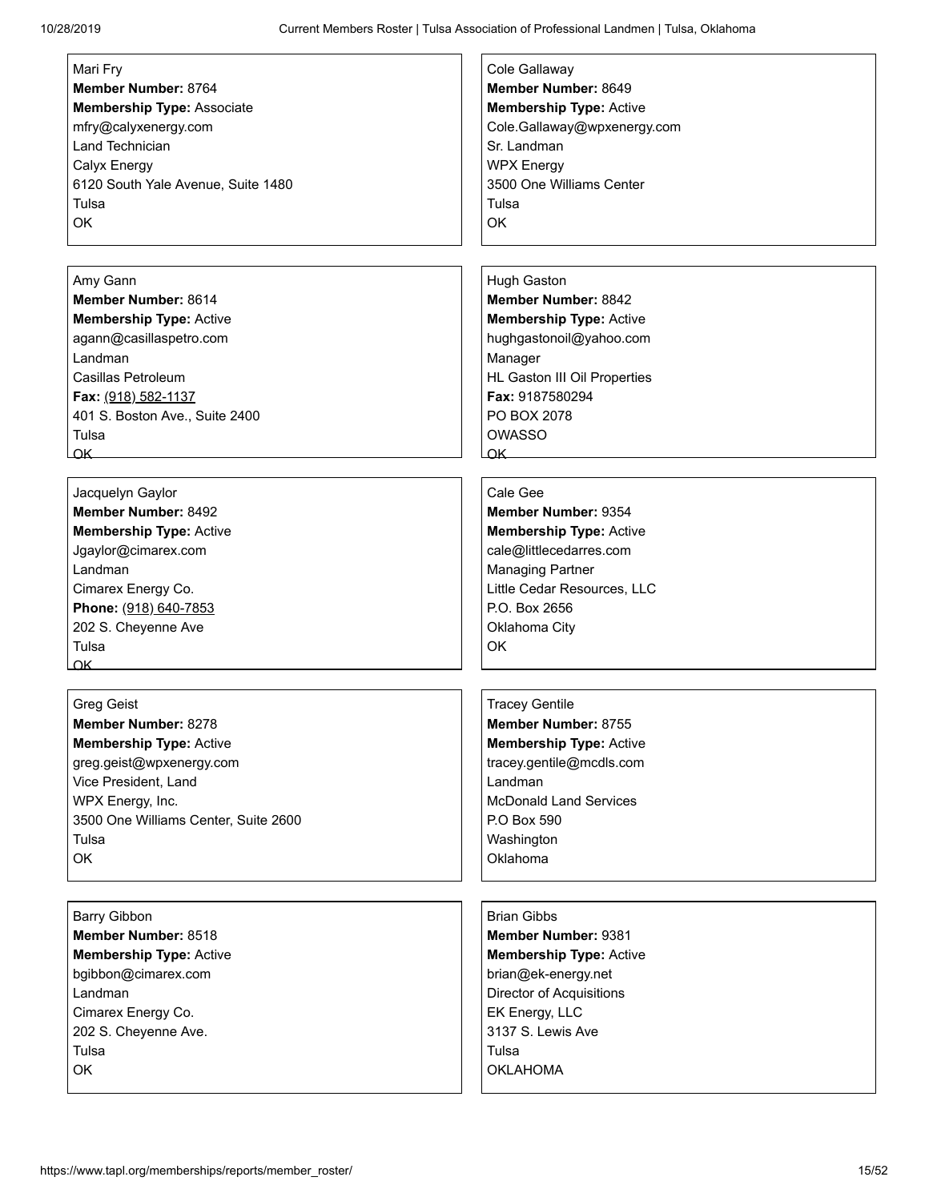Mari Fry
**Member Number:** 8764
**Membership Type:** Associate
mfry@calyxenergy.com
Land Technician
Calyx Energy
6120 South Yale Avenue, Suite 1480
Tulsa
OK

Cole Gallaway
**Member Number:** 8649
**Membership Type:** Active
Cole.Gallaway@wpxenergy.com
Sr. Landman
WPX Energy
3500 One Williams Center
Tulsa
OK

Amy Gann
**Member Number:** 8614
**Membership Type:** Active
agann@casillaspetro.com
Landman
Casillas Petroleum
**Fax:** (918) 582-1137
401 S. Boston Ave., Suite 2400
Tulsa
OK

Hugh Gaston
**Member Number:** 8842
**Membership Type:** Active
hughgastonoil@yahoo.com
Manager
HL Gaston III Oil Properties
**Fax:** 9187580294
PO BOX 2078
OWASSO
OK

Jacquelyn Gaylor
**Member Number:** 8492
**Membership Type:** Active
Jgaylor@cimarex.com
Landman
Cimarex Energy Co.
**Phone:** (918) 640-7853
202 S. Cheyenne Ave
Tulsa
OK

Cale Gee
**Member Number:** 9354
**Membership Type:** Active
cale@littlecedarres.com
Managing Partner
Little Cedar Resources, LLC
P.O. Box 2656
Oklahoma City
OK

Greg Geist
**Member Number:** 8278
**Membership Type:** Active
greg.geist@wpxenergy.com
Vice President, Land
WPX Energy, Inc.
3500 One Williams Center, Suite 2600
Tulsa
OK

Tracey Gentile
**Member Number:** 8755
**Membership Type:** Active
tracey.gentile@mcdls.com
Landman
McDonald Land Services
P.O Box 590
Washington
Oklahoma

Barry Gibbon
**Member Number:** 8518
**Membership Type:** Active
bgibbon@cimarex.com
Landman
Cimarex Energy Co.
202 S. Cheyenne Ave.
Tulsa
OK

Brian Gibbs
**Member Number:** 9381
**Membership Type:** Active
brian@ek-energy.net
Director of Acquisitions
EK Energy, LLC
3137 S. Lewis Ave
Tulsa
OKLAHOMA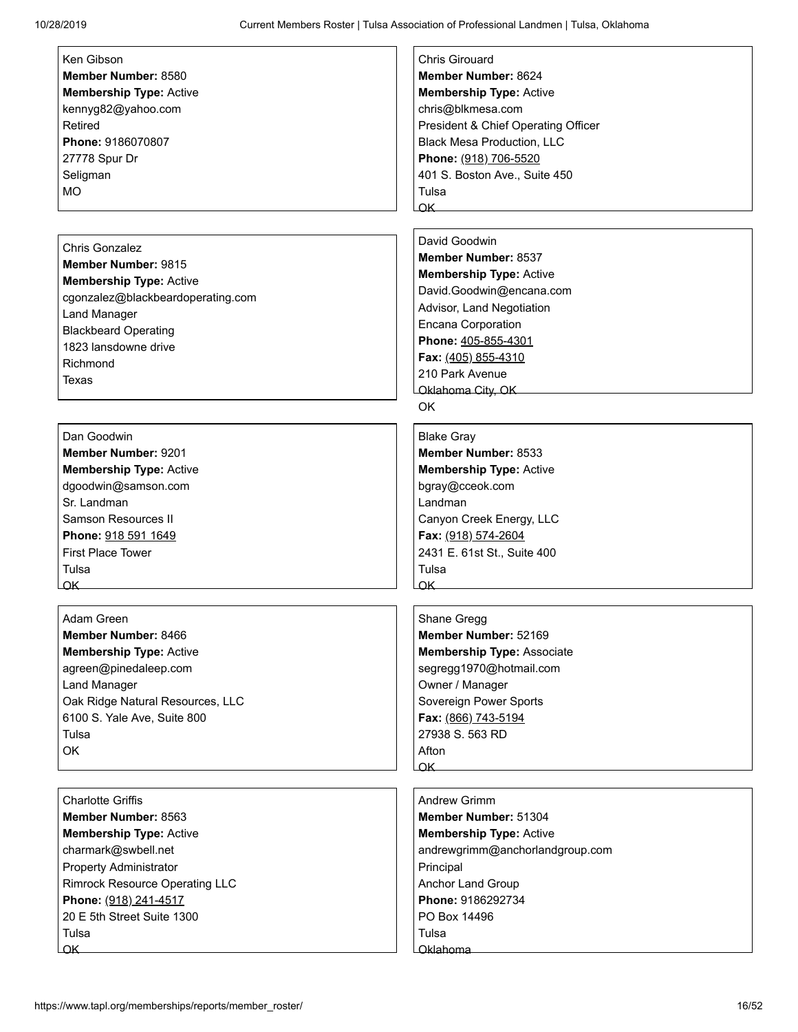Ken Gibson
**Member Number:** 8580
**Membership Type:** Active
kennyg82@yahoo.com
Retired
**Phone:** 9186070807
27778 Spur Dr
Seligman
MO

Chris Girouard
**Member Number:** 8624
**Membership Type:** Active
chris@blkmesa.com
President & Chief Operating Officer
Black Mesa Production, LLC
**Phone:** (918) 706-5520
401 S. Boston Ave., Suite 450
Tulsa
OK

Chris Gonzalez
**Member Number:** 9815
**Membership Type:** Active
cgonzalez@blackbeardoperating.com
Land Manager
Blackbeard Operating
1823 lansdowne drive
Richmond
Texas

David Goodwin
**Member Number:** 8537
**Membership Type:** Active
David.Goodwin@encana.com
Advisor, Land Negotiation
Encana Corporation
**Phone:** 405-855-4301
**Fax:** (405) 855-4310
210 Park Avenue
Oklahoma City, OK
OK

Dan Goodwin
**Member Number:** 9201
**Membership Type:** Active
dgoodwin@samson.com
Sr. Landman
Samson Resources II
**Phone:** 918 591 1649
First Place Tower
Tulsa
OK

Blake Gray
**Member Number:** 8533
**Membership Type:** Active
bgray@cceok.com
Landman
Canyon Creek Energy, LLC
**Fax:** (918) 574-2604
2431 E. 61st St., Suite 400
Tulsa
OK

Adam Green
**Member Number:** 8466
**Membership Type:** Active
agreen@pinedaleep.com
Land Manager
Oak Ridge Natural Resources, LLC
6100 S. Yale Ave, Suite 800
Tulsa
OK

Shane Gregg
**Member Number:** 52169
**Membership Type:** Associate
segregg1970@hotmail.com
Owner / Manager
Sovereign Power Sports
**Fax:** (866) 743-5194
27938 S. 563 RD
Afton
OK

Charlotte Griffis
**Member Number:** 8563
**Membership Type:** Active
charmark@swbell.net
Property Administrator
Rimrock Resource Operating LLC
**Phone:** (918) 241-4517
20 E 5th Street Suite 1300
Tulsa
OK

Andrew Grimm
**Member Number:** 51304
**Membership Type:** Active
andrewgrimm@anchorlandgroup.com
Principal
Anchor Land Group
**Phone:** 9186292734
PO Box 14496
Tulsa
Oklahoma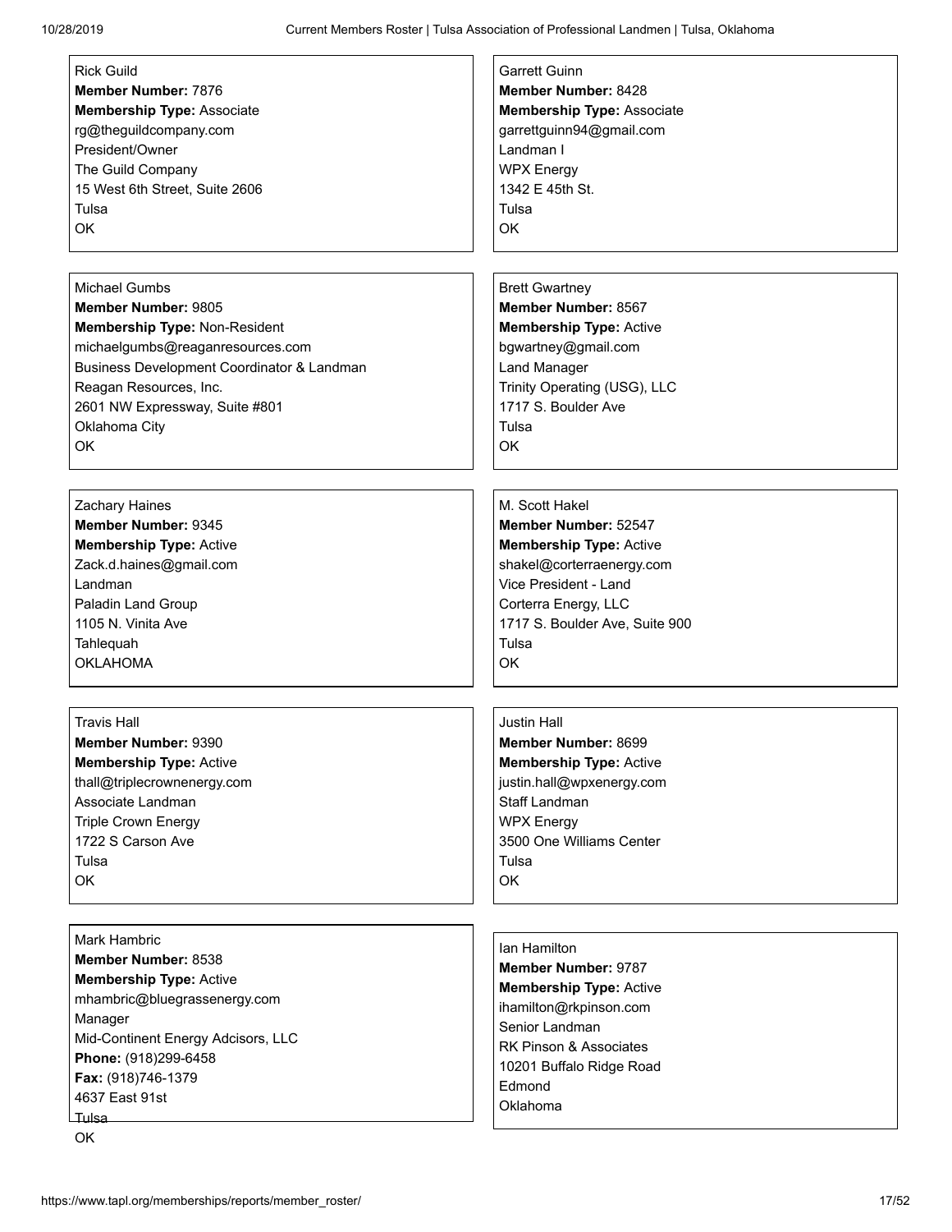Rick Guild
**Member Number:** 7876
**Membership Type:** Associate
rg@theguildcompany.com
President/Owner
The Guild Company
15 West 6th Street, Suite 2606
Tulsa
OK

Garrett Guinn
**Member Number:** 8428
**Membership Type:** Associate
garrettguinn94@gmail.com
Landman I
WPX Energy
1342 E 45th St.
Tulsa
OK

Michael Gumbs
**Member Number:** 9805
**Membership Type:** Non-Resident
michaelgumbs@reaganresources.com
Business Development Coordinator & Landman
Reagan Resources, Inc.
2601 NW Expressway, Suite #801
Oklahoma City
OK

Brett Gwartney
**Member Number:** 8567
**Membership Type:** Active
bgwartney@gmail.com
Land Manager
Trinity Operating (USG), LLC
1717 S. Boulder Ave
Tulsa
OK

Zachary Haines
**Member Number:** 9345
**Membership Type:** Active
Zack.d.haines@gmail.com
Landman
Paladin Land Group
1105 N. Vinita Ave
Tahlequah
OKLAHOMA

M. Scott Hakel
**Member Number:** 52547
**Membership Type:** Active
shakel@corterraenergy.com
Vice President - Land
Corterra Energy, LLC
1717 S. Boulder Ave, Suite 900
Tulsa
OK

Travis Hall
**Member Number:** 9390
**Membership Type:** Active
thall@triplecrownenergy.com
Associate Landman
Triple Crown Energy
1722 S Carson Ave
Tulsa
OK

Justin Hall
**Member Number:** 8699
**Membership Type:** Active
justin.hall@wpxenergy.com
Staff Landman
WPX Energy
3500 One Williams Center
Tulsa
OK

Mark Hambric
**Member Number:** 8538
**Membership Type:** Active
mhambric@bluegrassenergy.com
Manager
Mid-Continent Energy Adcisors, LLC
**Phone:** (918)299-6458
**Fax:** (918)746-1379
4637 East 91st
Tulsa
OK

Ian Hamilton
**Member Number:** 9787
**Membership Type:** Active
ihamilton@rkpinson.com
Senior Landman
RK Pinson & Associates
10201 Buffalo Ridge Road
Edmond
Oklahoma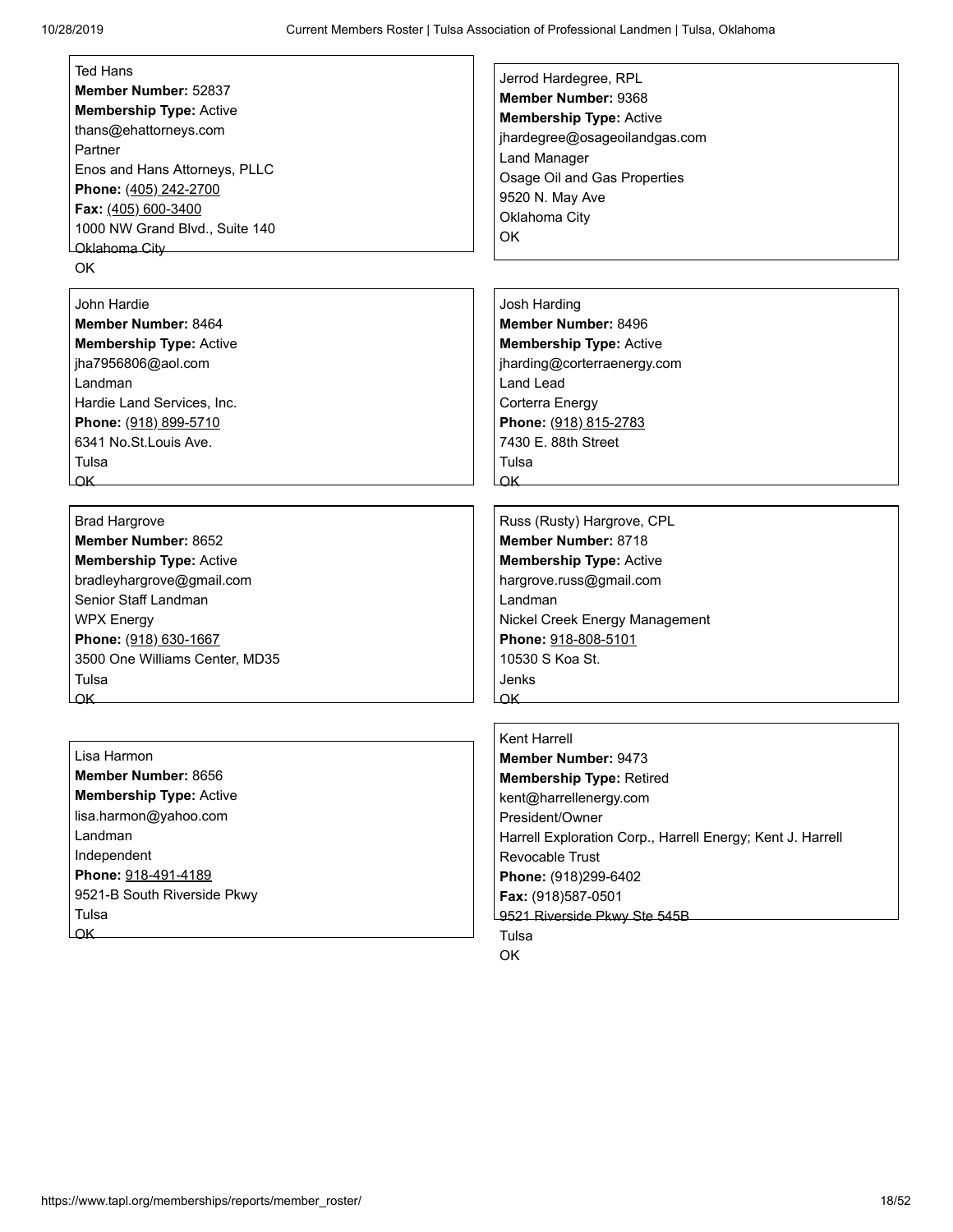Ted Hans
**Member Number:** 52837
**Membership Type:** Active
thans@ehattorneys.com
Partner
Enos and Hans Attorneys, PLLC
**Phone:** (405) 242-2700
**Fax:** (405) 600-3400
1000 NW Grand Blvd., Suite 140
Oklahoma City
OK

Jerrod Hardegree, RPL
**Member Number:** 9368
**Membership Type:** Active
jhardegree@osageoilandgas.com
Land Manager
Osage Oil and Gas Properties
9520 N. May Ave
Oklahoma City
OK

John Hardie
**Member Number:** 8464
**Membership Type:** Active
jha7956806@aol.com
Landman
Hardie Land Services, Inc.
**Phone:** (918) 899-5710
6341 No.St.Louis Ave.
Tulsa
OK

Josh Harding
**Member Number:** 8496
**Membership Type:** Active
jharding@corterraenergy.com
Land Lead
Corterra Energy
**Phone:** (918) 815-2783
7430 E. 88th Street
Tulsa
OK

Brad Hargrove
**Member Number:** 8652
**Membership Type:** Active
bradleyhargrove@gmail.com
Senior Staff Landman
WPX Energy
**Phone:** (918) 630-1667
3500 One Williams Center, MD35
Tulsa
OK

Russ (Rusty) Hargrove, CPL
**Member Number:** 8718
**Membership Type:** Active
hargrove.russ@gmail.com
Landman
Nickel Creek Energy Management
**Phone:** 918-808-5101
10530 S Koa St.
Jenks
OK

Lisa Harmon
**Member Number:** 8656
**Membership Type:** Active
lisa.harmon@yahoo.com
Landman
Independent
**Phone:** 918-491-4189
9521-B South Riverside Pkwy
Tulsa
OK

Kent Harrell
**Member Number:** 9473
**Membership Type:** Retired
kent@harrellenergy.com
President/Owner
Harrell Exploration Corp., Harrell Energy; Kent J. Harrell Revocable Trust
**Phone:** (918)299-6402
**Fax:** (918)587-0501
9521 Riverside Pkwy Ste 545B
Tulsa
OK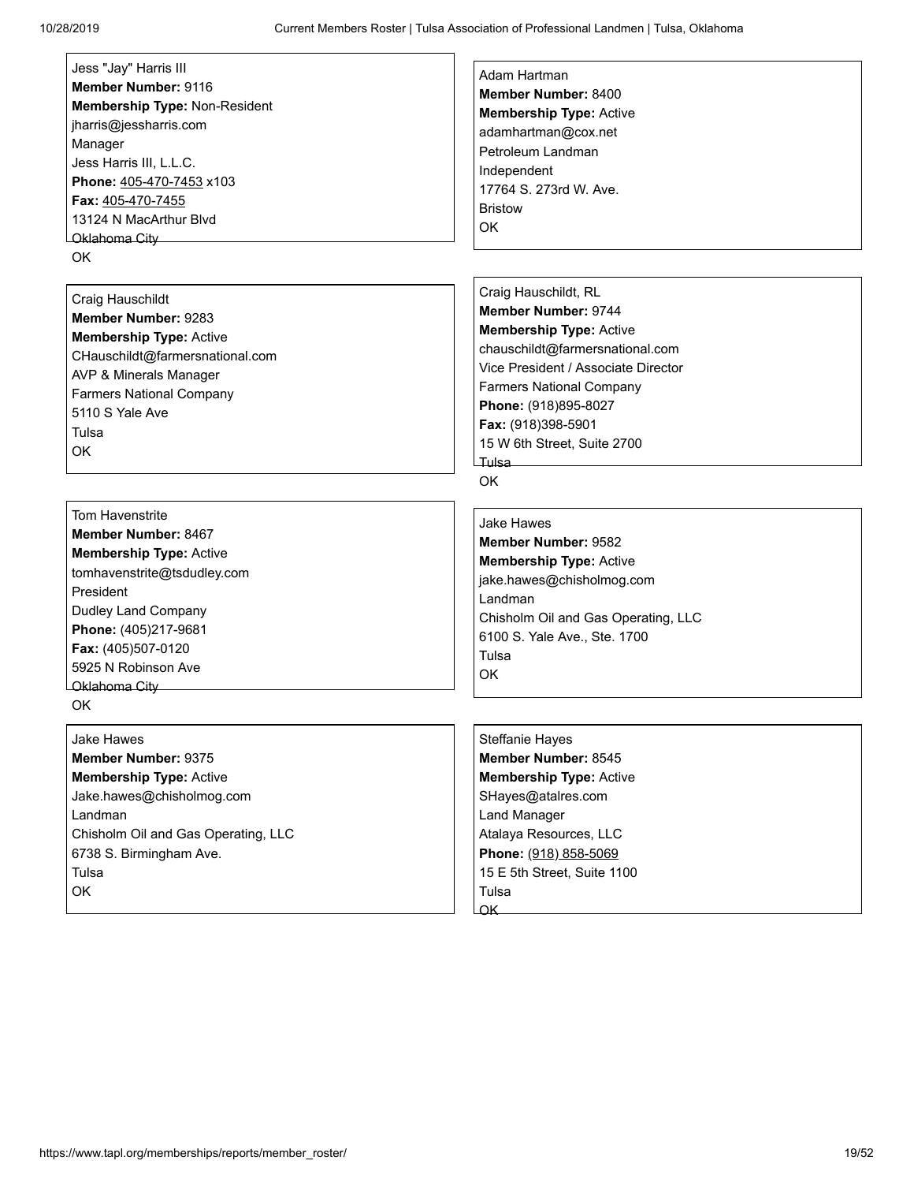Jess "Jay" Harris III
**Member Number:** 9116
**Membership Type:** Non-Resident
jharris@jessharris.com
Manager
Jess Harris III, L.L.C.
**Phone:** 405-470-7453 x103
**Fax:** 405-470-7455
13124 N MacArthur Blvd
Oklahoma City
OK

Adam Hartman
**Member Number:** 8400
**Membership Type:** Active
adamhartman@cox.net
Petroleum Landman
Independent
17764 S. 273rd W. Ave.
Bristow
OK

Craig Hauschildt
**Member Number:** 9283
**Membership Type:** Active
CHauschildt@farmersnational.com
AVP & Minerals Manager
Farmers National Company
5110 S Yale Ave
Tulsa
OK

Craig Hauschildt, RL
**Member Number:** 9744
**Membership Type:** Active
chauschildt@farmersnational.com
Vice President / Associate Director
Farmers National Company
**Phone:** (918)895-8027
**Fax:** (918)398-5901
15 W 6th Street, Suite 2700
Tulsa
OK

Tom Havenstrite
**Member Number:** 8467
**Membership Type:** Active
tomhavenstrite@tsdudley.com
President
Dudley Land Company
**Phone:** (405)217-9681
**Fax:** (405)507-0120
5925 N Robinson Ave
Oklahoma City
OK

Jake Hawes
**Member Number:** 9582
**Membership Type:** Active
jake.hawes@chisholmog.com
Landman
Chisholm Oil and Gas Operating, LLC
6100 S. Yale Ave., Ste. 1700
Tulsa
OK

Jake Hawes
**Member Number:** 9375
**Membership Type:** Active
Jake.hawes@chisholmog.com
Landman
Chisholm Oil and Gas Operating, LLC
6738 S. Birmingham Ave.
Tulsa
OK

Steffanie Hayes
**Member Number:** 8545
**Membership Type:** Active
SHayes@atalres.com
Land Manager
Atalaya Resources, LLC
**Phone:** (918) 858-5069
15 E 5th Street, Suite 1100
Tulsa
OK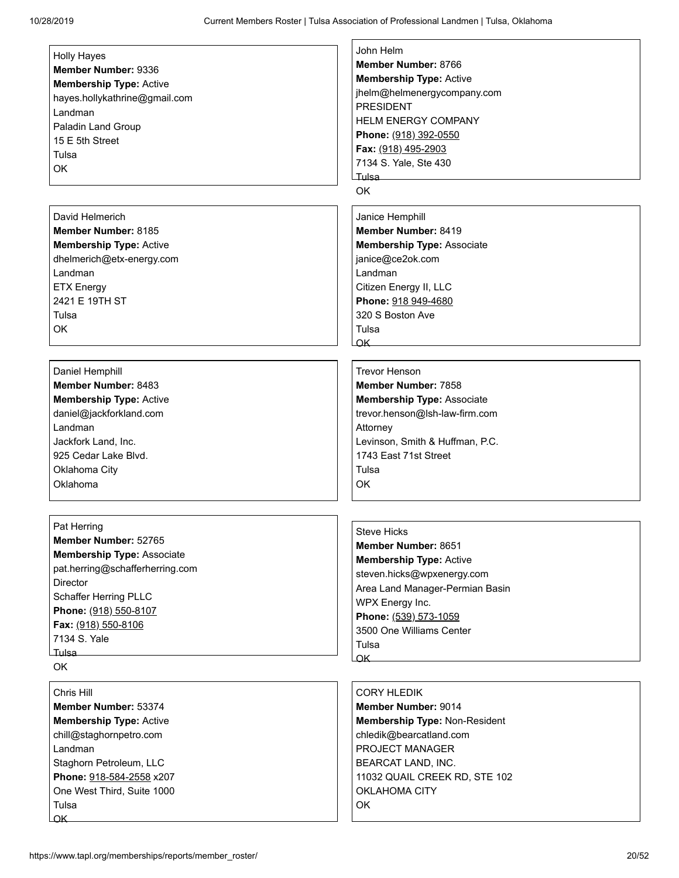Holly Hayes
**Member Number:** 9336
**Membership Type:** Active
hayes.hollykathrine@gmail.com
Landman
Paladin Land Group
15 E 5th Street
Tulsa
OK

John Helm
**Member Number:** 8766
**Membership Type:** Active
jhelm@helmenergycompany.com
PRESIDENT
HELM ENERGY COMPANY
**Phone:** (918) 392-0550
**Fax:** (918) 495-2903
7134 S. Yale, Ste 430
Tulsa
OK

David Helmerich
**Member Number:** 8185
**Membership Type:** Active
dhelmerich@etx-energy.com
Landman
ETX Energy
2421 E 19TH ST
Tulsa
OK

Janice Hemphill
**Member Number:** 8419
**Membership Type:** Associate
janice@ce2ok.com
Landman
Citizen Energy II, LLC
**Phone:** 918 949-4680
320 S Boston Ave
Tulsa
OK

Daniel Hemphill
**Member Number:** 8483
**Membership Type:** Active
daniel@jackforkland.com
Landman
Jackfork Land, Inc.
925 Cedar Lake Blvd.
Oklahoma City
Oklahoma

Trevor Henson
**Member Number:** 7858
**Membership Type:** Associate
trevor.henson@lsh-law-firm.com
Attorney
Levinson, Smith & Huffman, P.C.
1743 East 71st Street
Tulsa
OK

Pat Herring
**Member Number:** 52765
**Membership Type:** Associate
pat.herring@schafferherring.com
Director
Schaffer Herring PLLC
**Phone:** (918) 550-8107
**Fax:** (918) 550-8106
7134 S. Yale
Tulsa
OK

Steve Hicks
**Member Number:** 8651
**Membership Type:** Active
steven.hicks@wpxenergy.com
Area Land Manager-Permian Basin
WPX Energy Inc.
**Phone:** (539) 573-1059
3500 One Williams Center
Tulsa
OK

Chris Hill
**Member Number:** 53374
**Membership Type:** Active
chill@staghornpetro.com
Landman
Staghorn Petroleum, LLC
**Phone:** 918-584-2558 x207
One West Third, Suite 1000
Tulsa
OK

CORY HLEDIK
**Member Number:** 9014
**Membership Type:** Non-Resident
chledik@bearcatland.com
PROJECT MANAGER
BEARCAT LAND, INC.
11032 QUAIL CREEK RD, STE 102
OKLAHOMA CITY
OK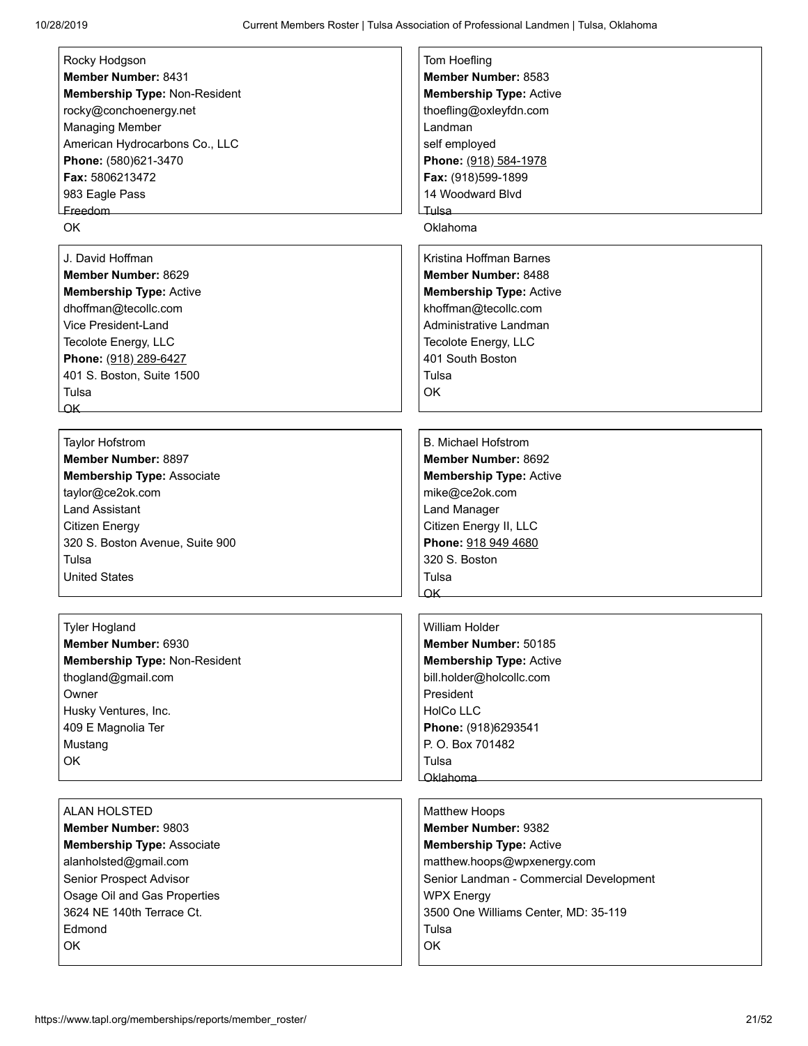Rocky Hodgson
**Member Number:** 8431
**Membership Type:** Non-Resident
rocky@conchoenergy.net
Managing Member
American Hydrocarbons Co., LLC
**Phone:** (580)621-3470
**Fax:** 5806213472
983 Eagle Pass
Freedom
OK

Tom Hoefling
**Member Number:** 8583
**Membership Type:** Active
thoefling@oxleyfdn.com
Landman
self employed
**Phone:** (918) 584-1978
**Fax:** (918)599-1899
14 Woodward Blvd
Tulsa
Oklahoma

J. David Hoffman
**Member Number:** 8629
**Membership Type:** Active
dhoffman@tecollc.com
Vice President-Land
Tecolote Energy, LLC
**Phone:** (918) 289-6427
401 S. Boston, Suite 1500
Tulsa
OK

Kristina Hoffman Barnes
**Member Number:** 8488
**Membership Type:** Active
khoffman@tecollc.com
Administrative Landman
Tecolote Energy, LLC
401 South Boston
Tulsa
OK

Taylor Hofstrom
**Member Number:** 8897
**Membership Type:** Associate
taylor@ce2ok.com
Land Assistant
Citizen Energy
320 S. Boston Avenue, Suite 900
Tulsa
United States

B. Michael Hofstrom
**Member Number:** 8692
**Membership Type:** Active
mike@ce2ok.com
Land Manager
Citizen Energy II, LLC
**Phone:** 918 949 4680
320 S. Boston
Tulsa
OK

Tyler Hogland
**Member Number:** 6930
**Membership Type:** Non-Resident
thogland@gmail.com
Owner
Husky Ventures, Inc.
409 E Magnolia Ter
Mustang
OK

William Holder
**Member Number:** 50185
**Membership Type:** Active
bill.holder@holcollc.com
President
HolCo LLC
**Phone:** (918)6293541
P. O. Box 701482
Tulsa
Oklahoma

ALAN HOLSTED
**Member Number:** 9803
**Membership Type:** Associate
alanholsted@gmail.com
Senior Prospect Advisor
Osage Oil and Gas Properties
3624 NE 140th Terrace Ct.
Edmond
OK

Matthew Hoops
**Member Number:** 9382
**Membership Type:** Active
matthew.hoops@wpxenergy.com
Senior Landman - Commercial Development
WPX Energy
3500 One Williams Center, MD: 35-119
Tulsa
OK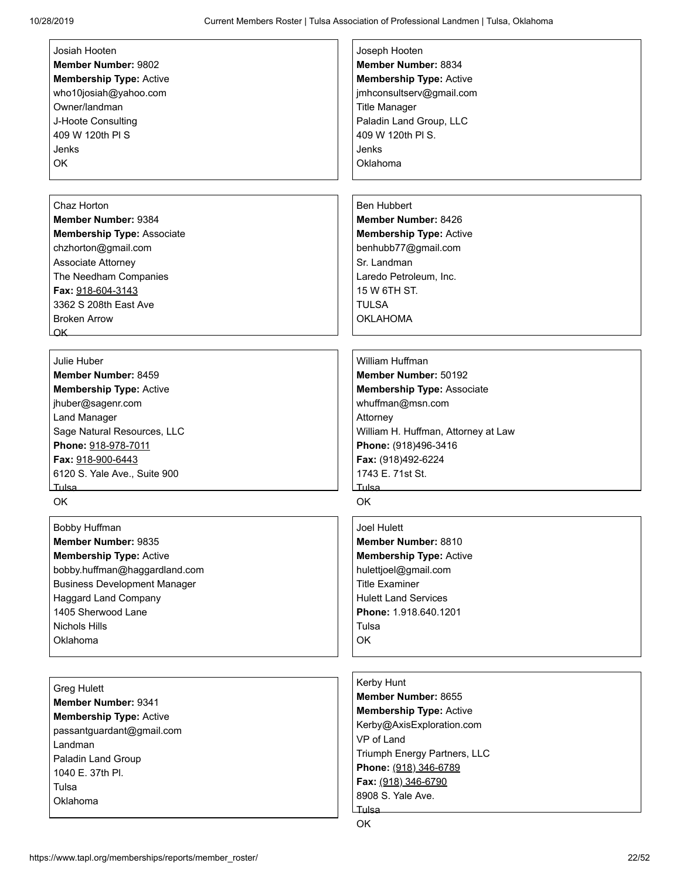Josiah Hooten
**Member Number:** 9802
**Membership Type:** Active
who10josiah@yahoo.com
Owner/landman
J-Hoote Consulting
409 W 120th Pl S
Jenks
OK

Joseph Hooten
**Member Number:** 8834
**Membership Type:** Active
jmhconsultserv@gmail.com
Title Manager
Paladin Land Group, LLC
409 W 120th Pl S.
Jenks
Oklahoma

Chaz Horton
**Member Number:** 9384
**Membership Type:** Associate
chzhorton@gmail.com
Associate Attorney
The Needham Companies
**Fax:** 918-604-3143
3362 S 208th East Ave
Broken Arrow
OK

Ben Hubbert
**Member Number:** 8426
**Membership Type:** Active
benhubb77@gmail.com
Sr. Landman
Laredo Petroleum, Inc.
15 W 6TH ST.
TULSA
OKLAHOMA

Julie Huber
**Member Number:** 8459
**Membership Type:** Active
jhuber@sagenr.com
Land Manager
Sage Natural Resources, LLC
**Phone:** 918-978-7011
**Fax:** 918-900-6443
6120 S. Yale Ave., Suite 900
Tulsa
OK

William Huffman
**Member Number:** 50192
**Membership Type:** Associate
whuffman@msn.com
Attorney
William H. Huffman, Attorney at Law
**Phone:** (918)496-3416
**Fax:** (918)492-6224
1743 E. 71st St.
Tulsa
OK

Bobby Huffman
**Member Number:** 9835
**Membership Type:** Active
bobby.huffman@haggardland.com
Business Development Manager
Haggard Land Company
1405 Sherwood Lane
Nichols Hills
Oklahoma

Joel Hulett
**Member Number:** 8810
**Membership Type:** Active
hulettjoel@gmail.com
Title Examiner
Hulett Land Services
**Phone:** 1.918.640.1201
Tulsa
OK

Greg Hulett
**Member Number:** 9341
**Membership Type:** Active
passantguardant@gmail.com
Landman
Paladin Land Group
1040 E. 37th Pl.
Tulsa
Oklahoma

Kerby Hunt
**Member Number:** 8655
**Membership Type:** Active
Kerby@AxisExploration.com
VP of Land
Triumph Energy Partners, LLC
**Phone:** (918) 346-6789
**Fax:** (918) 346-6790
8908 S. Yale Ave.
Tulsa
OK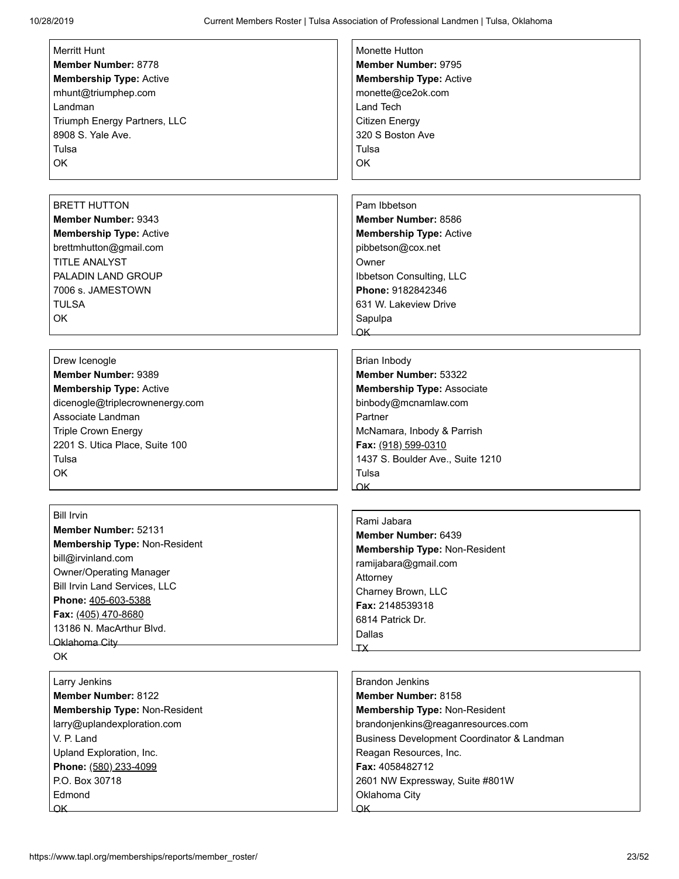Merritt Hunt
**Member Number:** 8778
**Membership Type:** Active
mhunt@triumphep.com
Landman
Triumph Energy Partners, LLC
8908 S. Yale Ave.
Tulsa
OK

Monette Hutton
**Member Number:** 9795
**Membership Type:** Active
monette@ce2ok.com
Land Tech
Citizen Energy
320 S Boston Ave
Tulsa
OK

BRETT HUTTON
**Member Number:** 9343
**Membership Type:** Active
brettmhutton@gmail.com
TITLE ANALYST
PALADIN LAND GROUP
7006 s. JAMESTOWN
TULSA
OK

Pam Ibbetson
**Member Number:** 8586
**Membership Type:** Active
pibbetson@cox.net
Owner
Ibbetson Consulting, LLC
**Phone:** 9182842346
631 W. Lakeview Drive
Sapulpa
OK

Drew Icenogle
**Member Number:** 9389
**Membership Type:** Active
dicenogle@triplecrownenergy.com
Associate Landman
Triple Crown Energy
2201 S. Utica Place, Suite 100
Tulsa
OK

Brian Inbody
**Member Number:** 53322
**Membership Type:** Associate
binbody@mcnamlaw.com
Partner
McNamara, Inbody & Parrish
**Fax:** (918) 599-0310
1437 S. Boulder Ave., Suite 1210
Tulsa
OK

Bill Irvin
**Member Number:** 52131
**Membership Type:** Non-Resident
bill@irvinland.com
Owner/Operating Manager
Bill Irvin Land Services, LLC
**Phone:** 405-603-5388
**Fax:** (405) 470-8680
13186 N. MacArthur Blvd.
Oklahoma City
OK

Rami Jabara
**Member Number:** 6439
**Membership Type:** Non-Resident
ramijabara@gmail.com
Attorney
Charney Brown, LLC
**Fax:** 2148539318
6814 Patrick Dr.
Dallas
TX

Larry Jenkins
**Member Number:** 8122
**Membership Type:** Non-Resident
larry@uplandexploration.com
V. P. Land
Upland Exploration, Inc.
**Phone:** (580) 233-4099
P.O. Box 30718
Edmond
OK

Brandon Jenkins
**Member Number:** 8158
**Membership Type:** Non-Resident
brandonjenkins@reaganresources.com
Business Development Coordinator & Landman
Reagan Resources, Inc.
**Fax:** 4058482712
2601 NW Expressway, Suite #801W
Oklahoma City
OK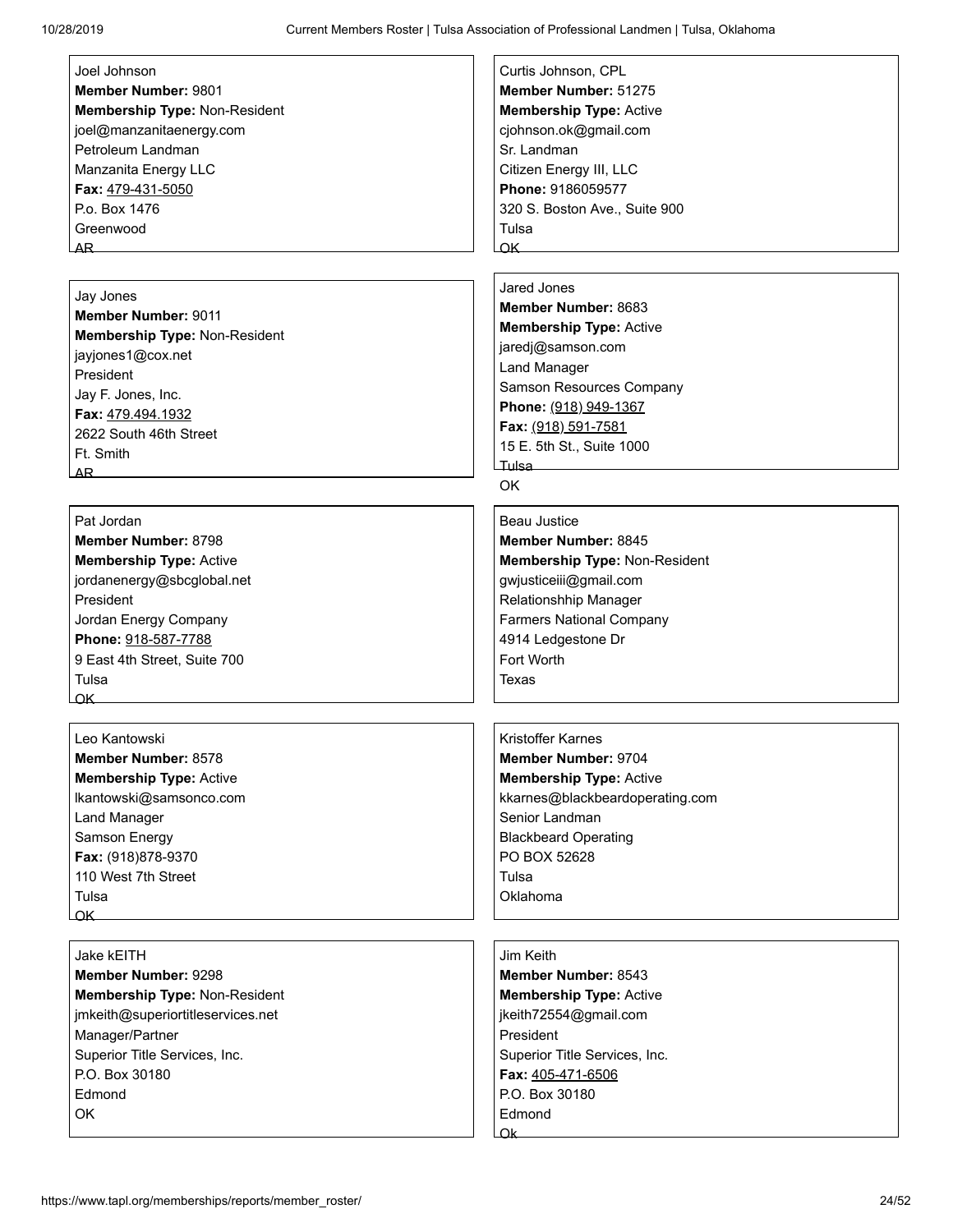Joel Johnson
**Member Number:** 9801
**Membership Type:** Non-Resident
joel@manzanitaenergy.com
Petroleum Landman
Manzanita Energy LLC
**Fax:** 479-431-5050
P.o. Box 1476
Greenwood
AR

Curtis Johnson, CPL
**Member Number:** 51275
**Membership Type:** Active
cjohnson.ok@gmail.com
Sr. Landman
Citizen Energy III, LLC
**Phone:** 9186059577
320 S. Boston Ave., Suite 900
Tulsa
OK

Jay Jones
**Member Number:** 9011
**Membership Type:** Non-Resident
jayjones1@cox.net
President
Jay F. Jones, Inc.
**Fax:** 479.494.1932
2622 South 46th Street
Ft. Smith
AR

Jared Jones
**Member Number:** 8683
**Membership Type:** Active
jaredj@samson.com
Land Manager
Samson Resources Company
**Phone:** (918) 949-1367
**Fax:** (918) 591-7581
15 E. 5th St., Suite 1000
Tulsa
OK

Pat Jordan
**Member Number:** 8798
**Membership Type:** Active
jordanenergy@sbcglobal.net
President
Jordan Energy Company
**Phone:** 918-587-7788
9 East 4th Street, Suite 700
Tulsa
OK

Beau Justice
**Member Number:** 8845
**Membership Type:** Non-Resident
gwjusticeiii@gmail.com
Relationshhip Manager
Farmers National Company
4914 Ledgestone Dr
Fort Worth
Texas

Leo Kantowski
**Member Number:** 8578
**Membership Type:** Active
lkantowski@samsonco.com
Land Manager
Samson Energy
**Fax:** (918)878-9370
110 West 7th Street
Tulsa
OK

Kristoffer Karnes
**Member Number:** 9704
**Membership Type:** Active
kkarnes@blackbeardoperating.com
Senior Landman
Blackbeard Operating
PO BOX 52628
Tulsa
Oklahoma

Jake kEITH
**Member Number:** 9298
**Membership Type:** Non-Resident
jmkeith@superiortitleservices.net
Manager/Partner
Superior Title Services, Inc.
P.O. Box 30180
Edmond
OK

Jim Keith
**Member Number:** 8543
**Membership Type:** Active
jkeith72554@gmail.com
President
Superior Title Services, Inc.
**Fax:** 405-471-6506
P.O. Box 30180
Edmond
Ok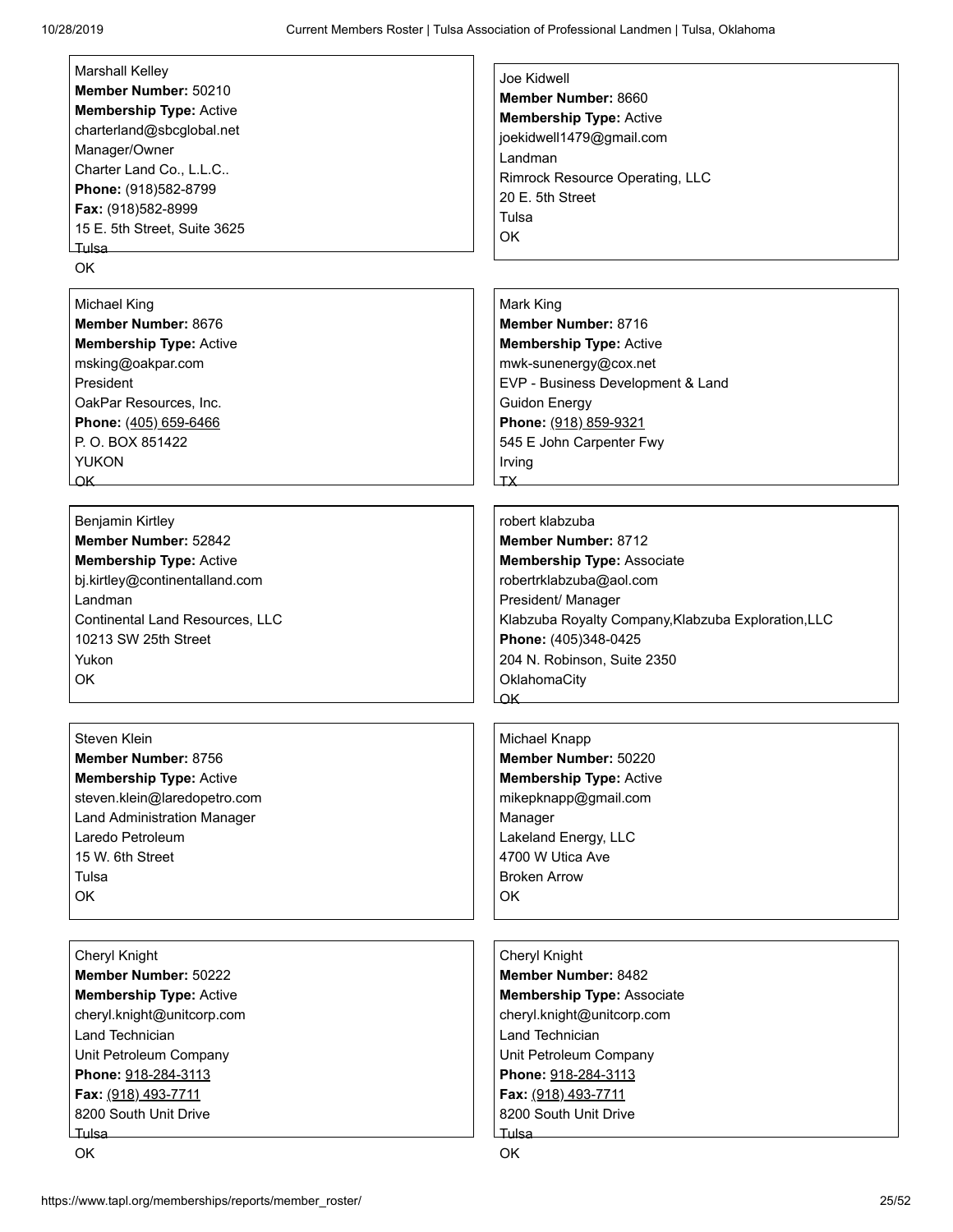Marshall Kelley
**Member Number:** 50210
**Membership Type:** Active
charterland@sbcglobal.net
Manager/Owner
Charter Land Co., L.L.C..
**Phone:** (918)582-8799
**Fax:** (918)582-8999
15 E. 5th Street, Suite 3625
Tulsa
OK

Joe Kidwell
**Member Number:** 8660
**Membership Type:** Active
joekidwell1479@gmail.com
Landman
Rimrock Resource Operating, LLC
20 E. 5th Street
Tulsa
OK

Michael King
**Member Number:** 8676
**Membership Type:** Active
msking@oakpar.com
President
OakPar Resources, Inc.
**Phone:** (405) 659-6466
P. O. BOX 851422
YUKON
OK

Mark King
**Member Number:** 8716
**Membership Type:** Active
mwk-sunenergy@cox.net
EVP - Business Development & Land
Guidon Energy
**Phone:** (918) 859-9321
545 E John Carpenter Fwy
Irving
TX

Benjamin Kirtley
**Member Number:** 52842
**Membership Type:** Active
bj.kirtley@continentalland.com
Landman
Continental Land Resources, LLC
10213 SW 25th Street
Yukon
OK

robert klabzuba
**Member Number:** 8712
**Membership Type:** Associate
robertrklabzuba@aol.com
President/ Manager
Klabzuba Royalty Company,Klabzuba Exploration,LLC
**Phone:** (405)348-0425
204 N. Robinson, Suite 2350
OklahomaCity
OK

Steven Klein
**Member Number:** 8756
**Membership Type:** Active
steven.klein@laredopetro.com
Land Administration Manager
Laredo Petroleum
15 W. 6th Street
Tulsa
OK

Michael Knapp
**Member Number:** 50220
**Membership Type:** Active
mikepknapp@gmail.com
Manager
Lakeland Energy, LLC
4700 W Utica Ave
Broken Arrow
OK

Cheryl Knight
**Member Number:** 50222
**Membership Type:** Active
cheryl.knight@unitcorp.com
Land Technician
Unit Petroleum Company
**Phone:** 918-284-3113
**Fax:** (918) 493-7711
8200 South Unit Drive
Tulsa
OK

Cheryl Knight
**Member Number:** 8482
**Membership Type:** Associate
cheryl.knight@unitcorp.com
Land Technician
Unit Petroleum Company
**Phone:** 918-284-3113
**Fax:** (918) 493-7711
8200 South Unit Drive
Tulsa
OK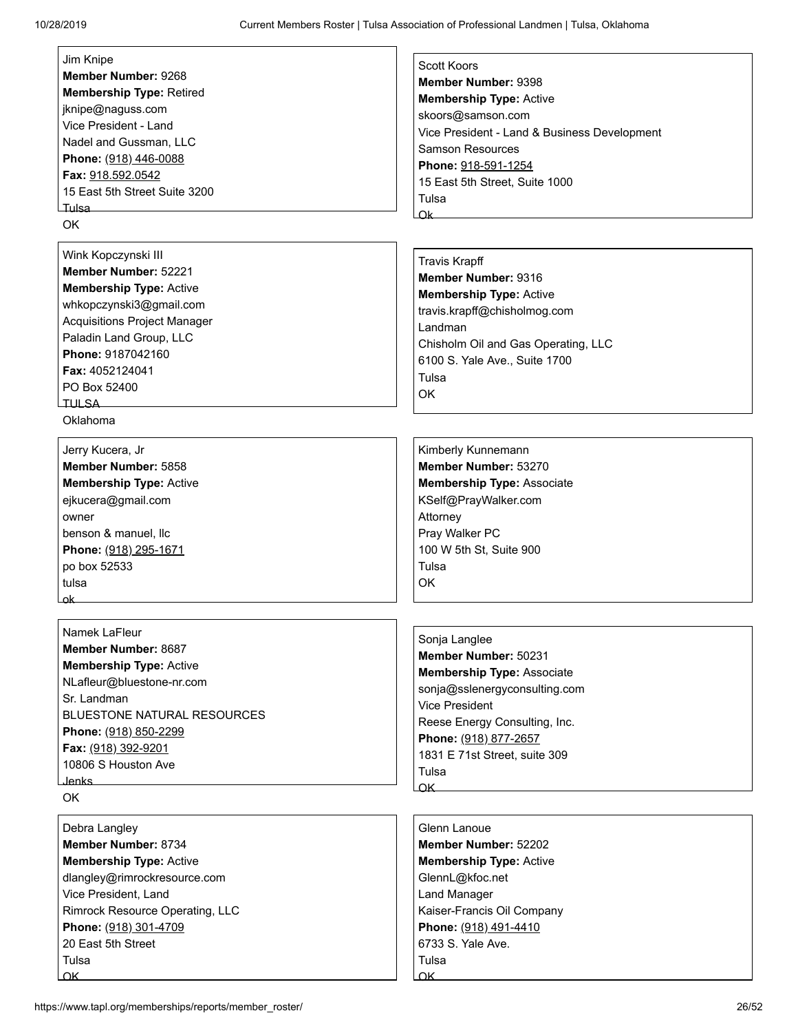Jim Knipe
**Member Number:** 9268
**Membership Type:** Retired
jknipe@naguss.com
Vice President - Land
Nadel and Gussman, LLC
**Phone:** (918) 446-0088
**Fax:** 918.592.0542
15 East 5th Street Suite 3200
Tulsa
OK

Scott Koors
**Member Number:** 9398
**Membership Type:** Active
skoors@samson.com
Vice President - Land & Business Development
Samson Resources
**Phone:** 918-591-1254
15 East 5th Street, Suite 1000
Tulsa
Ok

Wink Kopczynski III
**Member Number:** 52221
**Membership Type:** Active
whkopczynski3@gmail.com
Acquisitions Project Manager
Paladin Land Group, LLC
**Phone:** 9187042160
**Fax:** 4052124041
PO Box 52400
TULSA
Oklahoma

Travis Krapff
**Member Number:** 9316
**Membership Type:** Active
travis.krapff@chisholmog.com
Landman
Chisholm Oil and Gas Operating, LLC
6100 S. Yale Ave., Suite 1700
Tulsa
OK

Jerry Kucera, Jr
**Member Number:** 5858
**Membership Type:** Active
ejkucera@gmail.com
owner
benson & manuel, llc
**Phone:** (918) 295-1671
po box 52533
tulsa
ok

Kimberly Kunnemann
**Member Number:** 53270
**Membership Type:** Associate
KSelf@PrayWalker.com
Attorney
Pray Walker PC
100 W 5th St, Suite 900
Tulsa
OK

Namek LaFleur
**Member Number:** 8687
**Membership Type:** Active
NLafleur@bluestone-nr.com
Sr. Landman
BLUESTONE NATURAL RESOURCES
**Phone:** (918) 850-2299
**Fax:** (918) 392-9201
10806 S Houston Ave
Jenks
OK

Sonja Langlee
**Member Number:** 50231
**Membership Type:** Associate
sonja@sslenergyconsulting.com
Vice President
Reese Energy Consulting, Inc.
**Phone:** (918) 877-2657
1831 E 71st Street, suite 309
Tulsa
OK

Debra Langley
**Member Number:** 8734
**Membership Type:** Active
dlangley@rimrockresource.com
Vice President, Land
Rimrock Resource Operating, LLC
**Phone:** (918) 301-4709
20 East 5th Street
Tulsa
OK

Glenn Lanoue
**Member Number:** 52202
**Membership Type:** Active
GlennL@kfoc.net
Land Manager
Kaiser-Francis Oil Company
**Phone:** (918) 491-4410
6733 S. Yale Ave.
Tulsa
OK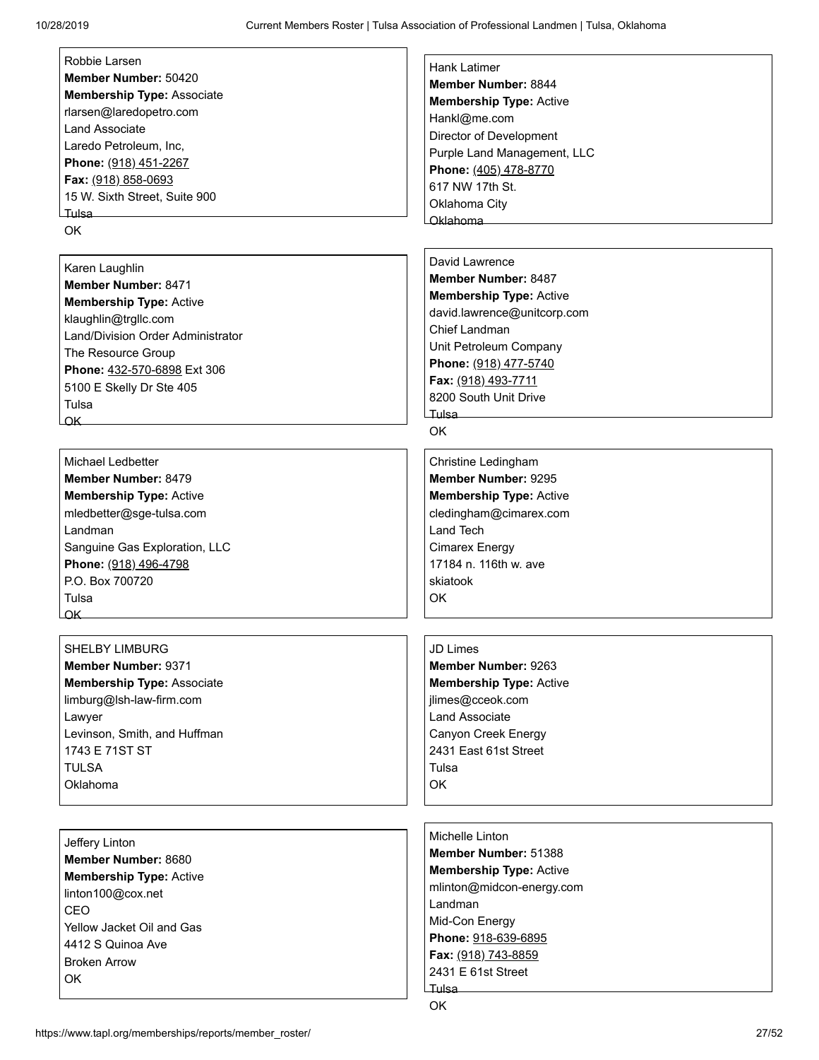Robbie Larsen
**Member Number:** 50420
**Membership Type:** Associate
rlarsen@laredopetro.com
Land Associate
Laredo Petroleum, Inc,
**Phone:** (918) 451-2267
**Fax:** (918) 858-0693
15 W. Sixth Street, Suite 900
Tulsa
OK

Hank Latimer
**Member Number:** 8844
**Membership Type:** Active
Hankl@me.com
Director of Development
Purple Land Management, LLC
**Phone:** (405) 478-8770
617 NW 17th St.
Oklahoma City
Oklahoma

Karen Laughlin
**Member Number:** 8471
**Membership Type:** Active
klaughlin@trgllc.com
Land/Division Order Administrator
The Resource Group
**Phone:** 432-570-6898 Ext 306
5100 E Skelly Dr Ste 405
Tulsa
OK

David Lawrence
**Member Number:** 8487
**Membership Type:** Active
david.lawrence@unitcorp.com
Chief Landman
Unit Petroleum Company
**Phone:** (918) 477-5740
**Fax:** (918) 493-7711
8200 South Unit Drive
Tulsa
OK

Michael Ledbetter
**Member Number:** 8479
**Membership Type:** Active
mledbetter@sge-tulsa.com
Landman
Sanguine Gas Exploration, LLC
**Phone:** (918) 496-4798
P.O. Box 700720
Tulsa
OK

Christine Ledingham
**Member Number:** 9295
**Membership Type:** Active
cledingham@cimarex.com
Land Tech
Cimarex Energy
17184 n. 116th w. ave
skiatook
OK

SHELBY LIMBURG
**Member Number:** 9371
**Membership Type:** Associate
limburg@lsh-law-firm.com
Lawyer
Levinson, Smith, and Huffman
1743 E 71ST ST
TULSA
Oklahoma

JD Limes
**Member Number:** 9263
**Membership Type:** Active
jlimes@cceok.com
Land Associate
Canyon Creek Energy
2431 East 61st Street
Tulsa
OK

Jeffery Linton
**Member Number:** 8680
**Membership Type:** Active
linton100@cox.net
CEO
Yellow Jacket Oil and Gas
4412 S Quinoa Ave
Broken Arrow
OK

Michelle Linton
**Member Number:** 51388
**Membership Type:** Active
mlinton@midcon-energy.com
Landman
Mid-Con Energy
**Phone:** 918-639-6895
**Fax:** (918) 743-8859
2431 E 61st Street
Tulsa
OK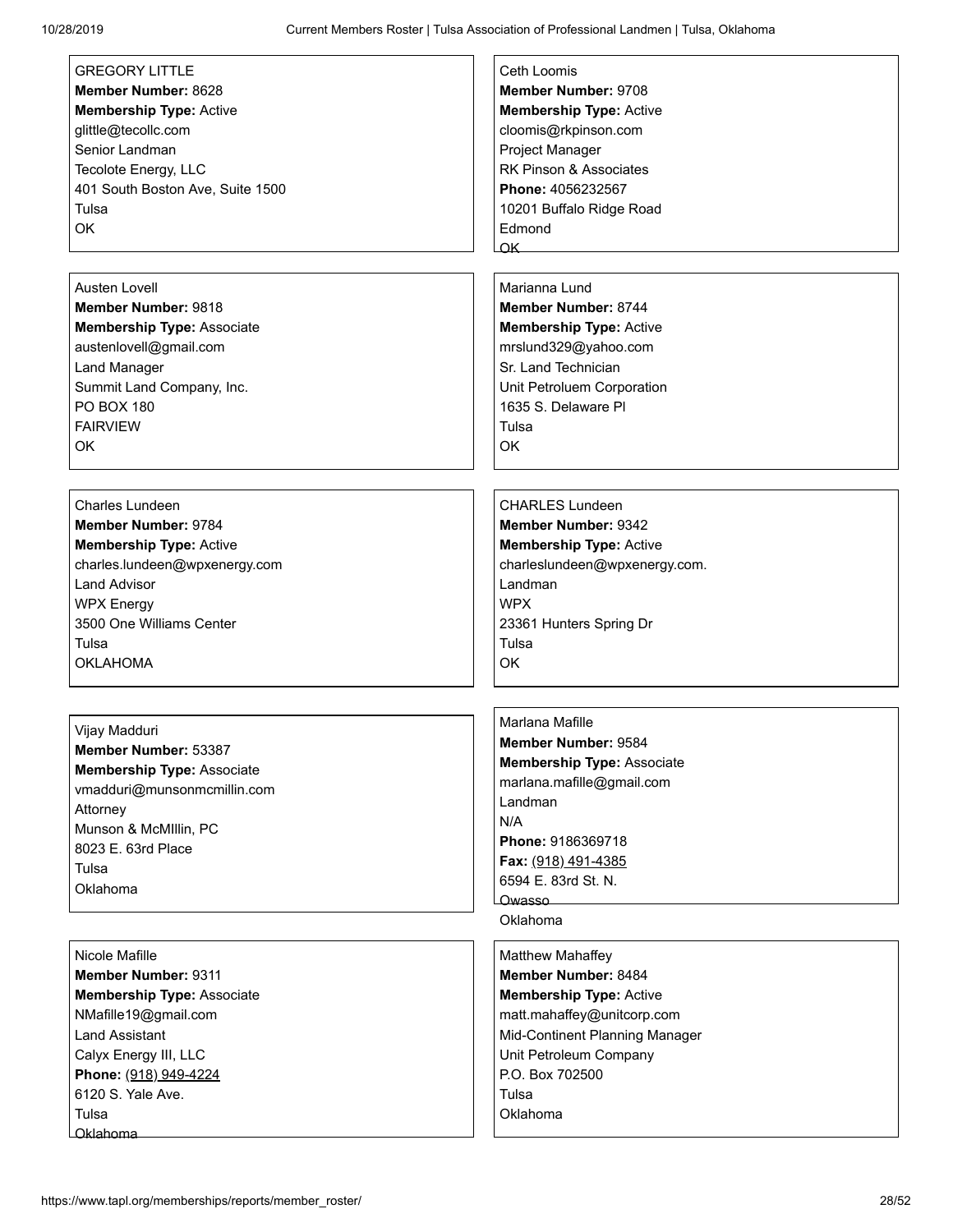GREGORY LITTLE
**Member Number:** 8628
**Membership Type:** Active
glittle@tecollc.com
Senior Landman
Tecolote Energy, LLC
401 South Boston Ave, Suite 1500
Tulsa
OK

Ceth Loomis
**Member Number:** 9708
**Membership Type:** Active
cloomis@rkpinson.com
Project Manager
RK Pinson & Associates
**Phone:** 4056232567
10201 Buffalo Ridge Road
Edmond
OK

Austen Lovell
**Member Number:** 9818
**Membership Type:** Associate
austenlovell@gmail.com
Land Manager
Summit Land Company, Inc.
PO BOX 180
FAIRVIEW
OK

Marianna Lund
**Member Number:** 8744
**Membership Type:** Active
mrslund329@yahoo.com
Sr. Land Technician
Unit Petroluem Corporation
1635 S. Delaware Pl
Tulsa
OK

Charles Lundeen
**Member Number:** 9784
**Membership Type:** Active
charles.lundeen@wpxenergy.com
Land Advisor
WPX Energy
3500 One Williams Center
Tulsa
OKLAHOMA

CHARLES Lundeen
**Member Number:** 9342
**Membership Type:** Active
charleslundeen@wpxenergy.com.
Landman
WPX
23361 Hunters Spring Dr
Tulsa
OK

Vijay Madduri
**Member Number:** 53387
**Membership Type:** Associate
vmadduri@munsonmcmillin.com
Attorney
Munson & McMIllin, PC
8023 E. 63rd Place
Tulsa
Oklahoma

Marlana Mafille
**Member Number:** 9584
**Membership Type:** Associate
marlana.mafille@gmail.com
Landman
N/A
**Phone:** 9186369718
**Fax:** (918) 491-4385
6594 E. 83rd St. N.
Owasso
Oklahoma

Nicole Mafille
**Member Number:** 9311
**Membership Type:** Associate
NMafille19@gmail.com
Land Assistant
Calyx Energy III, LLC
**Phone:** (918) 949-4224
6120 S. Yale Ave.
Tulsa
Oklahoma

Matthew Mahaffey
**Member Number:** 8484
**Membership Type:** Active
matt.mahaffey@unitcorp.com
Mid-Continent Planning Manager
Unit Petroleum Company
P.O. Box 702500
Tulsa
Oklahoma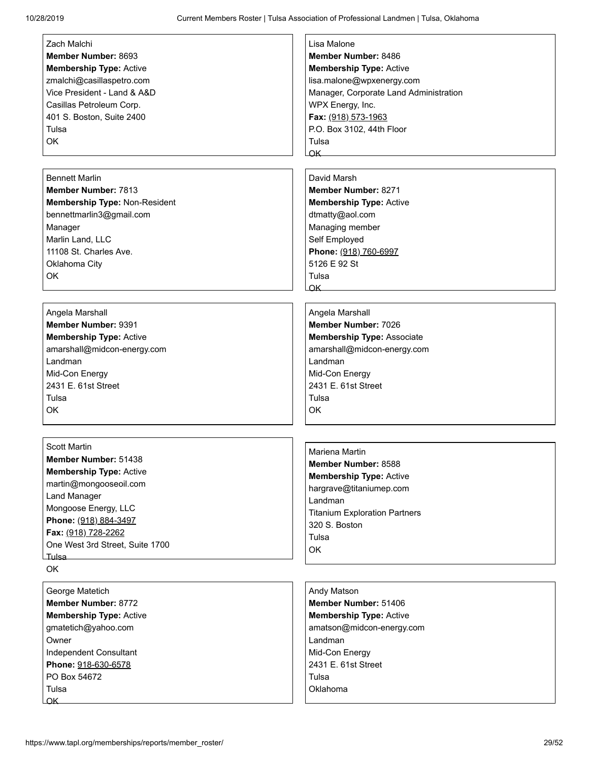Zach Malchi
**Member Number:** 8693
**Membership Type:** Active
zmalchi@casillaspetro.com
Vice President - Land & A&D
Casillas Petroleum Corp.
401 S. Boston, Suite 2400
Tulsa
OK

Lisa Malone
**Member Number:** 8486
**Membership Type:** Active
lisa.malone@wpxenergy.com
Manager, Corporate Land Administration
WPX Energy, Inc.
**Fax:** (918) 573-1963
P.O. Box 3102, 44th Floor
Tulsa
OK

Bennett Marlin
**Member Number:** 7813
**Membership Type:** Non-Resident
bennettmarlin3@gmail.com
Manager
Marlin Land, LLC
11108 St. Charles Ave.
Oklahoma City
OK

David Marsh
**Member Number:** 8271
**Membership Type:** Active
dtmatty@aol.com
Managing member
Self Employed
**Phone:** (918) 760-6997
5126 E 92 St
Tulsa
OK

Angela Marshall
**Member Number:** 9391
**Membership Type:** Active
amarshall@midcon-energy.com
Landman
Mid-Con Energy
2431 E. 61st Street
Tulsa
OK

Angela Marshall
**Member Number:** 7026
**Membership Type:** Associate
amarshall@midcon-energy.com
Landman
Mid-Con Energy
2431 E. 61st Street
Tulsa
OK

Scott Martin
**Member Number:** 51438
**Membership Type:** Active
martin@mongooseoil.com
Land Manager
Mongoose Energy, LLC
**Phone:** (918) 884-3497
**Fax:** (918) 728-2262
One West 3rd Street, Suite 1700
Tulsa
OK

Mariena Martin
**Member Number:** 8588
**Membership Type:** Active
hargrave@titaniumep.com
Landman
Titanium Exploration Partners
320 S. Boston
Tulsa
OK

George Matetich
**Member Number:** 8772
**Membership Type:** Active
gmatetich@yahoo.com
Owner
Independent Consultant
**Phone:** 918-630-6578
PO Box 54672
Tulsa
OK

Andy Matson
**Member Number:** 51406
**Membership Type:** Active
amatson@midcon-energy.com
Landman
Mid-Con Energy
2431 E. 61st Street
Tulsa
Oklahoma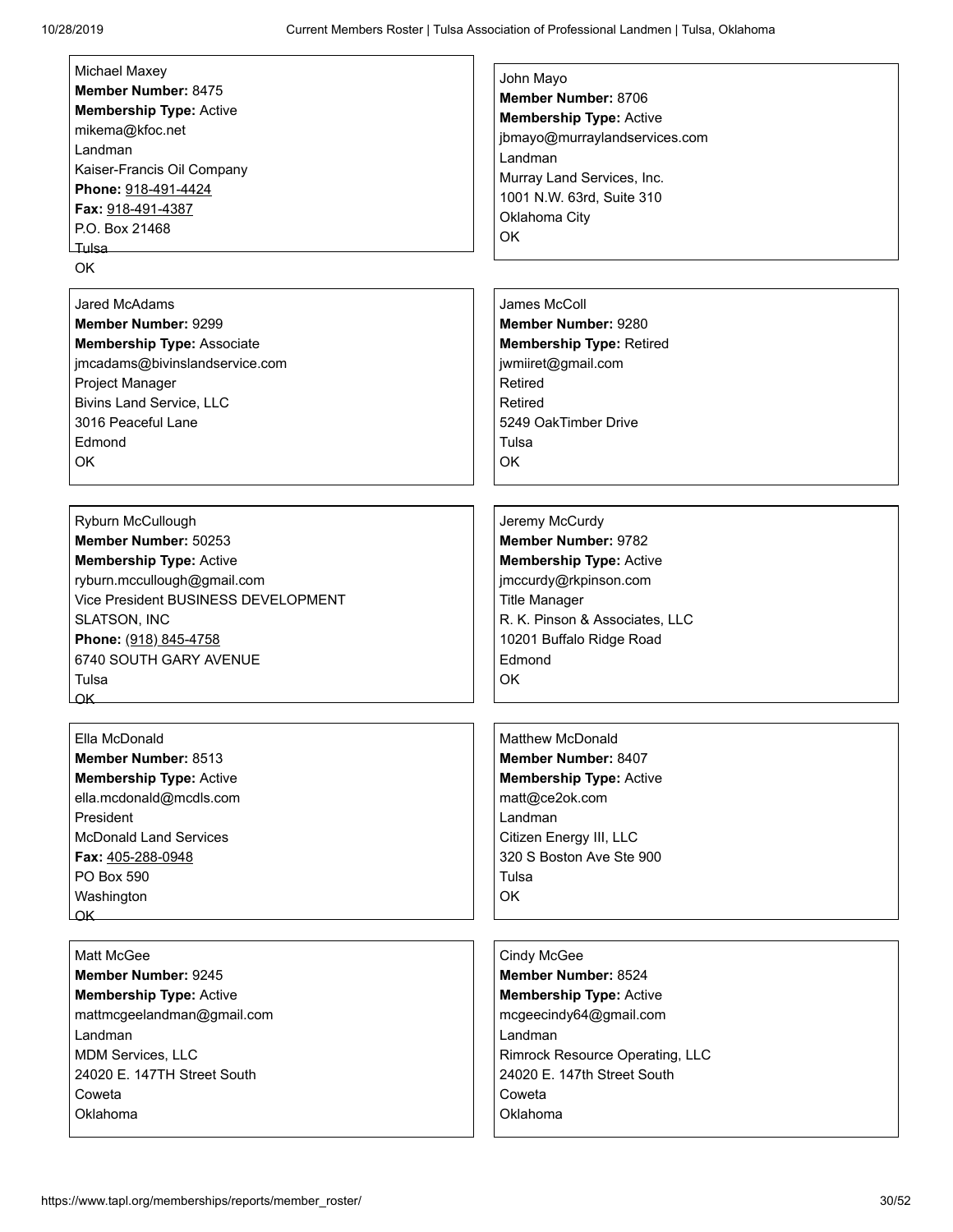Michael Maxey
**Member Number:** 8475
**Membership Type:** Active
mikema@kfoc.net
Landman
Kaiser-Francis Oil Company
**Phone:** 918-491-4424
**Fax:** 918-491-4387
P.O. Box 21468
Tulsa
OK

John Mayo
**Member Number:** 8706
**Membership Type:** Active
jbmayo@murraylandservices.com
Landman
Murray Land Services, Inc.
1001 N.W. 63rd, Suite 310
Oklahoma City
OK

Jared McAdams
**Member Number:** 9299
**Membership Type:** Associate
jmcadams@bivinslandservice.com
Project Manager
Bivins Land Service, LLC
3016 Peaceful Lane
Edmond
OK

James McColl
**Member Number:** 9280
**Membership Type:** Retired
jwmiiret@gmail.com
Retired
Retired
5249 OakTimber Drive
Tulsa
OK

Ryburn McCullough
**Member Number:** 50253
**Membership Type:** Active
ryburn.mccullough@gmail.com
Vice President BUSINESS DEVELOPMENT
SLATSON, INC
**Phone:** (918) 845-4758
6740 SOUTH GARY AVENUE
Tulsa
OK

Jeremy McCurdy
**Member Number:** 9782
**Membership Type:** Active
jmccurdy@rkpinson.com
Title Manager
R. K. Pinson & Associates, LLC
10201 Buffalo Ridge Road
Edmond
OK

Ella McDonald
**Member Number:** 8513
**Membership Type:** Active
ella.mcdonald@mcdls.com
President
McDonald Land Services
**Fax:** 405-288-0948
PO Box 590
Washington
OK

Matthew McDonald
**Member Number:** 8407
**Membership Type:** Active
matt@ce2ok.com
Landman
Citizen Energy III, LLC
320 S Boston Ave Ste 900
Tulsa
OK

Matt McGee
**Member Number:** 9245
**Membership Type:** Active
mattmcgeelandman@gmail.com
Landman
MDM Services, LLC
24020 E. 147TH Street South
Coweta
Oklahoma

Cindy McGee
**Member Number:** 8524
**Membership Type:** Active
mcgeecindy64@gmail.com
Landman
Rimrock Resource Operating, LLC
24020 E. 147th Street South
Coweta
Oklahoma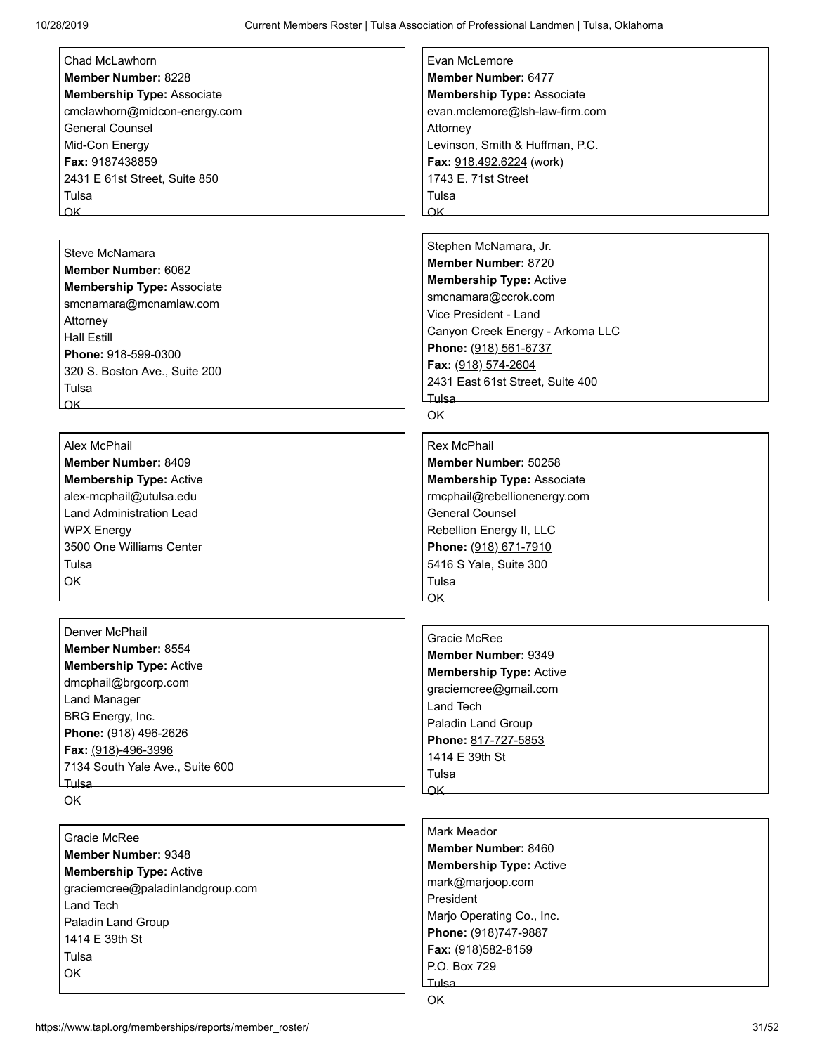Chad McLawhorn
**Member Number:** 8228
**Membership Type:** Associate
cmclawhorn@midcon-energy.com
General Counsel
Mid-Con Energy
**Fax:** 9187438859
2431 E 61st Street, Suite 850
Tulsa
OK

Evan McLemore
**Member Number:** 6477
**Membership Type:** Associate
evan.mclemore@lsh-law-firm.com
Attorney
Levinson, Smith & Huffman, P.C.
**Fax:** 918.492.6224 (work)
1743 E. 71st Street
Tulsa
OK

Steve McNamara
**Member Number:** 6062
**Membership Type:** Associate
smcnamara@mcnamlaw.com
Attorney
Hall Estill
**Phone:** 918-599-0300
320 S. Boston Ave., Suite 200
Tulsa
OK

Stephen McNamara, Jr.
**Member Number:** 8720
**Membership Type:** Active
smcnamara@ccrok.com
Vice President - Land
Canyon Creek Energy - Arkoma LLC
**Phone:** (918) 561-6737
**Fax:** (918) 574-2604
2431 East 61st Street, Suite 400
Tulsa
OK

Alex McPhail
**Member Number:** 8409
**Membership Type:** Active
alex-mcphail@utulsa.edu
Land Administration Lead
WPX Energy
3500 One Williams Center
Tulsa
OK

Rex McPhail
**Member Number:** 50258
**Membership Type:** Associate
rmcphail@rebellionenergy.com
General Counsel
Rebellion Energy II, LLC
**Phone:** (918) 671-7910
5416 S Yale, Suite 300
Tulsa
OK

Denver McPhail
**Member Number:** 8554
**Membership Type:** Active
dmcphail@brgcorp.com
Land Manager
BRG Energy, Inc.
**Phone:** (918) 496-2626
**Fax:** (918)-496-3996
7134 South Yale Ave., Suite 600
Tulsa
OK

Gracie McRee
**Member Number:** 9349
**Membership Type:** Active
graciemcree@gmail.com
Land Tech
Paladin Land Group
**Phone:** 817-727-5853
1414 E 39th St
Tulsa
OK

Gracie McRee
**Member Number:** 9348
**Membership Type:** Active
graciemcree@paladinlandgroup.com
Land Tech
Paladin Land Group
1414 E 39th St
Tulsa
OK

Mark Meador
**Member Number:** 8460
**Membership Type:** Active
mark@marjoop.com
President
Marjo Operating Co., Inc.
**Phone:** (918)747-9887
**Fax:** (918)582-8159
P.O. Box 729
Tulsa
OK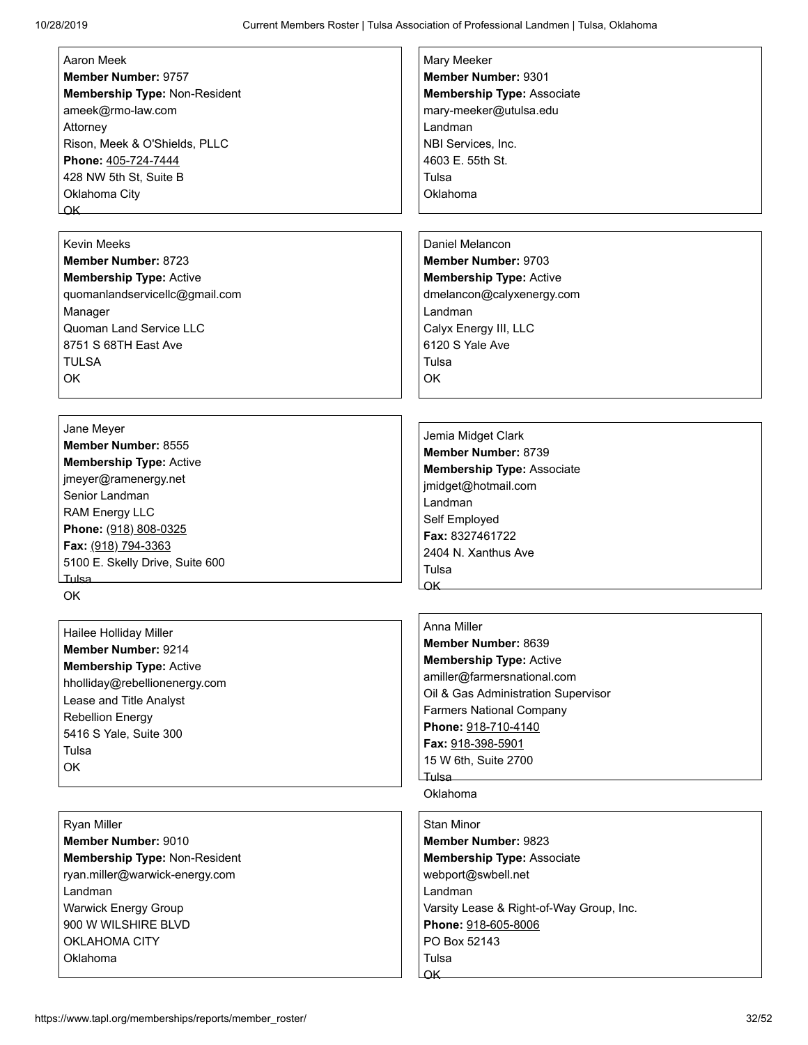Aaron Meek
**Member Number:** 9757
**Membership Type:** Non-Resident
ameek@rmo-law.com
Attorney
Rison, Meek & O'Shields, PLLC
**Phone:** 405-724-7444
428 NW 5th St, Suite B
Oklahoma City
OK

Mary Meeker
**Member Number:** 9301
**Membership Type:** Associate
mary-meeker@utulsa.edu
Landman
NBI Services, Inc.
4603 E. 55th St.
Tulsa
Oklahoma

Kevin Meeks
**Member Number:** 8723
**Membership Type:** Active
quomanlandservicellc@gmail.com
Manager
Quoman Land Service LLC
8751 S 68TH East Ave
TULSA
OK

Daniel Melancon
**Member Number:** 9703
**Membership Type:** Active
dmelancon@calyxenergy.com
Landman
Calyx Energy III, LLC
6120 S Yale Ave
Tulsa
OK

Jane Meyer
**Member Number:** 8555
**Membership Type:** Active
jmeyer@ramenergy.net
Senior Landman
RAM Energy LLC
**Phone:** (918) 808-0325
**Fax:** (918) 794-3363
5100 E. Skelly Drive, Suite 600
Tulsa
OK

Jemia Midget Clark
**Member Number:** 8739
**Membership Type:** Associate
jmidget@hotmail.com
Landman
Self Employed
**Fax:** 8327461722
2404 N. Xanthus Ave
Tulsa
OK

Hailee Holliday Miller
**Member Number:** 9214
**Membership Type:** Active
hholliday@rebellionenergy.com
Lease and Title Analyst
Rebellion Energy
5416 S Yale, Suite 300
Tulsa
OK

Anna Miller
**Member Number:** 8639
**Membership Type:** Active
amiller@farmersnational.com
Oil & Gas Administration Supervisor
Farmers National Company
**Phone:** 918-710-4140
**Fax:** 918-398-5901
15 W 6th, Suite 2700
Tulsa
Oklahoma

Ryan Miller
**Member Number:** 9010
**Membership Type:** Non-Resident
ryan.miller@warwick-energy.com
Landman
Warwick Energy Group
900 W WILSHIRE BLVD
OKLAHOMA CITY
Oklahoma

Stan Minor
**Member Number:** 9823
**Membership Type:** Associate
webport@swbell.net
Landman
Varsity Lease & Right-of-Way Group, Inc.
**Phone:** 918-605-8006
PO Box 52143
Tulsa
OK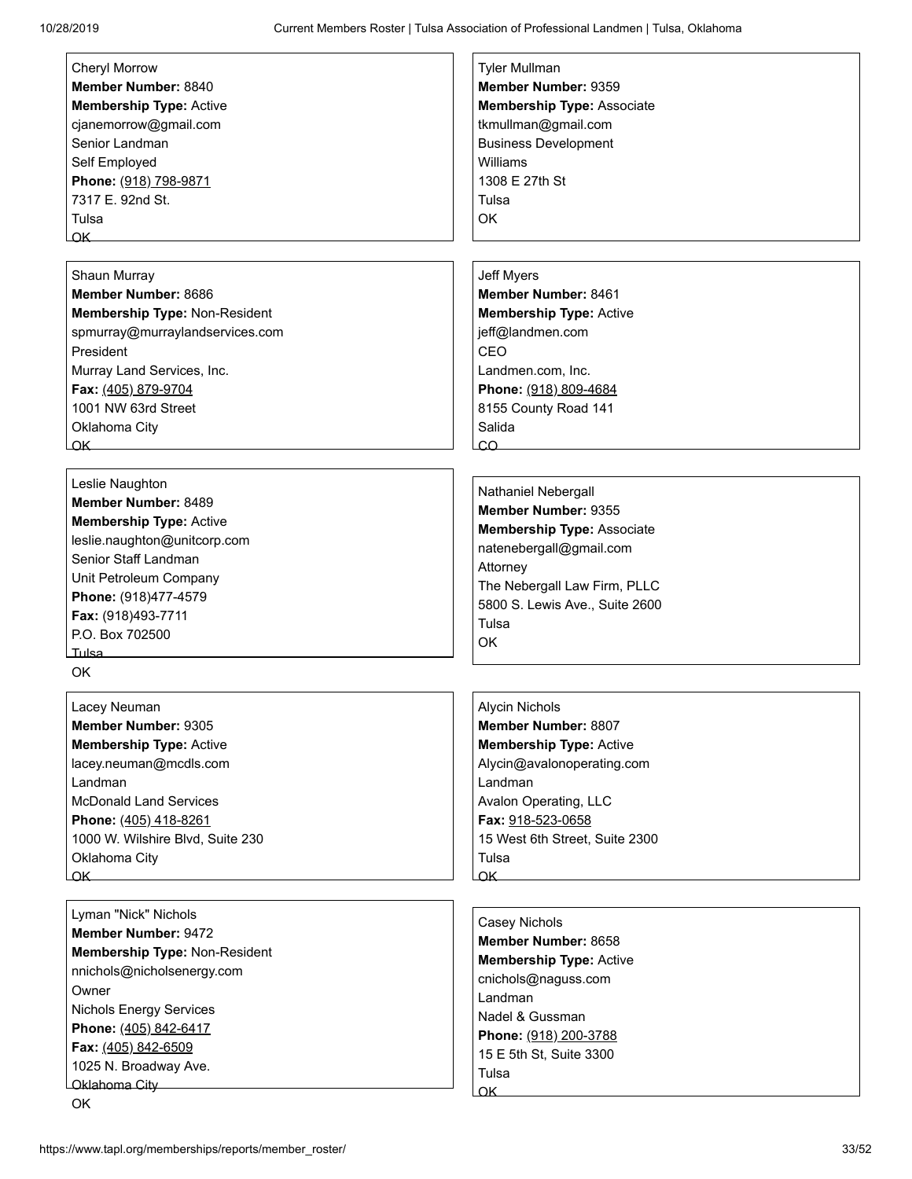Cheryl Morrow
**Member Number:** 8840
**Membership Type:** Active
cjanemorrow@gmail.com
Senior Landman
Self Employed
**Phone:** (918) 798-9871
7317 E. 92nd St.
Tulsa
OK

Tyler Mullman
**Member Number:** 9359
**Membership Type:** Associate
tkmullman@gmail.com
Business Development
Williams
1308 E 27th St
Tulsa
OK

Shaun Murray
**Member Number:** 8686
**Membership Type:** Non-Resident
spmurray@murraylandservices.com
President
Murray Land Services, Inc.
**Fax:** (405) 879-9704
1001 NW 63rd Street
Oklahoma City
OK

Jeff Myers
**Member Number:** 8461
**Membership Type:** Active
jeff@landmen.com
CEO
Landmen.com, Inc.
**Phone:** (918) 809-4684
8155 County Road 141
Salida
CO

Leslie Naughton
**Member Number:** 8489
**Membership Type:** Active
leslie.naughton@unitcorp.com
Senior Staff Landman
Unit Petroleum Company
**Phone:** (918)477-4579
**Fax:** (918)493-7711
P.O. Box 702500
Tulsa
OK

Nathaniel Nebergall
**Member Number:** 9355
**Membership Type:** Associate
natenebergall@gmail.com
Attorney
The Nebergall Law Firm, PLLC
5800 S. Lewis Ave., Suite 2600
Tulsa
OK

Lacey Neuman
**Member Number:** 9305
**Membership Type:** Active
lacey.neuman@mcdls.com
Landman
McDonald Land Services
**Phone:** (405) 418-8261
1000 W. Wilshire Blvd, Suite 230
Oklahoma City
OK

Alycin Nichols
**Member Number:** 8807
**Membership Type:** Active
Alycin@avalonoperating.com
Landman
Avalon Operating, LLC
**Fax:** 918-523-0658
15 West 6th Street, Suite 2300
Tulsa
OK

Lyman "Nick" Nichols
**Member Number:** 9472
**Membership Type:** Non-Resident
nnichols@nicholsenergy.com
Owner
Nichols Energy Services
**Phone:** (405) 842-6417
**Fax:** (405) 842-6509
1025 N. Broadway Ave.
Oklahoma City
OK

Casey Nichols
**Member Number:** 8658
**Membership Type:** Active
cnichols@naguss.com
Landman
Nadel & Gussman
**Phone:** (918) 200-3788
15 E 5th St, Suite 3300
Tulsa
OK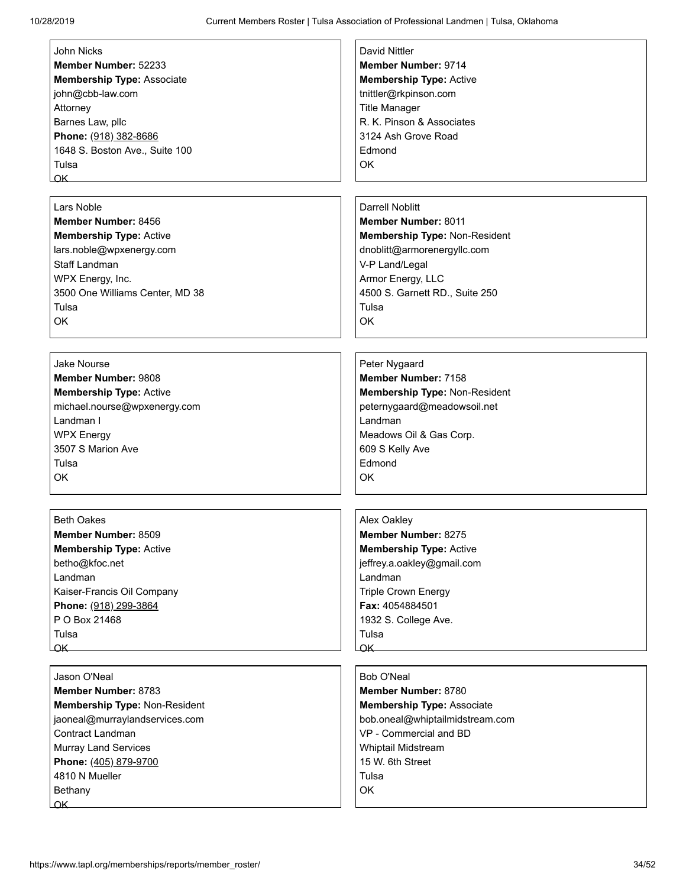John Nicks
**Member Number:** 52233
**Membership Type:** Associate
john@cbb-law.com
Attorney
Barnes Law, pllc
**Phone:** (918) 382-8686
1648 S. Boston Ave., Suite 100
Tulsa
OK

David Nittler
**Member Number:** 9714
**Membership Type:** Active
tnittler@rkpinson.com
Title Manager
R. K. Pinson & Associates
3124 Ash Grove Road
Edmond
OK

Lars Noble
**Member Number:** 8456
**Membership Type:** Active
lars.noble@wpxenergy.com
Staff Landman
WPX Energy, Inc.
3500 One Williams Center, MD 38
Tulsa
OK

Darrell Noblitt
**Member Number:** 8011
**Membership Type:** Non-Resident
dnoblitt@armorenergyllc.com
V-P Land/Legal
Armor Energy, LLC
4500 S. Garnett RD., Suite 250
Tulsa
OK

Jake Nourse
**Member Number:** 9808
**Membership Type:** Active
michael.nourse@wpxenergy.com
Landman I
WPX Energy
3507 S Marion Ave
Tulsa
OK

Peter Nygaard
**Member Number:** 7158
**Membership Type:** Non-Resident
peternygaard@meadowsoil.net
Landman
Meadows Oil & Gas Corp.
609 S Kelly Ave
Edmond
OK

Beth Oakes
**Member Number:** 8509
**Membership Type:** Active
betho@kfoc.net
Landman
Kaiser-Francis Oil Company
**Phone:** (918) 299-3864
P O Box 21468
Tulsa
OK

Alex Oakley
**Member Number:** 8275
**Membership Type:** Active
jeffrey.a.oakley@gmail.com
Landman
Triple Crown Energy
**Fax:** 4054884501
1932 S. College Ave.
Tulsa
OK

Jason O'Neal
**Member Number:** 8783
**Membership Type:** Non-Resident
jaoneal@murraylandservices.com
Contract Landman
Murray Land Services
**Phone:** (405) 879-9700
4810 N Mueller
Bethany
OK

Bob O'Neal
**Member Number:** 8780
**Membership Type:** Associate
bob.oneal@whiptailmidstream.com
VP - Commercial and BD
Whiptail Midstream
15 W. 6th Street
Tulsa
OK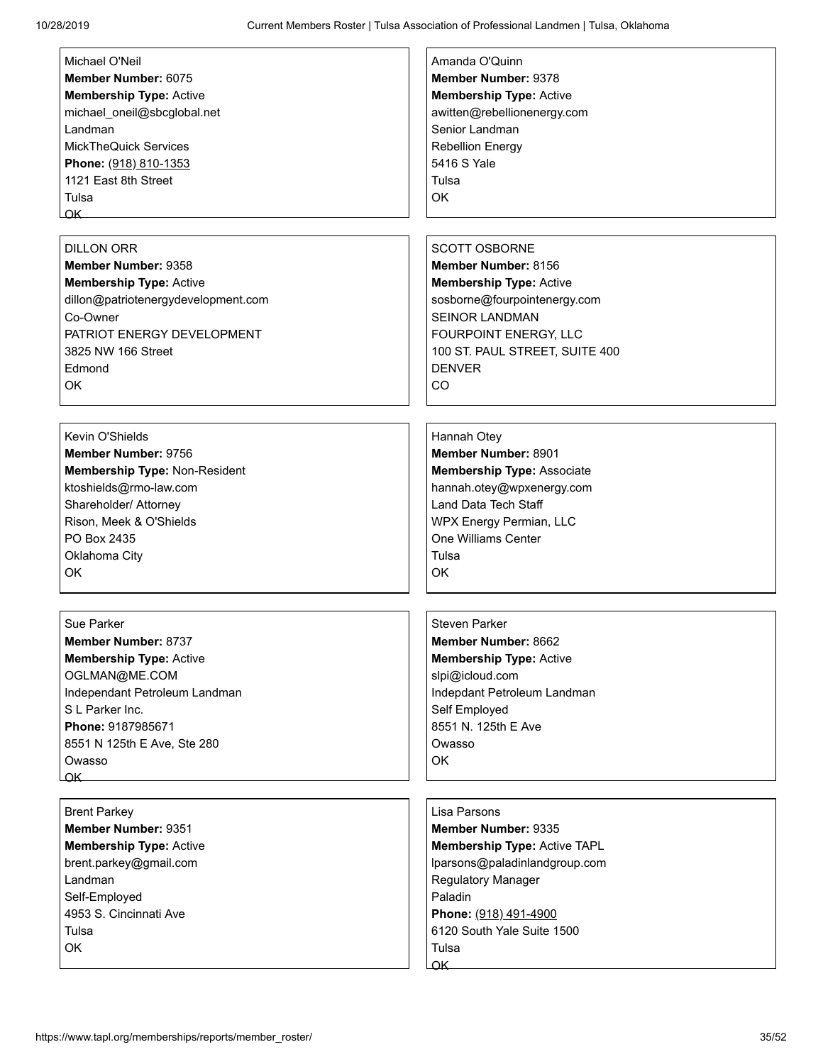Michael O'Neil
**Member Number:** 6075
**Membership Type:** Active
michael_oneil@sbcglobal.net
Landman
MickTheQuick Services
**Phone:** (918) 810-1353
1121 East 8th Street
Tulsa
OK

Amanda O'Quinn
**Member Number:** 9378
**Membership Type:** Active
awitten@rebellionenergy.com
Senior Landman
Rebellion Energy
5416 S Yale
Tulsa
OK

DILLON ORR
**Member Number:** 9358
**Membership Type:** Active
dillon@patriotenergydevelopment.com
Co-Owner
PATRIOT ENERGY DEVELOPMENT
3825 NW 166 Street
Edmond
OK

SCOTT OSBORNE
**Member Number:** 8156
**Membership Type:** Active
sosborne@fourpointenergy.com
SEINOR LANDMAN
FOURPOINT ENERGY, LLC
100 ST. PAUL STREET, SUITE 400
DENVER
CO

Kevin O'Shields
**Member Number:** 9756
**Membership Type:** Non-Resident
ktoshields@rmo-law.com
Shareholder/ Attorney
Rison, Meek & O'Shields
PO Box 2435
Oklahoma City
OK

Hannah Otey
**Member Number:** 8901
**Membership Type:** Associate
hannah.otey@wpxenergy.com
Land Data Tech Staff
WPX Energy Permian, LLC
One Williams Center
Tulsa
OK

Sue Parker
**Member Number:** 8737
**Membership Type:** Active
OGLMAN@ME.COM
Independant Petroleum Landman
S L Parker Inc.
**Phone:** 9187985671
8551 N 125th E Ave, Ste 280
Owasso
OK

Steven Parker
**Member Number:** 8662
**Membership Type:** Active
slpi@icloud.com
Indepdant Petroleum Landman
Self Employed
8551 N. 125th E Ave
Owasso
OK

Brent Parkey
**Member Number:** 9351
**Membership Type:** Active
brent.parkey@gmail.com
Landman
Self-Employed
4953 S. Cincinnati Ave
Tulsa
OK

Lisa Parsons
**Member Number:** 9335
**Membership Type:** Active TAPL
lparsons@paladinlandgroup.com
Regulatory Manager
Paladin
**Phone:** (918) 491-4900
6120 South Yale Suite 1500
Tulsa
OK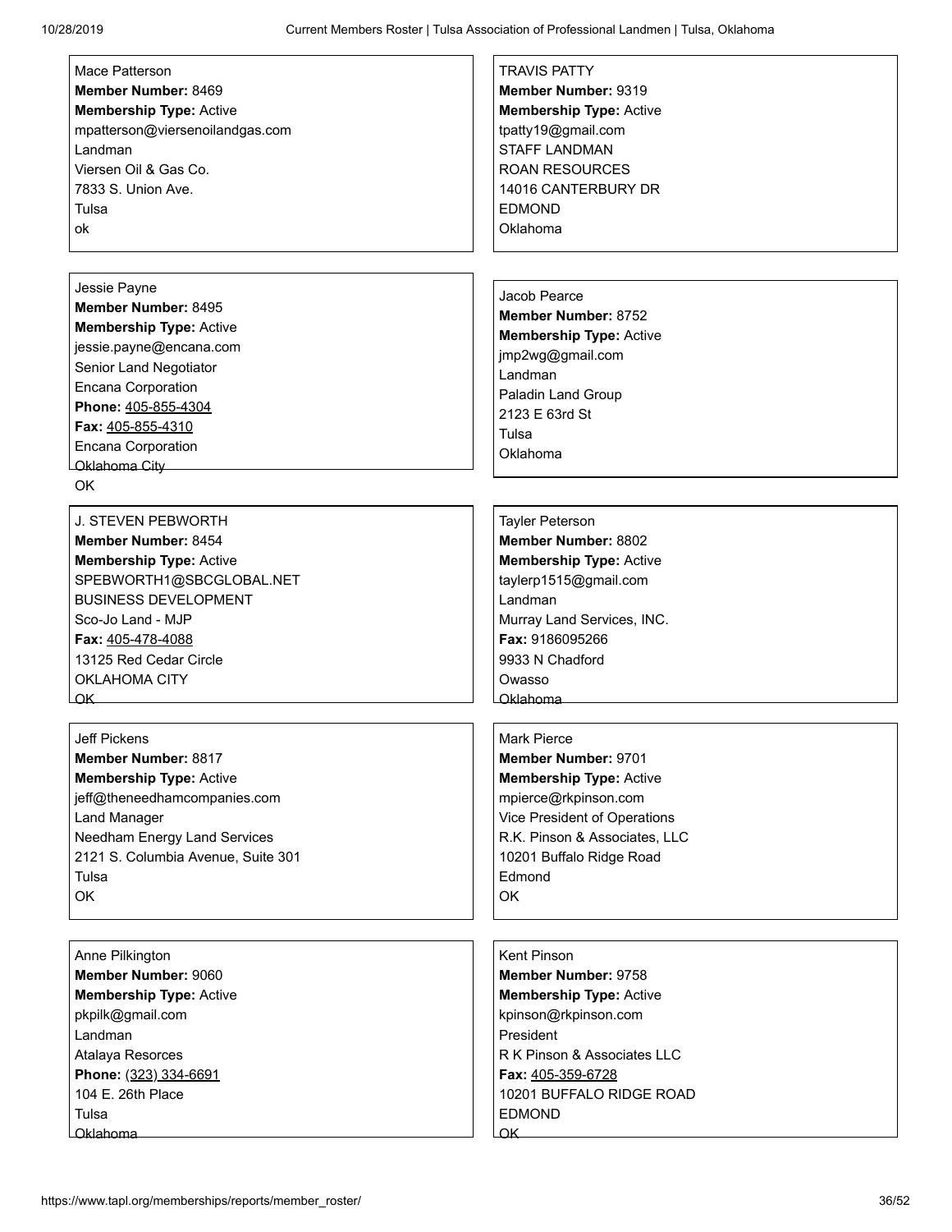Mace Patterson
**Member Number:** 8469
**Membership Type:** Active
mpatterson@viersenoilandgas.com
Landman
Viersen Oil & Gas Co.
7833 S. Union Ave.
Tulsa
ok

TRAVIS PATTY
**Member Number:** 9319
**Membership Type:** Active
tpatty19@gmail.com
STAFF LANDMAN
ROAN RESOURCES
14016 CANTERBURY DR
EDMOND
Oklahoma

Jessie Payne
**Member Number:** 8495
**Membership Type:** Active
jessie.payne@encana.com
Senior Land Negotiator
Encana Corporation
**Phone:** 405-855-4304
**Fax:** 405-855-4310
Encana Corporation
Oklahoma City
OK

Jacob Pearce
**Member Number:** 8752
**Membership Type:** Active
jmp2wg@gmail.com
Landman
Paladin Land Group
2123 E 63rd St
Tulsa
Oklahoma

J. STEVEN PEBWORTH
**Member Number:** 8454
**Membership Type:** Active
SPEBWORTH1@SBCGLOBAL.NET
BUSINESS DEVELOPMENT
Sco-Jo Land - MJP
**Fax:** 405-478-4088
13125 Red Cedar Circle
OKLAHOMA CITY
OK

Tayler Peterson
**Member Number:** 8802
**Membership Type:** Active
taylerp1515@gmail.com
Landman
Murray Land Services, INC.
**Fax:** 9186095266
9933 N Chadford
Owasso
Oklahoma

Jeff Pickens
**Member Number:** 8817
**Membership Type:** Active
jeff@theneedhamcompanies.com
Land Manager
Needham Energy Land Services
2121 S. Columbia Avenue, Suite 301
Tulsa
OK

Mark Pierce
**Member Number:** 9701
**Membership Type:** Active
mpierce@rkpinson.com
Vice President of Operations
R.K. Pinson & Associates, LLC
10201 Buffalo Ridge Road
Edmond
OK

Anne Pilkington
**Member Number:** 9060
**Membership Type:** Active
pkpilk@gmail.com
Landman
Atalaya Resorces
**Phone:** (323) 334-6691
104 E. 26th Place
Tulsa
Oklahoma

Kent Pinson
**Member Number:** 9758
**Membership Type:** Active
kpinson@rkpinson.com
President
R K Pinson & Associates LLC
**Fax:** 405-359-6728
10201 BUFFALO RIDGE ROAD
EDMOND
OK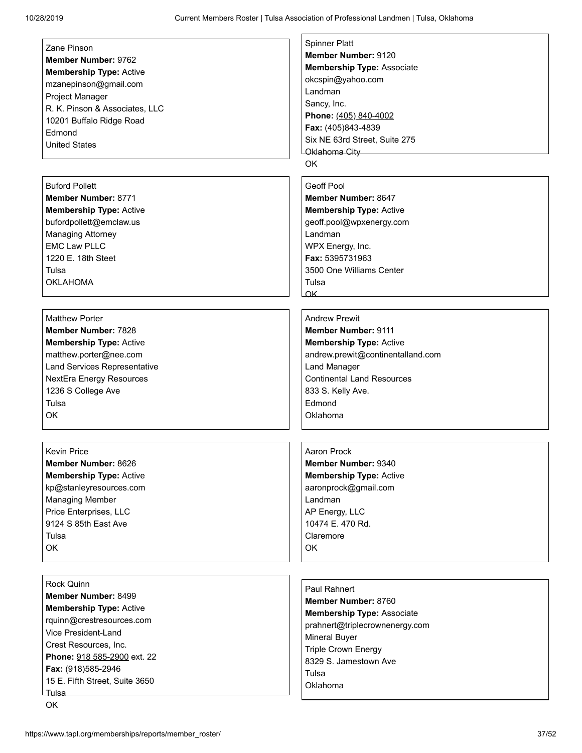Zane Pinson
**Member Number:** 9762
**Membership Type:** Active
mzanepinson@gmail.com
Project Manager
R. K. Pinson & Associates, LLC
10201 Buffalo Ridge Road
Edmond
United States

Spinner Platt
**Member Number:** 9120
**Membership Type:** Associate
okcspin@yahoo.com
Landman
Sancy, Inc.
**Phone:** (405) 840-4002
**Fax:** (405)843-4839
Six NE 63rd Street, Suite 275
Oklahoma City
OK

Buford Pollett
**Member Number:** 8771
**Membership Type:** Active
bufordpollett@emclaw.us
Managing Attorney
EMC Law PLLC
1220 E. 18th Steet
Tulsa
OKLAHOMA

Geoff Pool
**Member Number:** 8647
**Membership Type:** Active
geoff.pool@wpxenergy.com
Landman
WPX Energy, Inc.
**Fax:** 5395731963
3500 One Williams Center
Tulsa
OK

Matthew Porter
**Member Number:** 7828
**Membership Type:** Active
matthew.porter@nee.com
Land Services Representative
NextEra Energy Resources
1236 S College Ave
Tulsa
OK

Andrew Prewit
**Member Number:** 9111
**Membership Type:** Active
andrew.prewit@continentalland.com
Land Manager
Continental Land Resources
833 S. Kelly Ave.
Edmond
Oklahoma

Kevin Price
**Member Number:** 8626
**Membership Type:** Active
kp@stanleyresources.com
Managing Member
Price Enterprises, LLC
9124 S 85th East Ave
Tulsa
OK

Aaron Prock
**Member Number:** 9340
**Membership Type:** Active
aaronprock@gmail.com
Landman
AP Energy, LLC
10474 E. 470 Rd.
Claremore
OK

Rock Quinn
**Member Number:** 8499
**Membership Type:** Active
rquinn@crestresources.com
Vice President-Land
Crest Resources, Inc.
**Phone:** 918 585-2900 ext. 22
**Fax:** (918)585-2946
15 E. Fifth Street, Suite 3650
Tulsa
OK

Paul Rahnert
**Member Number:** 8760
**Membership Type:** Associate
prahnert@triplecrownenergy.com
Mineral Buyer
Triple Crown Energy
8329 S. Jamestown Ave
Tulsa
Oklahoma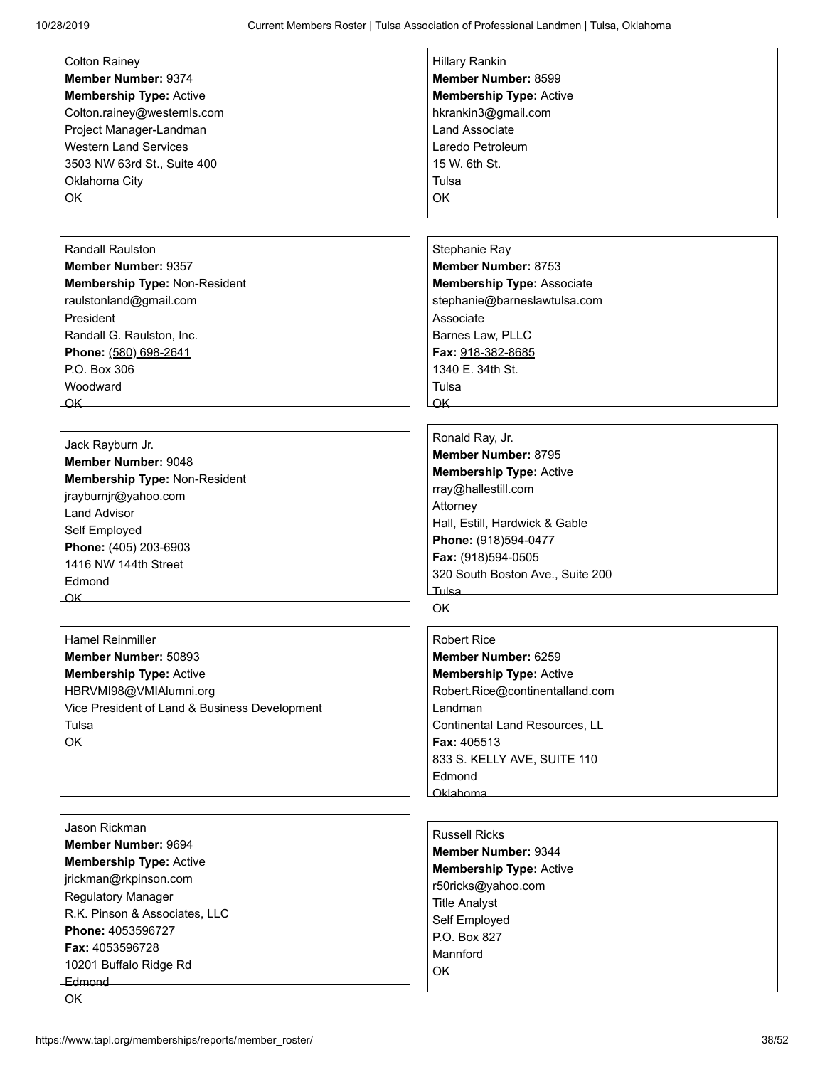Colton Rainey
**Member Number:** 9374
**Membership Type:** Active
Colton.rainey@westernls.com
Project Manager-Landman
Western Land Services
3503 NW 63rd St., Suite 400
Oklahoma City
OK

Hillary Rankin
**Member Number:** 8599
**Membership Type:** Active
hkrankin3@gmail.com
Land Associate
Laredo Petroleum
15 W. 6th St.
Tulsa
OK

Randall Raulston
**Member Number:** 9357
**Membership Type:** Non-Resident
raulstonland@gmail.com
President
Randall G. Raulston, Inc.
**Phone:** (580) 698-2641
P.O. Box 306
Woodward
OK

Stephanie Ray
**Member Number:** 8753
**Membership Type:** Associate
stephanie@barneslawtulsa.com
Associate
Barnes Law, PLLC
**Fax:** 918-382-8685
1340 E. 34th St.
Tulsa
OK

Jack Rayburn Jr.
**Member Number:** 9048
**Membership Type:** Non-Resident
jrayburnjr@yahoo.com
Land Advisor
Self Employed
**Phone:** (405) 203-6903
1416 NW 144th Street
Edmond
OK

Ronald Ray, Jr.
**Member Number:** 8795
**Membership Type:** Active
rray@hallestill.com
Attorney
Hall, Estill, Hardwick & Gable
**Phone:** (918)594-0477
**Fax:** (918)594-0505
320 South Boston Ave., Suite 200
Tulsa
OK

Hamel Reinmiller
**Member Number:** 50893
**Membership Type:** Active
HBRVMI98@VMIAlumni.org
Vice President of Land & Business Development
Tulsa
OK

Robert Rice
**Member Number:** 6259
**Membership Type:** Active
Robert.Rice@continentalland.com
Landman
Continental Land Resources, LL
**Fax:** 405513
833 S. KELLY AVE, SUITE 110
Edmond
Oklahoma

Jason Rickman
**Member Number:** 9694
**Membership Type:** Active
jrickman@rkpinson.com
Regulatory Manager
R.K. Pinson & Associates, LLC
**Phone:** 4053596727
**Fax:** 4053596728
10201 Buffalo Ridge Rd
Edmond
OK

Russell Ricks
**Member Number:** 9344
**Membership Type:** Active
r50ricks@yahoo.com
Title Analyst
Self Employed
P.O. Box 827
Mannford
OK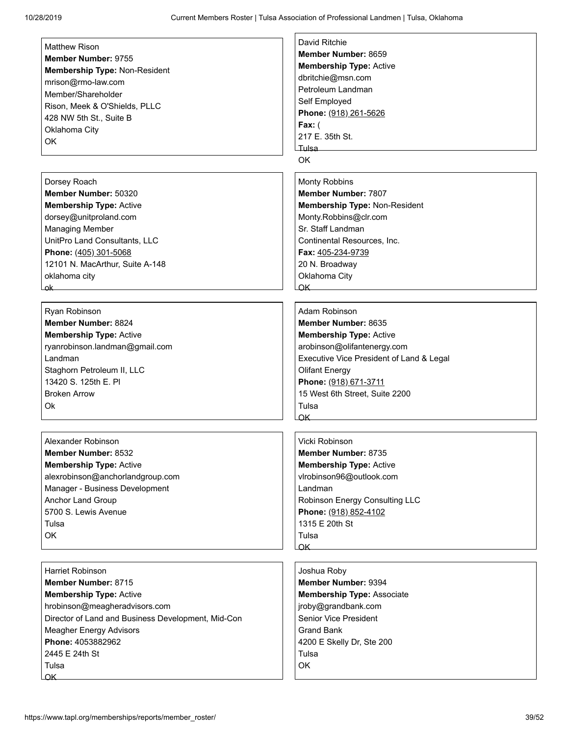Matthew Rison
**Member Number:** 9755
**Membership Type:** Non-Resident
mrison@rmo-law.com
Member/Shareholder
Rison, Meek & O'Shields, PLLC
428 NW 5th St., Suite B
Oklahoma City
OK

David Ritchie
**Member Number:** 8659
**Membership Type:** Active
dbritchie@msn.com
Petroleum Landman
Self Employed
**Phone:** (918) 261-5626
**Fax:** (
217 E. 35th St.
Tulsa
OK

Dorsey Roach
**Member Number:** 50320
**Membership Type:** Active
dorsey@unitproland.com
Managing Member
UnitPro Land Consultants, LLC
**Phone:** (405) 301-5068
12101 N. MacArthur, Suite A-148
oklahoma city
ok

Monty Robbins
**Member Number:** 7807
**Membership Type:** Non-Resident
Monty.Robbins@clr.com
Sr. Staff Landman
Continental Resources, Inc.
**Fax:** 405-234-9739
20 N. Broadway
Oklahoma City
OK

Ryan Robinson
**Member Number:** 8824
**Membership Type:** Active
ryanrobinson.landman@gmail.com
Landman
Staghorn Petroleum II, LLC
13420 S. 125th E. Pl
Broken Arrow
Ok

Adam Robinson
**Member Number:** 8635
**Membership Type:** Active
arobinson@olifantenergy.com
Executive Vice President of Land & Legal
Olifant Energy
**Phone:** (918) 671-3711
15 West 6th Street, Suite 2200
Tulsa
OK

Alexander Robinson
**Member Number:** 8532
**Membership Type:** Active
alexrobinson@anchorlandgroup.com
Manager - Business Development
Anchor Land Group
5700 S. Lewis Avenue
Tulsa
OK

Vicki Robinson
**Member Number:** 8735
**Membership Type:** Active
vlrobinson96@outlook.com
Landman
Robinson Energy Consulting LLC
**Phone:** (918) 852-4102
1315 E 20th St
Tulsa
OK

Harriet Robinson
**Member Number:** 8715
**Membership Type:** Active
hrobinson@meagheradvisors.com
Director of Land and Business Development, Mid-Con
Meagher Energy Advisors
**Phone:** 4053882962
2445 E 24th St
Tulsa
OK

Joshua Roby
**Member Number:** 9394
**Membership Type:** Associate
jroby@grandbank.com
Senior Vice President
Grand Bank
4200 E Skelly Dr, Ste 200
Tulsa
OK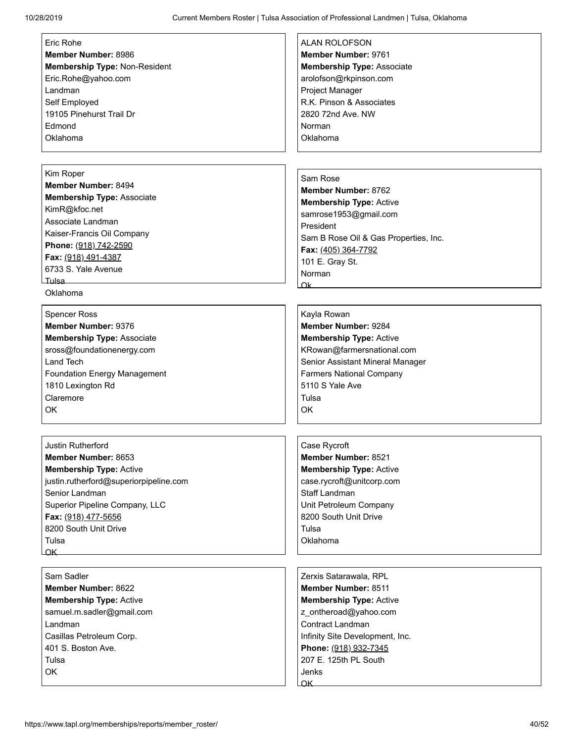Eric Rohe
**Member Number:** 8986
**Membership Type:** Non-Resident
Eric.Rohe@yahoo.com
Landman
Self Employed
19105 Pinehurst Trail Dr
Edmond
Oklahoma

ALAN ROLOFSON
**Member Number:** 9761
**Membership Type:** Associate
arolofson@rkpinson.com
Project Manager
R.K. Pinson & Associates
2820 72nd Ave. NW
Norman
Oklahoma

Kim Roper
**Member Number:** 8494
**Membership Type:** Associate
KimR@kfoc.net
Associate Landman
Kaiser-Francis Oil Company
**Phone:** (918) 742-2590
**Fax:** (918) 491-4387
6733 S. Yale Avenue
Tulsa
Oklahoma

Sam Rose
**Member Number:** 8762
**Membership Type:** Active
samrose1953@gmail.com
President
Sam B Rose Oil & Gas Properties, Inc.
**Fax:** (405) 364-7792
101 E. Gray St.
Norman
Ok

Spencer Ross
**Member Number:** 9376
**Membership Type:** Associate
sross@foundationenergy.com
Land Tech
Foundation Energy Management
1810 Lexington Rd
Claremore
OK

Kayla Rowan
**Member Number:** 9284
**Membership Type:** Active
KRowan@farmersnational.com
Senior Assistant Mineral Manager
Farmers National Company
5110 S Yale Ave
Tulsa
OK

Justin Rutherford
**Member Number:** 8653
**Membership Type:** Active
justin.rutherford@superiorpipeline.com
Senior Landman
Superior Pipeline Company, LLC
**Fax:** (918) 477-5656
8200 South Unit Drive
Tulsa
OK

Case Rycroft
**Member Number:** 8521
**Membership Type:** Active
case.rycroft@unitcorp.com
Staff Landman
Unit Petroleum Company
8200 South Unit Drive
Tulsa
Oklahoma

Sam Sadler
**Member Number:** 8622
**Membership Type:** Active
samuel.m.sadler@gmail.com
Landman
Casillas Petroleum Corp.
401 S. Boston Ave.
Tulsa
OK

Zerxis Satarawala, RPL
**Member Number:** 8511
**Membership Type:** Active
z_ontheroad@yahoo.com
Contract Landman
Infinity Site Development, Inc.
**Phone:** (918) 932-7345
207 E. 125th PL South
Jenks
OK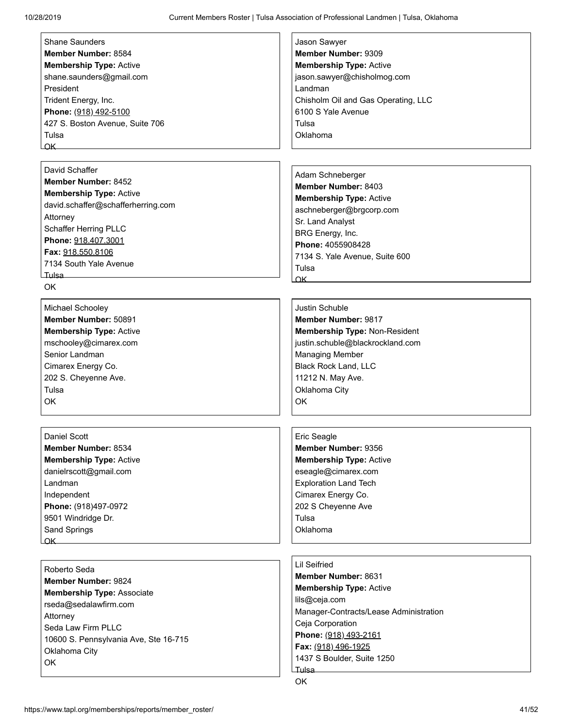Shane Saunders
**Member Number:** 8584
**Membership Type:** Active
shane.saunders@gmail.com
President
Trident Energy, Inc.
**Phone:** (918) 492-5100
427 S. Boston Avenue, Suite 706
Tulsa
OK

Jason Sawyer
**Member Number:** 9309
**Membership Type:** Active
jason.sawyer@chisholmog.com
Landman
Chisholm Oil and Gas Operating, LLC
6100 S Yale Avenue
Tulsa
Oklahoma

David Schaffer
**Member Number:** 8452
**Membership Type:** Active
david.schaffer@schafferherring.com
Attorney
Schaffer Herring PLLC
**Phone:** 918.407.3001
**Fax:** 918.550.8106
7134 South Yale Avenue
Tulsa
OK

Adam Schneberger
**Member Number:** 8403
**Membership Type:** Active
aschneberger@brgcorp.com
Sr. Land Analyst
BRG Energy, Inc.
**Phone:** 4055908428
7134 S. Yale Avenue, Suite 600
Tulsa
OK

Michael Schooley
**Member Number:** 50891
**Membership Type:** Active
mschooley@cimarex.com
Senior Landman
Cimarex Energy Co.
202 S. Cheyenne Ave.
Tulsa
OK

Justin Schuble
**Member Number:** 9817
**Membership Type:** Non-Resident
justin.schuble@blackrockland.com
Managing Member
Black Rock Land, LLC
11212 N. May Ave.
Oklahoma City
OK

Daniel Scott
**Member Number:** 8534
**Membership Type:** Active
danielrscott@gmail.com
Landman
Independent
**Phone:** (918)497-0972
9501 Windridge Dr.
Sand Springs
OK

Eric Seagle
**Member Number:** 9356
**Membership Type:** Active
eseagle@cimarex.com
Exploration Land Tech
Cimarex Energy Co.
202 S Cheyenne Ave
Tulsa
Oklahoma

Roberto Seda
**Member Number:** 9824
**Membership Type:** Associate
rseda@sedalawfirm.com
Attorney
Seda Law Firm PLLC
10600 S. Pennsylvania Ave, Ste 16-715
Oklahoma City
OK

Lil Seifried
**Member Number:** 8631
**Membership Type:** Active
lils@ceja.com
Manager-Contracts/Lease Administration
Ceja Corporation
**Phone:** (918) 493-2161
**Fax:** (918) 496-1925
1437 S Boulder, Suite 1250
Tulsa
OK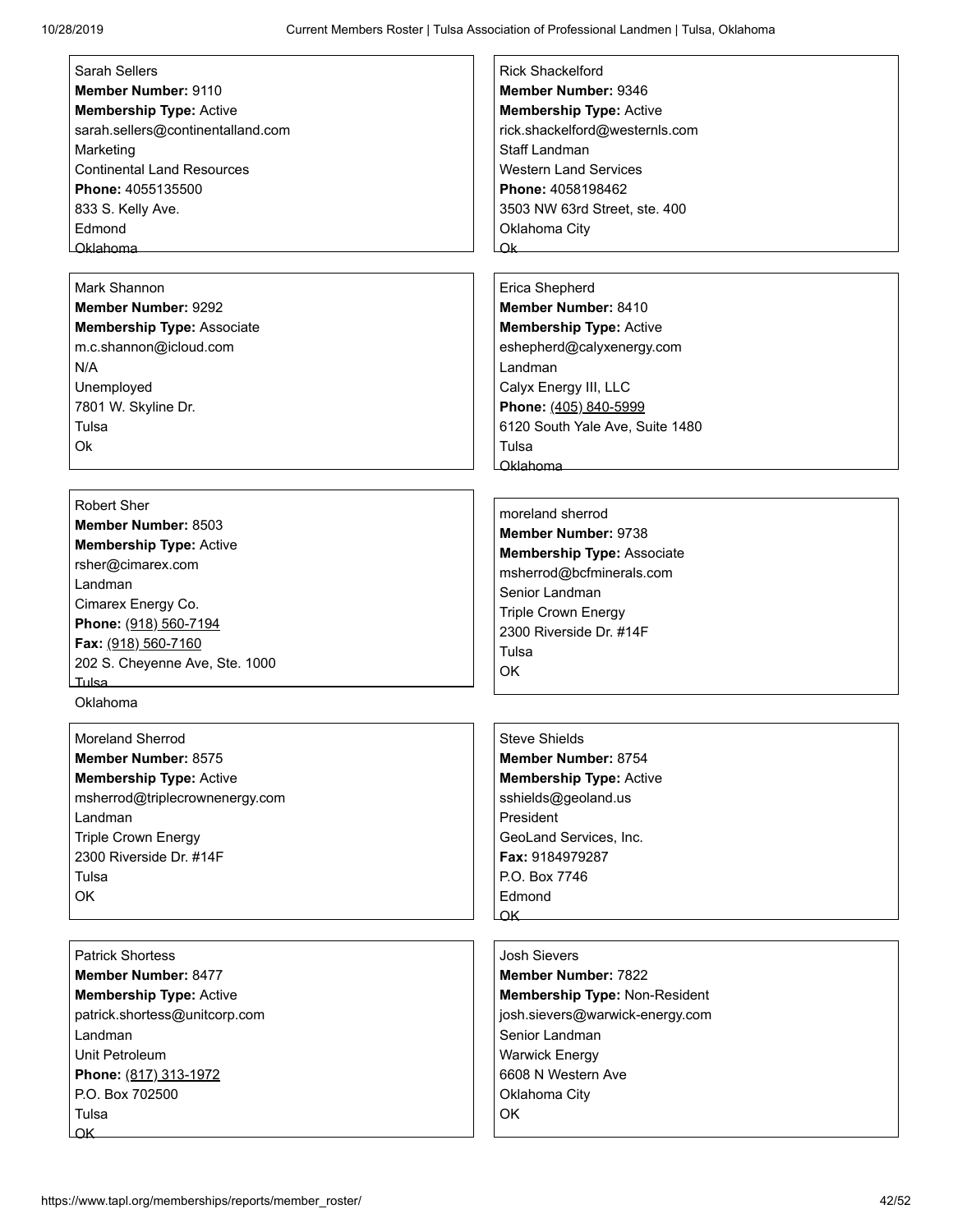Sarah Sellers
**Member Number:** 9110
**Membership Type:** Active
sarah.sellers@continentalland.com
Marketing
Continental Land Resources
**Phone:** 4055135500
833 S. Kelly Ave.
Edmond
Oklahoma

Rick Shackelford
**Member Number:** 9346
**Membership Type:** Active
rick.shackelford@westernls.com
Staff Landman
Western Land Services
**Phone:** 4058198462
3503 NW 63rd Street, ste. 400
Oklahoma City
Ok

Mark Shannon
**Member Number:** 9292
**Membership Type:** Associate
m.c.shannon@icloud.com
N/A
Unemployed
7801 W. Skyline Dr.
Tulsa
Ok

Erica Shepherd
**Member Number:** 8410
**Membership Type:** Active
eshepherd@calyxenergy.com
Landman
Calyx Energy III, LLC
**Phone:** (405) 840-5999
6120 South Yale Ave, Suite 1480
Tulsa
Oklahoma

Robert Sher
**Member Number:** 8503
**Membership Type:** Active
rsher@cimarex.com
Landman
Cimarex Energy Co.
**Phone:** (918) 560-7194
**Fax:** (918) 560-7160
202 S. Cheyenne Ave, Ste. 1000
Tulsa
Oklahoma

moreland sherrod
**Member Number:** 9738
**Membership Type:** Associate
msherrod@bcfminerals.com
Senior Landman
Triple Crown Energy
2300 Riverside Dr. #14F
Tulsa
OK

Moreland Sherrod
**Member Number:** 8575
**Membership Type:** Active
msherrod@triplecrownenergy.com
Landman
Triple Crown Energy
2300 Riverside Dr. #14F
Tulsa
OK

Steve Shields
**Member Number:** 8754
**Membership Type:** Active
sshields@geoland.us
President
GeoLand Services, Inc.
**Fax:** 9184979287
P.O. Box 7746
Edmond
OK

Patrick Shortess
**Member Number:** 8477
**Membership Type:** Active
patrick.shortess@unitcorp.com
Landman
Unit Petroleum
**Phone:** (817) 313-1972
P.O. Box 702500
Tulsa
OK

Josh Sievers
**Member Number:** 7822
**Membership Type:** Non-Resident
josh.sievers@warwick-energy.com
Senior Landman
Warwick Energy
6608 N Western Ave
Oklahoma City
OK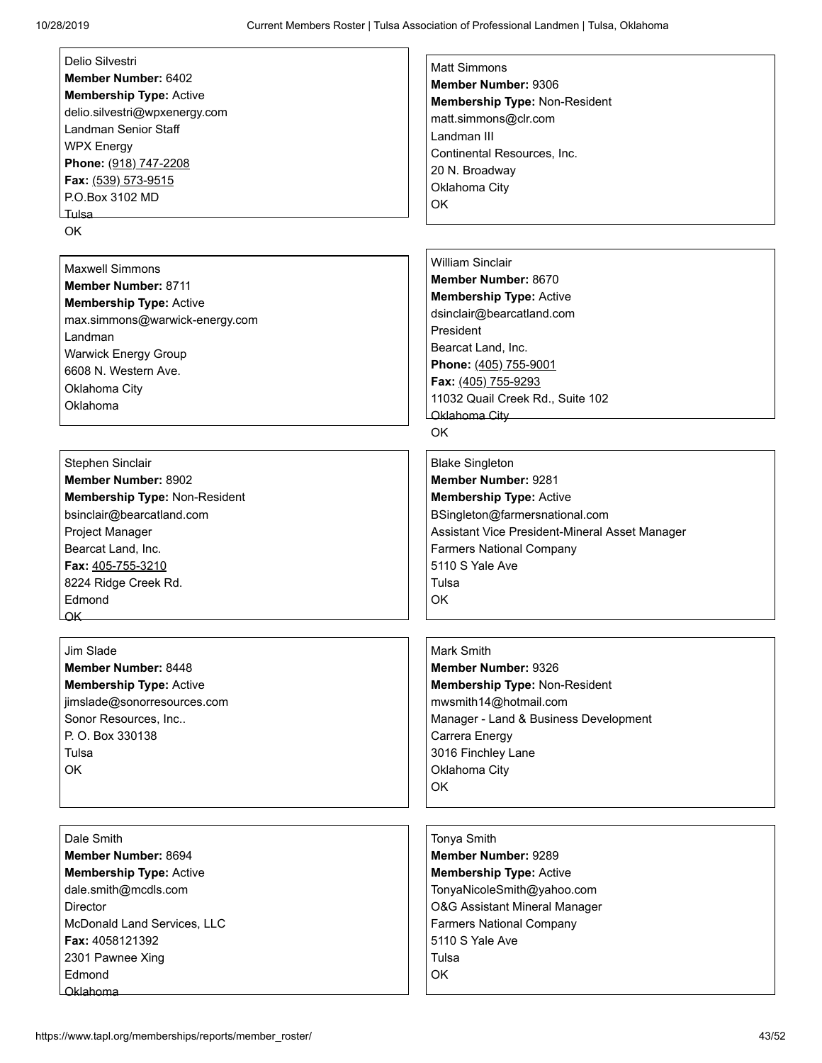Delio Silvestri
**Member Number:** 6402
**Membership Type:** Active
delio.silvestri@wpxenergy.com
Landman Senior Staff
WPX Energy
**Phone:** (918) 747-2208
**Fax:** (539) 573-9515
P.O.Box 3102 MD
Tulsa
OK

Matt Simmons
**Member Number:** 9306
**Membership Type:** Non-Resident
matt.simmons@clr.com
Landman III
Continental Resources, Inc.
20 N. Broadway
Oklahoma City
OK

Maxwell Simmons
**Member Number:** 8711
**Membership Type:** Active
max.simmons@warwick-energy.com
Landman
Warwick Energy Group
6608 N. Western Ave.
Oklahoma City
Oklahoma

William Sinclair
**Member Number:** 8670
**Membership Type:** Active
dsinclair@bearcatland.com
President
Bearcat Land, Inc.
**Phone:** (405) 755-9001
**Fax:** (405) 755-9293
11032 Quail Creek Rd., Suite 102
Oklahoma City
OK

Stephen Sinclair
**Member Number:** 8902
**Membership Type:** Non-Resident
bsinclair@bearcatland.com
Project Manager
Bearcat Land, Inc.
**Fax:** 405-755-3210
8224 Ridge Creek Rd.
Edmond
OK

Blake Singleton
**Member Number:** 9281
**Membership Type:** Active
BSingleton@farmersnational.com
Assistant Vice President-Mineral Asset Manager
Farmers National Company
5110 S Yale Ave
Tulsa
OK

Jim Slade
**Member Number:** 8448
**Membership Type:** Active
jimslade@sonorresources.com
Sonor Resources, Inc..
P. O. Box 330138
Tulsa
OK

Mark Smith
**Member Number:** 9326
**Membership Type:** Non-Resident
mwsmith14@hotmail.com
Manager - Land & Business Development
Carrera Energy
3016 Finchley Lane
Oklahoma City
OK

Dale Smith
**Member Number:** 8694
**Membership Type:** Active
dale.smith@mcdls.com
Director
McDonald Land Services, LLC
**Fax:** 4058121392
2301 Pawnee Xing
Edmond
Oklahoma

Tonya Smith
**Member Number:** 9289
**Membership Type:** Active
TonyaNicoleSmith@yahoo.com
O&G Assistant Mineral Manager
Farmers National Company
5110 S Yale Ave
Tulsa
OK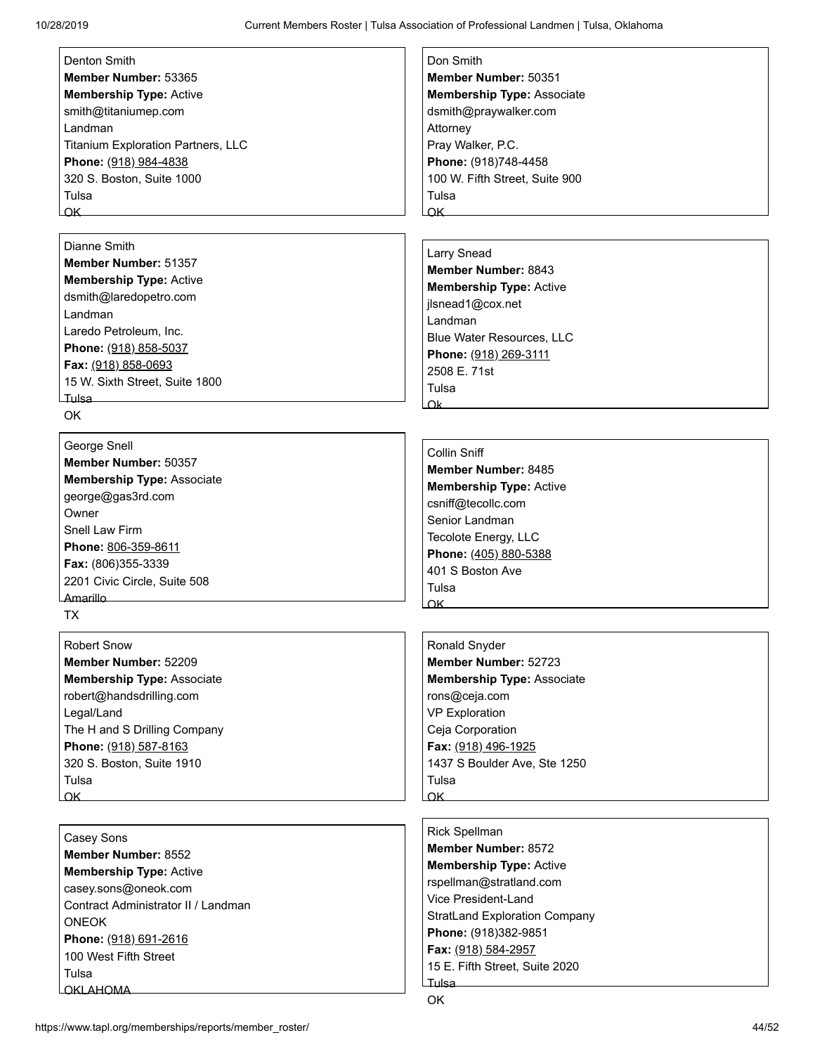Denton Smith
**Member Number:** 53365
**Membership Type:** Active
smith@titaniumep.com
Landman
Titanium Exploration Partners, LLC
**Phone:** (918) 984-4838
320 S. Boston, Suite 1000
Tulsa
OK

Don Smith
**Member Number:** 50351
**Membership Type:** Associate
dsmith@praywalker.com
Attorney
Pray Walker, P.C.
**Phone:** (918)748-4458
100 W. Fifth Street, Suite 900
Tulsa
OK

Dianne Smith
**Member Number:** 51357
**Membership Type:** Active
dsmith@laredopetro.com
Landman
Laredo Petroleum, Inc.
**Phone:** (918) 858-5037
**Fax:** (918) 858-0693
15 W. Sixth Street, Suite 1800
Tulsa
OK

Larry Snead
**Member Number:** 8843
**Membership Type:** Active
jlsnead1@cox.net
Landman
Blue Water Resources, LLC
**Phone:** (918) 269-3111
2508 E. 71st
Tulsa
Ok

George Snell
**Member Number:** 50357
**Membership Type:** Associate
george@gas3rd.com
Owner
Snell Law Firm
**Phone:** 806-359-8611
**Fax:** (806)355-3339
2201 Civic Circle, Suite 508
Amarillo
TX

Collin Sniff
**Member Number:** 8485
**Membership Type:** Active
csniff@tecollc.com
Senior Landman
Tecolote Energy, LLC
**Phone:** (405) 880-5388
401 S Boston Ave
Tulsa
OK

Robert Snow
**Member Number:** 52209
**Membership Type:** Associate
robert@handsdrilling.com
Legal/Land
The H and S Drilling Company
**Phone:** (918) 587-8163
320 S. Boston, Suite 1910
Tulsa
OK

Ronald Snyder
**Member Number:** 52723
**Membership Type:** Associate
rons@ceja.com
VP Exploration
Ceja Corporation
**Fax:** (918) 496-1925
1437 S Boulder Ave, Ste 1250
Tulsa
OK

Casey Sons
**Member Number:** 8552
**Membership Type:** Active
casey.sons@oneok.com
Contract Administrator II / Landman
ONEOK
**Phone:** (918) 691-2616
100 West Fifth Street
Tulsa
OKLAHOMA

Rick Spellman
**Member Number:** 8572
**Membership Type:** Active
rspellman@stratland.com
Vice President-Land
StratLand Exploration Company
**Phone:** (918)382-9851
**Fax:** (918) 584-2957
15 E. Fifth Street, Suite 2020
Tulsa
OK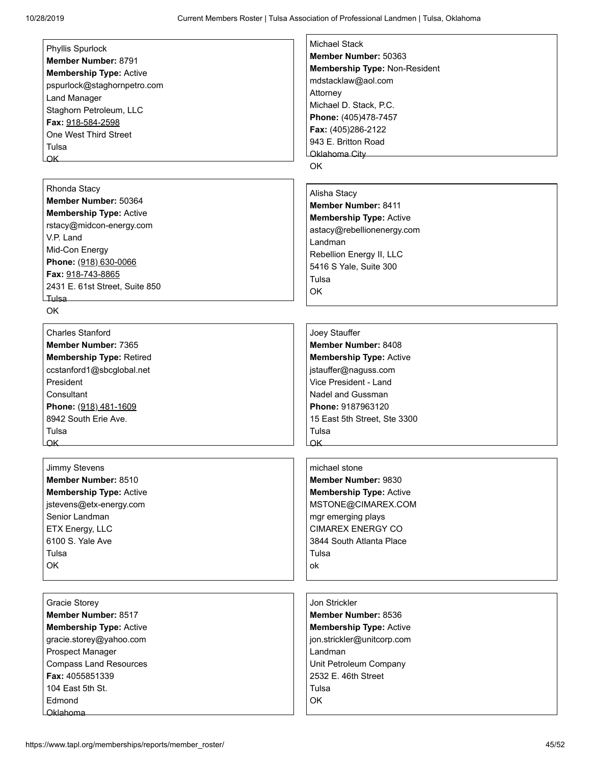Phyllis Spurlock
**Member Number:** 8791
**Membership Type:** Active
pspurlock@staghornpetro.com
Land Manager
Staghorn Petroleum, LLC
**Fax:** 918-584-2598
One West Third Street
Tulsa
OK

Michael Stack
**Member Number:** 50363
**Membership Type:** Non-Resident
mdstacklaw@aol.com
Attorney
Michael D. Stack, P.C.
**Phone:** (405)478-7457
**Fax:** (405)286-2122
943 E. Britton Road
Oklahoma City
OK

Rhonda Stacy
**Member Number:** 50364
**Membership Type:** Active
rstacy@midcon-energy.com
V.P. Land
Mid-Con Energy
**Phone:** (918) 630-0066
**Fax:** 918-743-8865
2431 E. 61st Street, Suite 850
Tulsa
OK

Alisha Stacy
**Member Number:** 8411
**Membership Type:** Active
astacy@rebellionenergy.com
Landman
Rebellion Energy II, LLC
5416 S Yale, Suite 300
Tulsa
OK

Charles Stanford
**Member Number:** 7365
**Membership Type:** Retired
ccstanford1@sbcglobal.net
President
Consultant
**Phone:** (918) 481-1609
8942 South Erie Ave.
Tulsa
OK

Joey Stauffer
**Member Number:** 8408
**Membership Type:** Active
jstauffer@naguss.com
Vice President - Land
Nadel and Gussman
**Phone:** 9187963120
15 East 5th Street, Ste 3300
Tulsa
OK

Jimmy Stevens
**Member Number:** 8510
**Membership Type:** Active
jstevens@etx-energy.com
Senior Landman
ETX Energy, LLC
6100 S. Yale Ave
Tulsa
OK

michael stone
**Member Number:** 9830
**Membership Type:** Active
MSTONE@CIMAREX.COM
mgr emerging plays
CIMAREX ENERGY CO
3844 South Atlanta Place
Tulsa
ok

Gracie Storey
**Member Number:** 8517
**Membership Type:** Active
gracie.storey@yahoo.com
Prospect Manager
Compass Land Resources
**Fax:** 4055851339
104 East 5th St.
Edmond
Oklahoma

Jon Strickler
**Member Number:** 8536
**Membership Type:** Active
jon.strickler@unitcorp.com
Landman
Unit Petroleum Company
2532 E. 46th Street
Tulsa
OK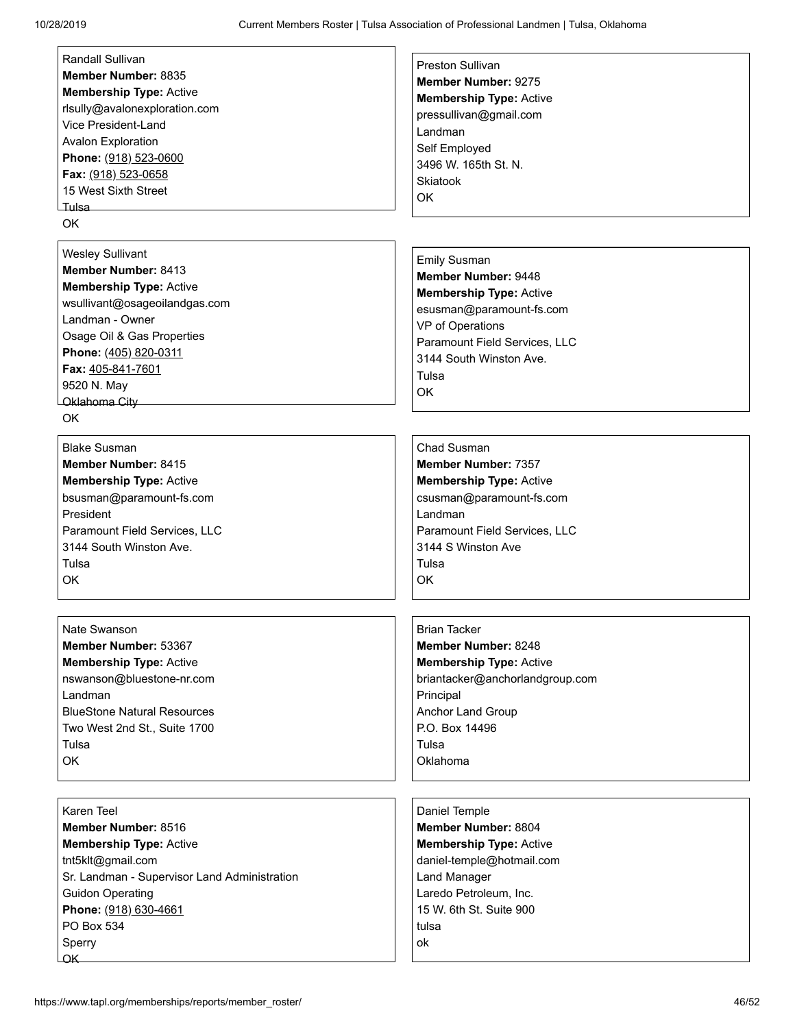Randall Sullivan
**Member Number:** 8835
**Membership Type:** Active
rlsully@avalonexploration.com
Vice President-Land
Avalon Exploration
**Phone:** (918) 523-0600
**Fax:** (918) 523-0658
15 West Sixth Street
Tulsa
OK

Preston Sullivan
**Member Number:** 9275
**Membership Type:** Active
pressullivan@gmail.com
Landman
Self Employed
3496 W. 165th St. N.
Skiatook
OK

Wesley Sullivant
**Member Number:** 8413
**Membership Type:** Active
wsullivant@osageoilandgas.com
Landman - Owner
Osage Oil & Gas Properties
**Phone:** (405) 820-0311
**Fax:** 405-841-7601
9520 N. May
Oklahoma City
OK

Emily Susman
**Member Number:** 9448
**Membership Type:** Active
esusman@paramount-fs.com
VP of Operations
Paramount Field Services, LLC
3144 South Winston Ave.
Tulsa
OK

Blake Susman
**Member Number:** 8415
**Membership Type:** Active
bsusman@paramount-fs.com
President
Paramount Field Services, LLC
3144 South Winston Ave.
Tulsa
OK

Chad Susman
**Member Number:** 7357
**Membership Type:** Active
csusman@paramount-fs.com
Landman
Paramount Field Services, LLC
3144 S Winston Ave
Tulsa
OK

Nate Swanson
**Member Number:** 53367
**Membership Type:** Active
nswanson@bluestone-nr.com
Landman
BlueStone Natural Resources
Two West 2nd St., Suite 1700
Tulsa
OK

Brian Tacker
**Member Number:** 8248
**Membership Type:** Active
briantacker@anchorlandgroup.com
Principal
Anchor Land Group
P.O. Box 14496
Tulsa
Oklahoma

Karen Teel
**Member Number:** 8516
**Membership Type:** Active
tnt5klt@gmail.com
Sr. Landman - Supervisor Land Administration
Guidon Operating
**Phone:** (918) 630-4661
PO Box 534
Sperry
OK

Daniel Temple
**Member Number:** 8804
**Membership Type:** Active
daniel-temple@hotmail.com
Land Manager
Laredo Petroleum, Inc.
15 W. 6th St. Suite 900
tulsa
ok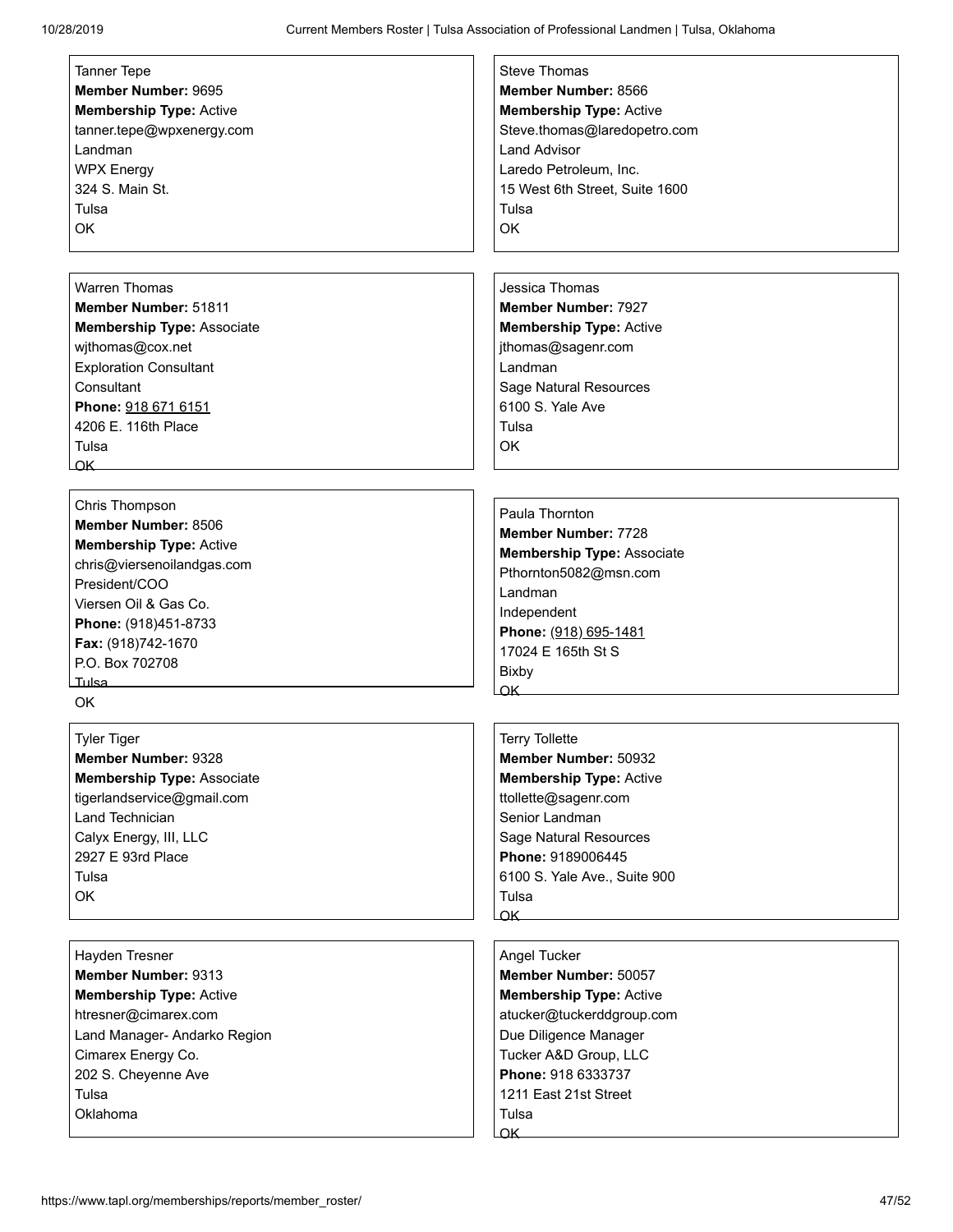Tanner Tepe
**Member Number:** 9695
**Membership Type:** Active
tanner.tepe@wpxenergy.com
Landman
WPX Energy
324 S. Main St.
Tulsa
OK

Steve Thomas
**Member Number:** 8566
**Membership Type:** Active
Steve.thomas@laredopetro.com
Land Advisor
Laredo Petroleum, Inc.
15 West 6th Street, Suite 1600
Tulsa
OK

Warren Thomas
**Member Number:** 51811
**Membership Type:** Associate
wjthomas@cox.net
Exploration Consultant
Consultant
**Phone:** 918 671 6151
4206 E. 116th Place
Tulsa
OK

Jessica Thomas
**Member Number:** 7927
**Membership Type:** Active
jthomas@sagenr.com
Landman
Sage Natural Resources
6100 S. Yale Ave
Tulsa
OK

Chris Thompson
**Member Number:** 8506
**Membership Type:** Active
chris@viersenoilandgas.com
President/COO
Viersen Oil & Gas Co.
**Phone:** (918)451-8733
**Fax:** (918)742-1670
P.O. Box 702708
Tulsa
OK

Paula Thornton
**Member Number:** 7728
**Membership Type:** Associate
Pthornton5082@msn.com
Landman
Independent
**Phone:** (918) 695-1481
17024 E 165th St S
Bixby
OK

Tyler Tiger
**Member Number:** 9328
**Membership Type:** Associate
tigerlandservice@gmail.com
Land Technician
Calyx Energy, III, LLC
2927 E 93rd Place
Tulsa
OK

Terry Tollette
**Member Number:** 50932
**Membership Type:** Active
ttollette@sagenr.com
Senior Landman
Sage Natural Resources
**Phone:** 9189006445
6100 S. Yale Ave., Suite 900
Tulsa
OK

Hayden Tresner
**Member Number:** 9313
**Membership Type:** Active
htresner@cimarex.com
Land Manager- Andarko Region
Cimarex Energy Co.
202 S. Cheyenne Ave
Tulsa
Oklahoma

Angel Tucker
**Member Number:** 50057
**Membership Type:** Active
atucker@tuckerddgroup.com
Due Diligence Manager
Tucker A&D Group, LLC
**Phone:** 918 6333737
1211 East 21st Street
Tulsa
OK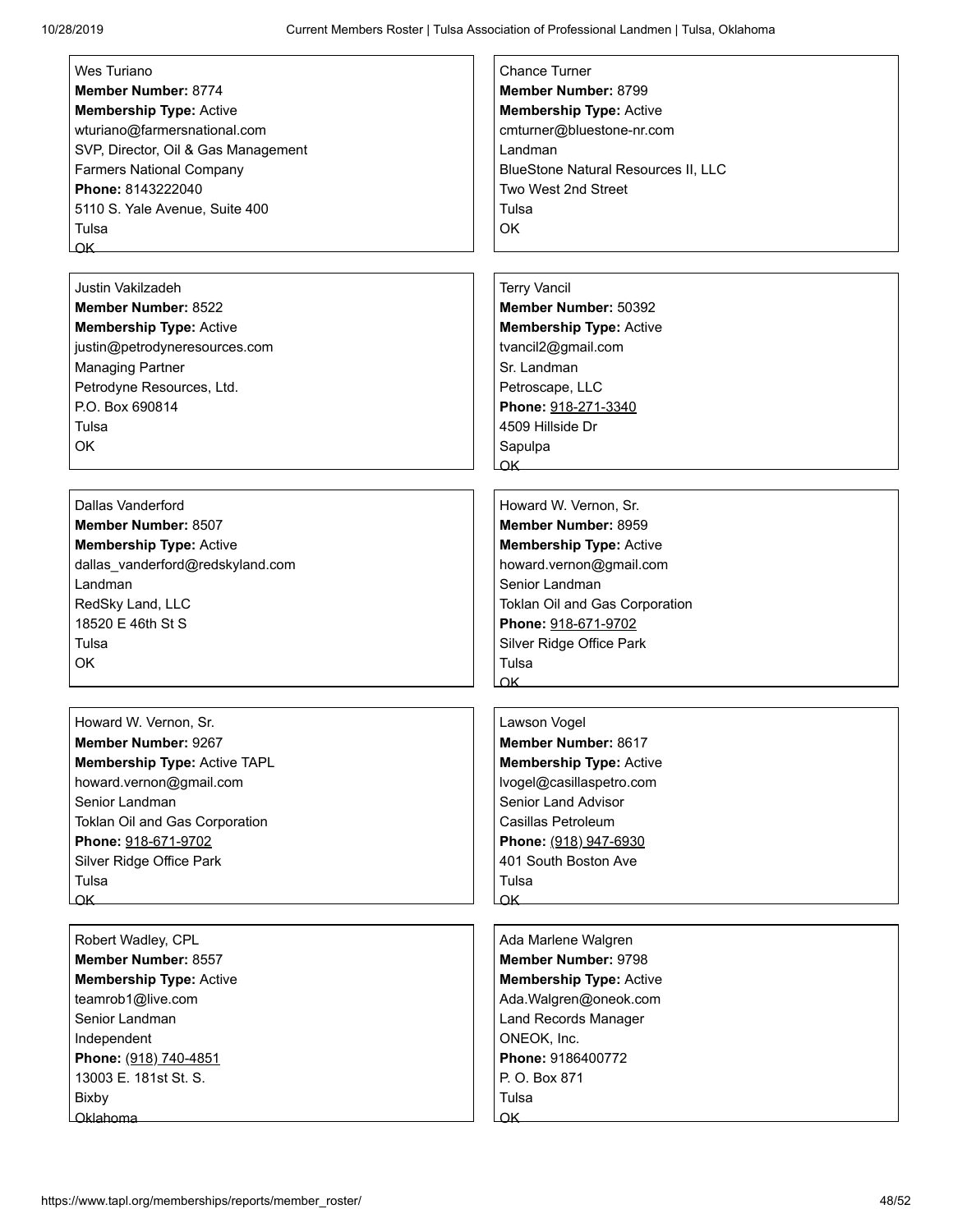Wes Turiano
**Member Number:** 8774
**Membership Type:** Active
wturiano@farmersnational.com
SVP, Director, Oil & Gas Management
Farmers National Company
**Phone:** 8143222040
5110 S. Yale Avenue, Suite 400
Tulsa
OK

Chance Turner
**Member Number:** 8799
**Membership Type:** Active
cmturner@bluestone-nr.com
Landman
BlueStone Natural Resources II, LLC
Two West 2nd Street
Tulsa
OK

Justin Vakilzadeh
**Member Number:** 8522
**Membership Type:** Active
justin@petrodyneresources.com
Managing Partner
Petrodyne Resources, Ltd.
P.O. Box 690814
Tulsa
OK

Terry Vancil
**Member Number:** 50392
**Membership Type:** Active
tvancil2@gmail.com
Sr. Landman
Petroscape, LLC
**Phone:** 918-271-3340
4509 Hillside Dr
Sapulpa
OK

Dallas Vanderford
**Member Number:** 8507
**Membership Type:** Active
dallas_vanderford@redskyland.com
Landman
RedSky Land, LLC
18520 E 46th St S
Tulsa
OK

Howard W. Vernon, Sr.
**Member Number:** 8959
**Membership Type:** Active
howard.vernon@gmail.com
Senior Landman
Toklan Oil and Gas Corporation
**Phone:** 918-671-9702
Silver Ridge Office Park
Tulsa
OK

Howard W. Vernon, Sr.
**Member Number:** 9267
**Membership Type:** Active TAPL
howard.vernon@gmail.com
Senior Landman
Toklan Oil and Gas Corporation
**Phone:** 918-671-9702
Silver Ridge Office Park
Tulsa
OK

Lawson Vogel
**Member Number:** 8617
**Membership Type:** Active
lvogel@casillaspetro.com
Senior Land Advisor
Casillas Petroleum
**Phone:** (918) 947-6930
401 South Boston Ave
Tulsa
OK

Robert Wadley, CPL
**Member Number:** 8557
**Membership Type:** Active
teamrob1@live.com
Senior Landman
Independent
**Phone:** (918) 740-4851
13003 E. 181st St. S.
Bixby
Oklahoma

Ada Marlene Walgren
**Member Number:** 9798
**Membership Type:** Active
Ada.Walgren@oneok.com
Land Records Manager
ONEOK, Inc.
**Phone:** 9186400772
P. O. Box 871
Tulsa
OK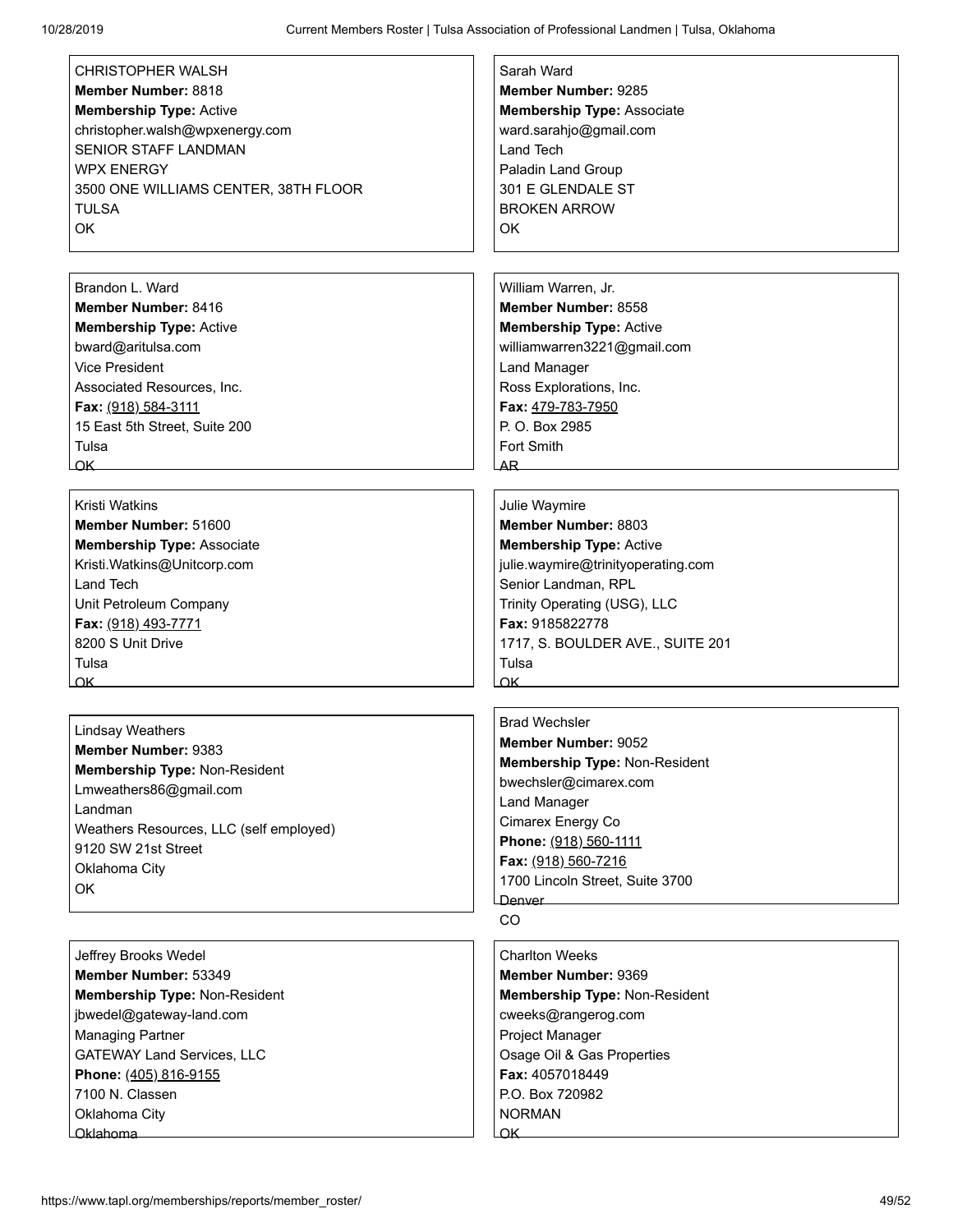CHRISTOPHER WALSH
**Member Number:** 8818
**Membership Type:** Active
christopher.walsh@wpxenergy.com
SENIOR STAFF LANDMAN
WPX ENERGY
3500 ONE WILLIAMS CENTER, 38TH FLOOR
TULSA
OK

Sarah Ward
**Member Number:** 9285
**Membership Type:** Associate
ward.sarahjo@gmail.com
Land Tech
Paladin Land Group
301 E GLENDALE ST
BROKEN ARROW
OK

Brandon L. Ward
**Member Number:** 8416
**Membership Type:** Active
bward@aritulsa.com
Vice President
Associated Resources, Inc.
**Fax:** (918) 584-3111
15 East 5th Street, Suite 200
Tulsa
OK

William Warren, Jr.
**Member Number:** 8558
**Membership Type:** Active
williamwarren3221@gmail.com
Land Manager
Ross Explorations, Inc.
**Fax:** 479-783-7950
P. O. Box 2985
Fort Smith
AR

Kristi Watkins
**Member Number:** 51600
**Membership Type:** Associate
Kristi.Watkins@Unitcorp.com
Land Tech
Unit Petroleum Company
**Fax:** (918) 493-7771
8200 S Unit Drive
Tulsa
OK

Julie Waymire
**Member Number:** 8803
**Membership Type:** Active
julie.waymire@trinityoperating.com
Senior Landman, RPL
Trinity Operating (USG), LLC
**Fax:** 9185822778
1717, S. BOULDER AVE., SUITE 201
Tulsa
OK

Lindsay Weathers
**Member Number:** 9383
**Membership Type:** Non-Resident
Lmweathers86@gmail.com
Landman
Weathers Resources, LLC (self employed)
9120 SW 21st Street
Oklahoma City
OK

Brad Wechsler
**Member Number:** 9052
**Membership Type:** Non-Resident
bwechsler@cimarex.com
Land Manager
Cimarex Energy Co
**Phone:** (918) 560-1111
**Fax:** (918) 560-7216
1700 Lincoln Street, Suite 3700
Denver
CO

Jeffrey Brooks Wedel
**Member Number:** 53349
**Membership Type:** Non-Resident
jbwedel@gateway-land.com
Managing Partner
GATEWAY Land Services, LLC
**Phone:** (405) 816-9155
7100 N. Classen
Oklahoma City
Oklahoma

Charlton Weeks
**Member Number:** 9369
**Membership Type:** Non-Resident
cweeks@rangerog.com
Project Manager
Osage Oil & Gas Properties
**Fax:** 4057018449
P.O. Box 720982
NORMAN
OK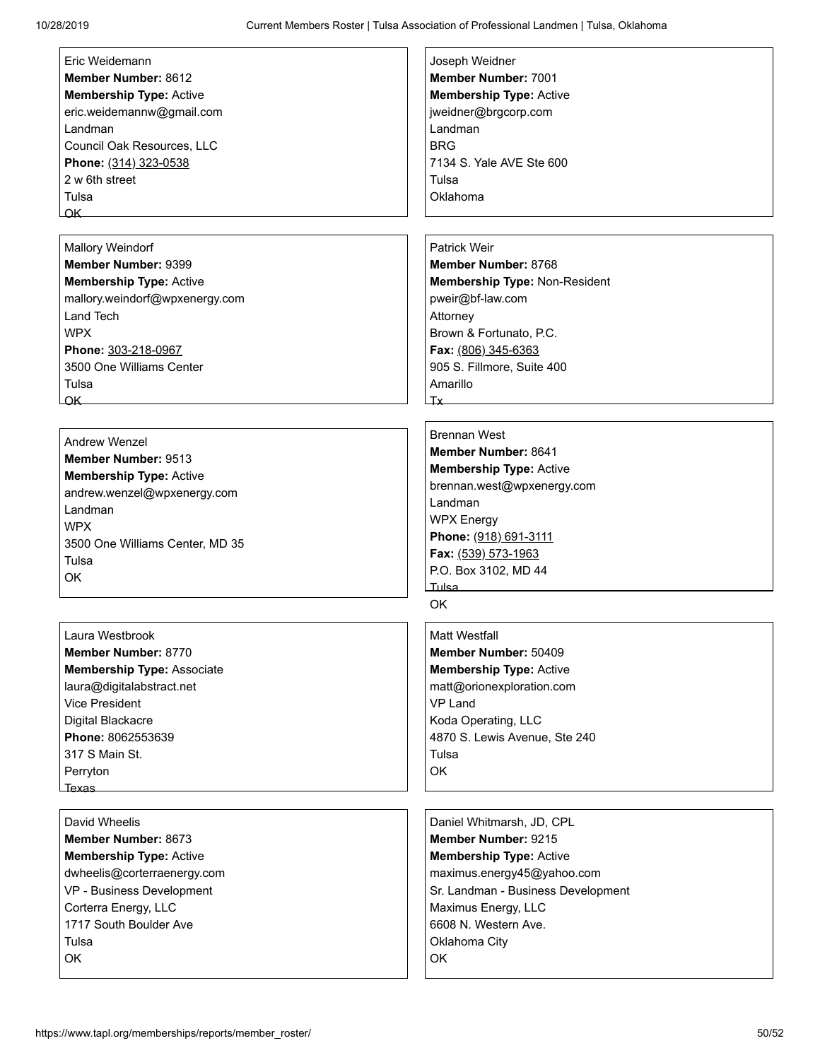Eric Weidemann
**Member Number:** 8612
**Membership Type:** Active
eric.weidemannw@gmail.com
Landman
Council Oak Resources, LLC
**Phone:** (314) 323-0538
2 w 6th street
Tulsa
OK

Joseph Weidner
**Member Number:** 7001
**Membership Type:** Active
jweidner@brgcorp.com
Landman
BRG
7134 S. Yale AVE Ste 600
Tulsa
Oklahoma

Mallory Weindorf
**Member Number:** 9399
**Membership Type:** Active
mallory.weindorf@wpxenergy.com
Land Tech
WPX
**Phone:** 303-218-0967
3500 One Williams Center
Tulsa
OK

Patrick Weir
**Member Number:** 8768
**Membership Type:** Non-Resident
pweir@bf-law.com
Attorney
Brown & Fortunato, P.C.
**Fax:** (806) 345-6363
905 S. Fillmore, Suite 400
Amarillo
Tx

Andrew Wenzel
**Member Number:** 9513
**Membership Type:** Active
andrew.wenzel@wpxenergy.com
Landman
WPX
3500 One Williams Center, MD 35
Tulsa
OK

Brennan West
**Member Number:** 8641
**Membership Type:** Active
brennan.west@wpxenergy.com
Landman
WPX Energy
**Phone:** (918) 691-3111
**Fax:** (539) 573-1963
P.O. Box 3102, MD 44
Tulsa
OK

Laura Westbrook
**Member Number:** 8770
**Membership Type:** Associate
laura@digitalabstract.net
Vice President
Digital Blackacre
**Phone:** 8062553639
317 S Main St.
Perryton
Texas

Matt Westfall
**Member Number:** 50409
**Membership Type:** Active
matt@orionexploration.com
VP Land
Koda Operating, LLC
4870 S. Lewis Avenue, Ste 240
Tulsa
OK

David Wheelis
**Member Number:** 8673
**Membership Type:** Active
dwheelis@corterraenergy.com
VP - Business Development
Corterra Energy, LLC
1717 South Boulder Ave
Tulsa
OK

Daniel Whitmarsh, JD, CPL
**Member Number:** 9215
**Membership Type:** Active
maximus.energy45@yahoo.com
Sr. Landman - Business Development
Maximus Energy, LLC
6608 N. Western Ave.
Oklahoma City
OK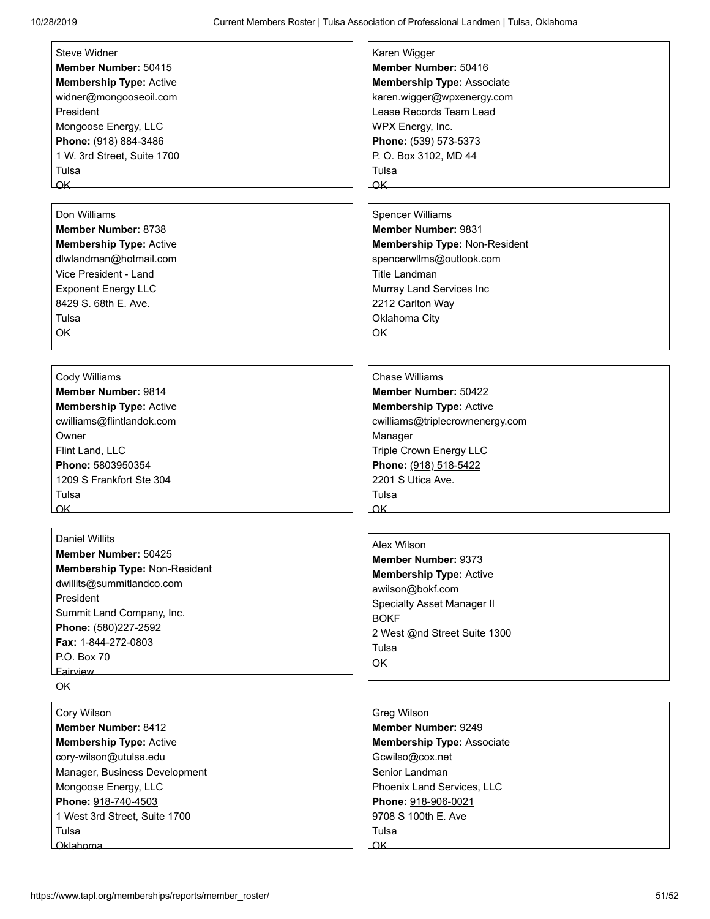Steve Widner
**Member Number:** 50415
**Membership Type:** Active
widner@mongooseoil.com
President
Mongoose Energy, LLC
**Phone:** (918) 884-3486
1 W. 3rd Street, Suite 1700
Tulsa
OK

Karen Wigger
**Member Number:** 50416
**Membership Type:** Associate
karen.wigger@wpxenergy.com
Lease Records Team Lead
WPX Energy, Inc.
**Phone:** (539) 573-5373
P. O. Box 3102, MD 44
Tulsa
OK

Don Williams
**Member Number:** 8738
**Membership Type:** Active
dlwlandman@hotmail.com
Vice President - Land
Exponent Energy LLC
8429 S. 68th E. Ave.
Tulsa
OK

Spencer Williams
**Member Number:** 9831
**Membership Type:** Non-Resident
spencerwllms@outlook.com
Title Landman
Murray Land Services Inc
2212 Carlton Way
Oklahoma City
OK

Cody Williams
**Member Number:** 9814
**Membership Type:** Active
cwilliams@flintlandok.com
Owner
Flint Land, LLC
**Phone:** 5803950354
1209 S Frankfort Ste 304
Tulsa
OK

Chase Williams
**Member Number:** 50422
**Membership Type:** Active
cwilliams@triplecrownenergy.com
Manager
Triple Crown Energy LLC
**Phone:** (918) 518-5422
2201 S Utica Ave.
Tulsa
OK

Daniel Willits
**Member Number:** 50425
**Membership Type:** Non-Resident
dwillits@summitlandco.com
President
Summit Land Company, Inc.
**Phone:** (580)227-2592
**Fax:** 1-844-272-0803
P.O. Box 70
Fairview
OK

Alex Wilson
**Member Number:** 9373
**Membership Type:** Active
awilson@bokf.com
Specialty Asset Manager II
BOKF
2 West @nd Street Suite 1300
Tulsa
OK

Cory Wilson
**Member Number:** 8412
**Membership Type:** Active
cory-wilson@utulsa.edu
Manager, Business Development
Mongoose Energy, LLC
**Phone:** 918-740-4503
1 West 3rd Street, Suite 1700
Tulsa
Oklahoma

Greg Wilson
**Member Number:** 9249
**Membership Type:** Associate
Gcwilso@cox.net
Senior Landman
Phoenix Land Services, LLC
**Phone:** 918-906-0021
9708 S 100th E. Ave
Tulsa
OK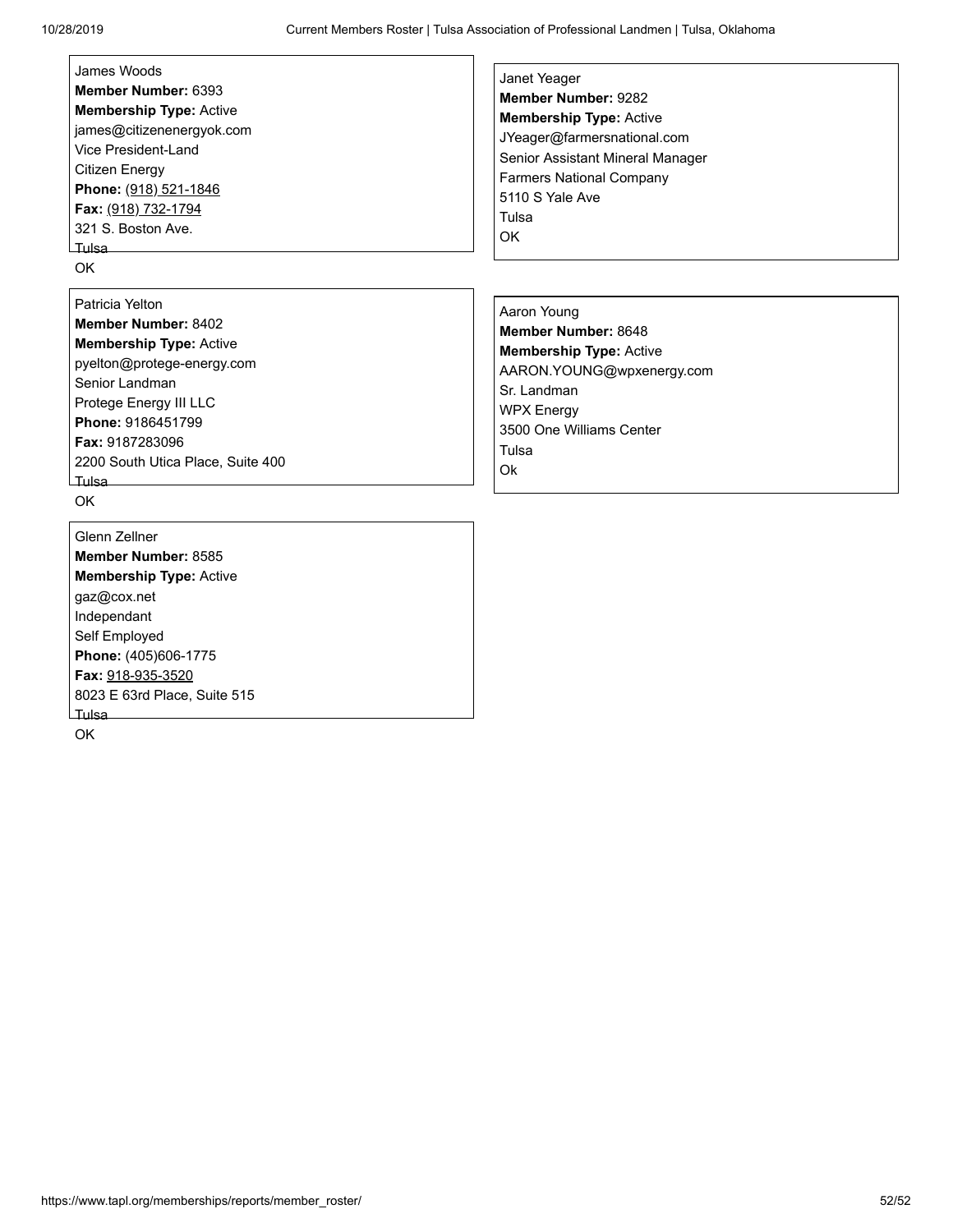James Woods
**Member Number:** 6393
**Membership Type:** Active
james@citizenenergyok.com
Vice President-Land
Citizen Energy
**Phone:** (918) 521-1846
**Fax:** (918) 732-1794
321 S. Boston Ave.
Tulsa
OK

Janet Yeager
**Member Number:** 9282
**Membership Type:** Active
JYeager@farmersnational.com
Senior Assistant Mineral Manager
Farmers National Company
5110 S Yale Ave
Tulsa
OK

Patricia Yelton
**Member Number:** 8402
**Membership Type:** Active
pyelton@protege-energy.com
Senior Landman
Protege Energy III LLC
**Phone:** 9186451799
**Fax:** 9187283096
2200 South Utica Place, Suite 400
Tulsa
OK

Aaron Young
**Member Number:** 8648
**Membership Type:** Active
AARON.YOUNG@wpxenergy.com
Sr. Landman
WPX Energy
3500 One Williams Center
Tulsa
Ok

Glenn Zellner
**Member Number:** 8585
**Membership Type:** Active
gaz@cox.net
Independant
Self Employed
**Phone:** (405)606-1775
**Fax:** 918-935-3520
8023 E 63rd Place, Suite 515
Tulsa
OK